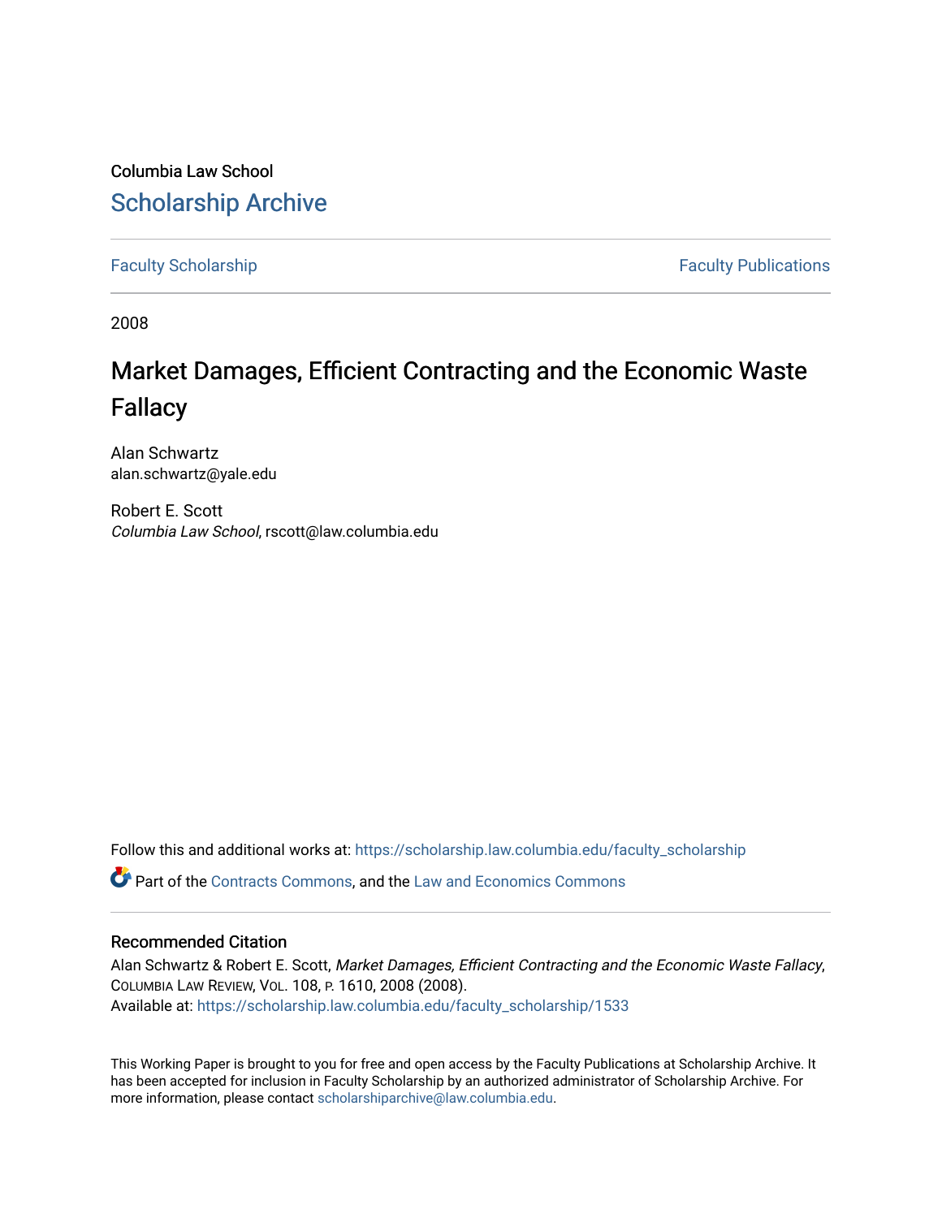Columbia Law School

# Scholarship Archive

Faculty Scholarship | Faculty Publications

2008

# Market Damages, Efficient Contracting and the Economic Waste Fallacy

Alan Schwartz
alan.schwartz@yale.edu

Robert E. Scott
*Columbia Law School*, rscott@law.columbia.edu

Follow this and additional works at: https://scholarship.law.columbia.edu/faculty_scholarship

Part of the Contracts Commons, and the Law and Economics Commons

## Recommended Citation

Alan Schwartz & Robert E. Scott, *Market Damages, Efficient Contracting and the Economic Waste Fallacy*, Columbia Law Review, Vol. 108, p. 1610, 2008 (2008).
Available at: https://scholarship.law.columbia.edu/faculty_scholarship/1533

This Working Paper is brought to you for free and open access by the Faculty Publications at Scholarship Archive. It has been accepted for inclusion in Faculty Scholarship by an authorized administrator of Scholarship Archive. For more information, please contact scholarshiparchive@law.columbia.edu.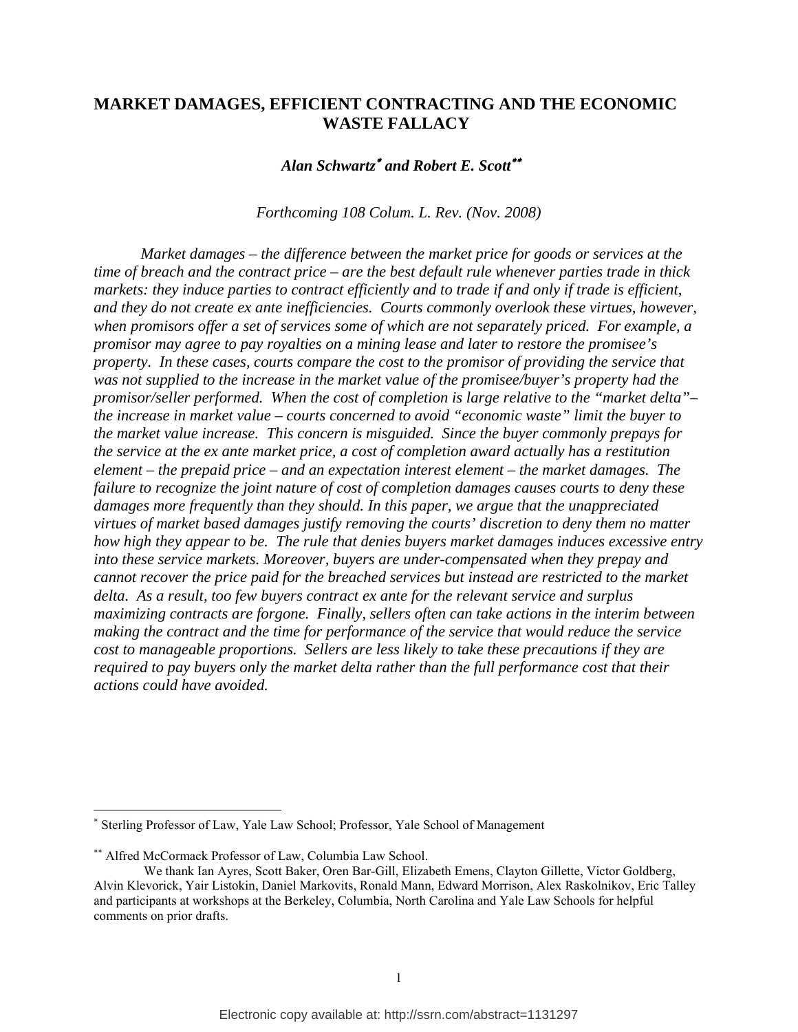# MARKET DAMAGES, EFFICIENT CONTRACTING AND THE ECONOMIC WASTE FALLACY

***Alan Schwartz*[*] and Robert E. Scott*[**]**

*Forthcoming 108 Colum. L. Rev. (Nov. 2008)*

*Market damages – the difference between the market price for goods or services at the time of breach and the contract price – are the best default rule whenever parties trade in thick markets: they induce parties to contract efficiently and to trade if and only if trade is efficient, and they do not create ex ante inefficiencies. Courts commonly overlook these virtues, however, when promisors offer a set of services some of which are not separately priced. For example, a promisor may agree to pay royalties on a mining lease and later to restore the promisee's property. In these cases, courts compare the cost to the promisor of providing the service that was not supplied to the increase in the market value of the promisee/buyer's property had the promisor/seller performed. When the cost of completion is large relative to the "market delta"– the increase in market value – courts concerned to avoid "economic waste" limit the buyer to the market value increase. This concern is misguided. Since the buyer commonly prepays for the service at the ex ante market price, a cost of completion award actually has a restitution element – the prepaid price – and an expectation interest element – the market damages. The failure to recognize the joint nature of cost of completion damages causes courts to deny these damages more frequently than they should. In this paper, we argue that the unappreciated virtues of market based damages justify removing the courts' discretion to deny them no matter how high they appear to be. The rule that denies buyers market damages induces excessive entry into these service markets. Moreover, buyers are under-compensated when they prepay and cannot recover the price paid for the breached services but instead are restricted to the market delta. As a result, too few buyers contract ex ante for the relevant service and surplus maximizing contracts are forgone. Finally, sellers often can take actions in the interim between making the contract and the time for performance of the service that would reduce the service cost to manageable proportions. Sellers are less likely to take these precautions if they are required to pay buyers only the market delta rather than the full performance cost that their actions could have avoided.*

---

[*] Sterling Professor of Law, Yale Law School; Professor, Yale School of Management

[**] Alfred McCormack Professor of Law, Columbia Law School.

We thank Ian Ayres, Scott Baker, Oren Bar-Gill, Elizabeth Emens, Clayton Gillette, Victor Goldberg, Alvin Klevorick, Yair Listokin, Daniel Markovits, Ronald Mann, Edward Morrison, Alex Raskolnikov, Eric Talley and participants at workshops at the Berkeley, Columbia, North Carolina and Yale Law Schools for helpful comments on prior drafts.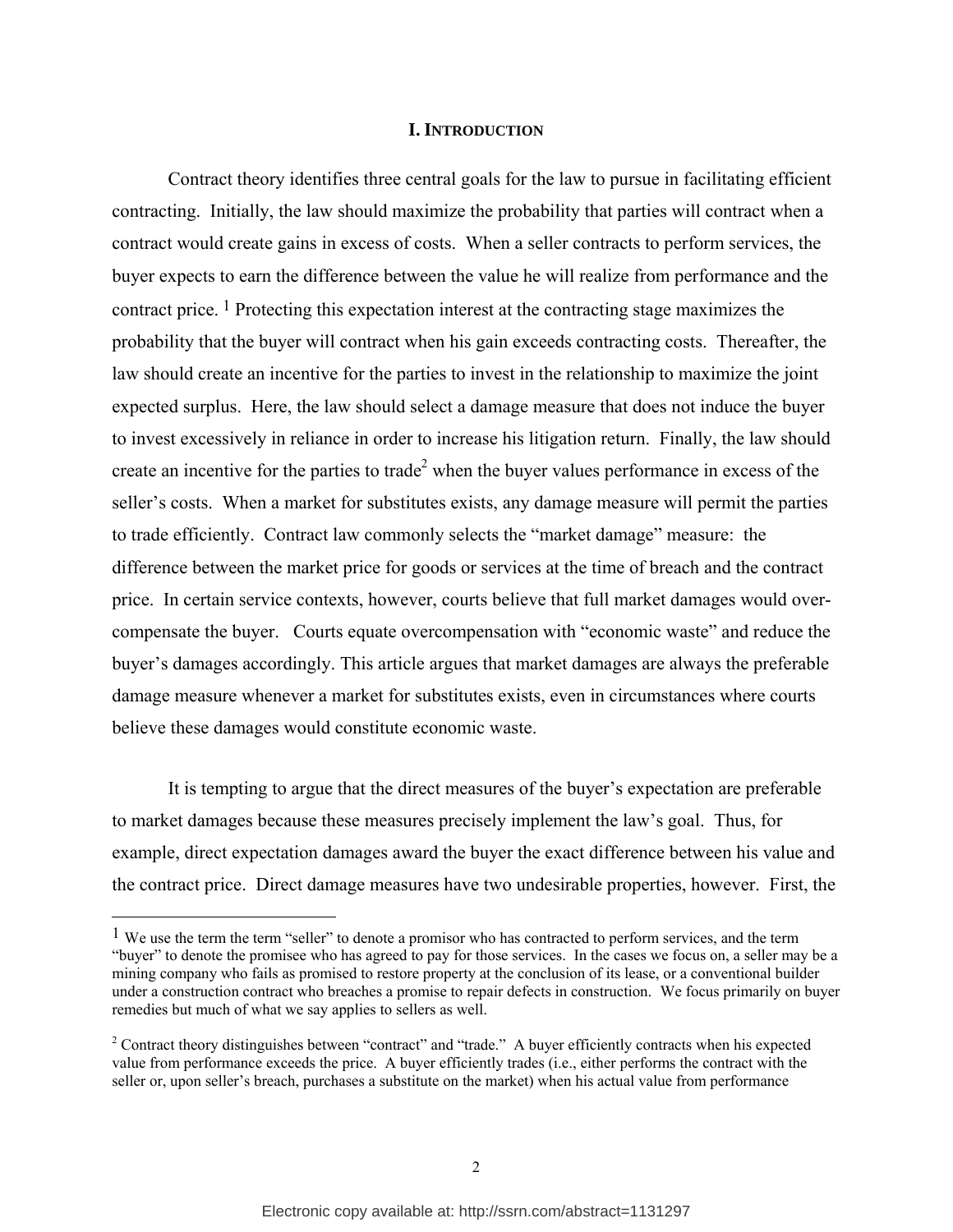# I. INTRODUCTION

Contract theory identifies three central goals for the law to pursue in facilitating efficient contracting. Initially, the law should maximize the probability that parties will contract when a contract would create gains in excess of costs. When a seller contracts to perform services, the buyer expects to earn the difference between the value he will realize from performance and the contract price. [1] Protecting this expectation interest at the contracting stage maximizes the probability that the buyer will contract when his gain exceeds contracting costs. Thereafter, the law should create an incentive for the parties to invest in the relationship to maximize the joint expected surplus. Here, the law should select a damage measure that does not induce the buyer to invest excessively in reliance in order to increase his litigation return. Finally, the law should create an incentive for the parties to trade[2] when the buyer values performance in excess of the seller's costs. When a market for substitutes exists, any damage measure will permit the parties to trade efficiently. Contract law commonly selects the "market damage" measure: the difference between the market price for goods or services at the time of breach and the contract price. In certain service contexts, however, courts believe that full market damages would over-compensate the buyer. Courts equate overcompensation with "economic waste" and reduce the buyer's damages accordingly. This article argues that market damages are always the preferable damage measure whenever a market for substitutes exists, even in circumstances where courts believe these damages would constitute economic waste.

It is tempting to argue that the direct measures of the buyer's expectation are preferable to market damages because these measures precisely implement the law's goal. Thus, for example, direct expectation damages award the buyer the exact difference between his value and the contract price. Direct damage measures have two undesirable properties, however. First, the

---

[1] We use the term the term "seller" to denote a promisor who has contracted to perform services, and the term "buyer" to denote the promisee who has agreed to pay for those services. In the cases we focus on, a seller may be a mining company who fails as promised to restore property at the conclusion of its lease, or a conventional builder under a construction contract who breaches a promise to repair defects in construction. We focus primarily on buyer remedies but much of what we say applies to sellers as well.

[2] Contract theory distinguishes between "contract" and "trade." A buyer efficiently contracts when his expected value from performance exceeds the price. A buyer efficiently trades (i.e., either performs the contract with the seller or, upon seller's breach, purchases a substitute on the market) when his actual value from performance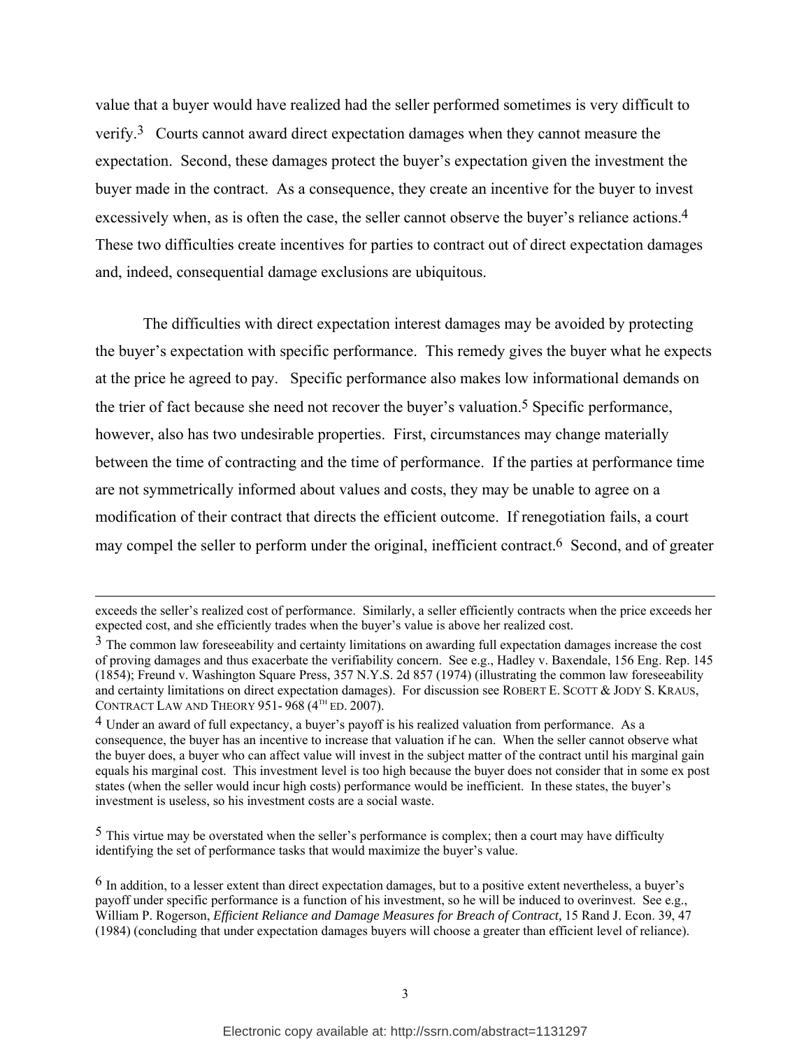value that a buyer would have realized had the seller performed sometimes is very difficult to verify.[3] Courts cannot award direct expectation damages when they cannot measure the expectation. Second, these damages protect the buyer's expectation given the investment the buyer made in the contract. As a consequence, they create an incentive for the buyer to invest excessively when, as is often the case, the seller cannot observe the buyer's reliance actions.[4] These two difficulties create incentives for parties to contract out of direct expectation damages and, indeed, consequential damage exclusions are ubiquitous.

The difficulties with direct expectation interest damages may be avoided by protecting the buyer's expectation with specific performance. This remedy gives the buyer what he expects at the price he agreed to pay. Specific performance also makes low informational demands on the trier of fact because she need not recover the buyer's valuation.[5] Specific performance, however, also has two undesirable properties. First, circumstances may change materially between the time of contracting and the time of performance. If the parties at performance time are not symmetrically informed about values and costs, they may be unable to agree on a modification of their contract that directs the efficient outcome. If renegotiation fails, a court may compel the seller to perform under the original, inefficient contract.[6] Second, and of greater

---

exceeds the seller's realized cost of performance. Similarly, a seller efficiently contracts when the price exceeds her expected cost, and she efficiently trades when the buyer's value is above her realized cost.

[3] The common law foreseeability and certainty limitations on awarding full expectation damages increase the cost of proving damages and thus exacerbate the verifiability concern. See e.g., Hadley v. Baxendale, 156 Eng. Rep. 145 (1854); Freund v. Washington Square Press, 357 N.Y.S. 2d 857 (1974) (illustrating the common law foreseeability and certainty limitations on direct expectation damages). For discussion see ROBERT E. SCOTT & JODY S. KRAUS, CONTRACT LAW AND THEORY 951- 968 (4TH ED. 2007).

[4] Under an award of full expectancy, a buyer's payoff is his realized valuation from performance. As a consequence, the buyer has an incentive to increase that valuation if he can. When the seller cannot observe what the buyer does, a buyer who can affect value will invest in the subject matter of the contract until his marginal gain equals his marginal cost. This investment level is too high because the buyer does not consider that in some ex post states (when the seller would incur high costs) performance would be inefficient. In these states, the buyer's investment is useless, so his investment costs are a social waste.

[5] This virtue may be overstated when the seller's performance is complex; then a court may have difficulty identifying the set of performance tasks that would maximize the buyer's value.

[6] In addition, to a lesser extent than direct expectation damages, but to a positive extent nevertheless, a buyer's payoff under specific performance is a function of his investment, so he will be induced to overinvest. See e.g., William P. Rogerson, *Efficient Reliance and Damage Measures for Breach of Contract,* 15 Rand J. Econ. 39, 47 (1984) (concluding that under expectation damages buyers will choose a greater than efficient level of reliance).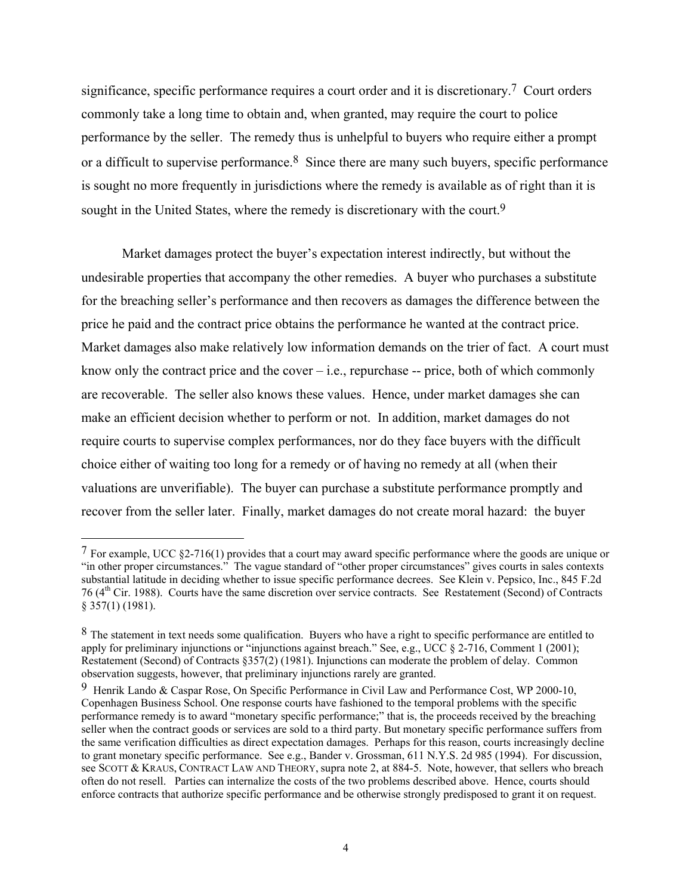significance, specific performance requires a court order and it is discretionary.[7] Court orders commonly take a long time to obtain and, when granted, may require the court to police performance by the seller. The remedy thus is unhelpful to buyers who require either a prompt or a difficult to supervise performance.[8] Since there are many such buyers, specific performance is sought no more frequently in jurisdictions where the remedy is available as of right than it is sought in the United States, where the remedy is discretionary with the court.[9]

Market damages protect the buyer's expectation interest indirectly, but without the undesirable properties that accompany the other remedies. A buyer who purchases a substitute for the breaching seller's performance and then recovers as damages the difference between the price he paid and the contract price obtains the performance he wanted at the contract price. Market damages also make relatively low information demands on the trier of fact. A court must know only the contract price and the cover – i.e., repurchase -- price, both of which commonly are recoverable. The seller also knows these values. Hence, under market damages she can make an efficient decision whether to perform or not. In addition, market damages do not require courts to supervise complex performances, nor do they face buyers with the difficult choice either of waiting too long for a remedy or of having no remedy at all (when their valuations are unverifiable). The buyer can purchase a substitute performance promptly and recover from the seller later. Finally, market damages do not create moral hazard: the buyer

---

[7] For example, UCC §2-716(1) provides that a court may award specific performance where the goods are unique or "in other proper circumstances." The vague standard of "other proper circumstances" gives courts in sales contexts substantial latitude in deciding whether to issue specific performance decrees. See Klein v. Pepsico, Inc., 845 F.2d 76 (4th Cir. 1988). Courts have the same discretion over service contracts. See Restatement (Second) of Contracts § 357(1) (1981).

[8] The statement in text needs some qualification. Buyers who have a right to specific performance are entitled to apply for preliminary injunctions or "injunctions against breach." See, e.g., UCC § 2-716, Comment 1 (2001); Restatement (Second) of Contracts §357(2) (1981). Injunctions can moderate the problem of delay. Common observation suggests, however, that preliminary injunctions rarely are granted.

[9] Henrik Lando & Caspar Rose, On Specific Performance in Civil Law and Performance Cost, WP 2000-10, Copenhagen Business School. One response courts have fashioned to the temporal problems with the specific performance remedy is to award "monetary specific performance;" that is, the proceeds received by the breaching seller when the contract goods or services are sold to a third party. But monetary specific performance suffers from the same verification difficulties as direct expectation damages. Perhaps for this reason, courts increasingly decline to grant monetary specific performance. See e.g., Bander v. Grossman, 611 N.Y.S. 2d 985 (1994). For discussion, see SCOTT & KRAUS, CONTRACT LAW AND THEORY, supra note 2, at 884-5. Note, however, that sellers who breach often do not resell. Parties can internalize the costs of the two problems described above. Hence, courts should enforce contracts that authorize specific performance and be otherwise strongly predisposed to grant it on request.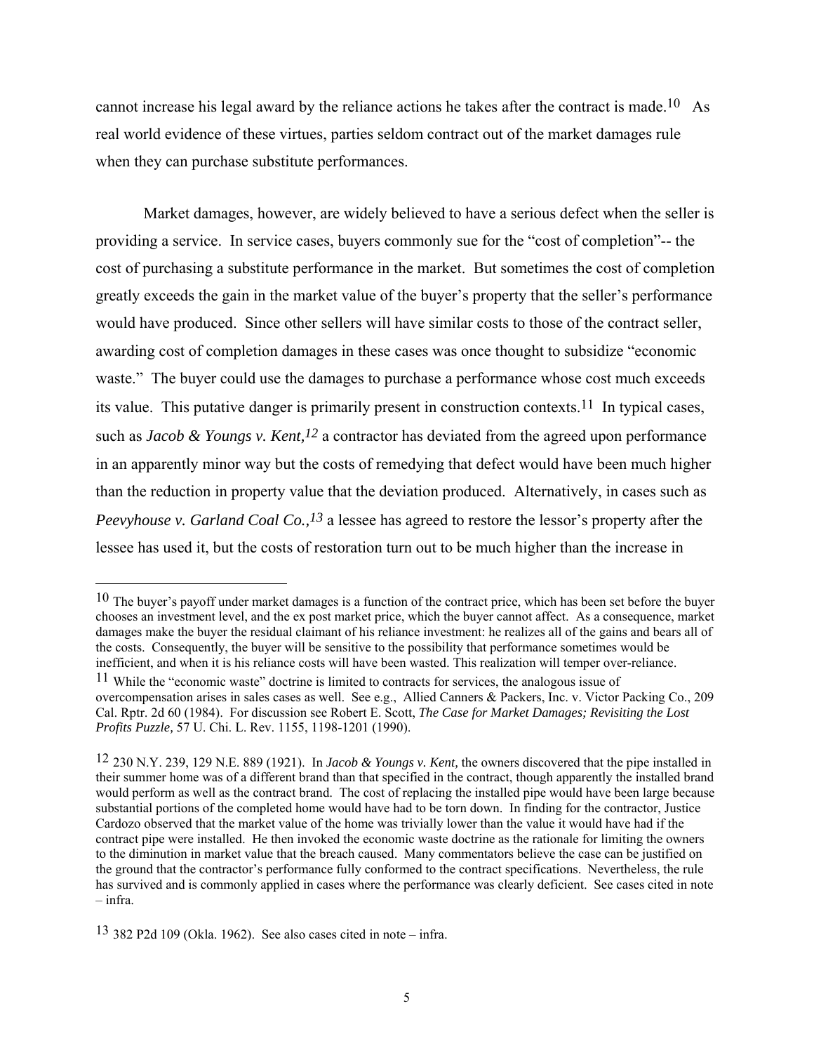cannot increase his legal award by the reliance actions he takes after the contract is made.[10] As real world evidence of these virtues, parties seldom contract out of the market damages rule when they can purchase substitute performances.

Market damages, however, are widely believed to have a serious defect when the seller is providing a service. In service cases, buyers commonly sue for the "cost of completion"-- the cost of purchasing a substitute performance in the market. But sometimes the cost of completion greatly exceeds the gain in the market value of the buyer's property that the seller's performance would have produced. Since other sellers will have similar costs to those of the contract seller, awarding cost of completion damages in these cases was once thought to subsidize "economic waste." The buyer could use the damages to purchase a performance whose cost much exceeds its value. This putative danger is primarily present in construction contexts.[11] In typical cases, such as *Jacob & Youngs v. Kent,*[12] a contractor has deviated from the agreed upon performance in an apparently minor way but the costs of remedying that defect would have been much higher than the reduction in property value that the deviation produced. Alternatively, in cases such as *Peevyhouse v. Garland Coal Co.,*[13] a lessee has agreed to restore the lessor's property after the lessee has used it, but the costs of restoration turn out to be much higher than the increase in

---

[10] The buyer's payoff under market damages is a function of the contract price, which has been set before the buyer chooses an investment level, and the ex post market price, which the buyer cannot affect. As a consequence, market damages make the buyer the residual claimant of his reliance investment: he realizes all of the gains and bears all of the costs. Consequently, the buyer will be sensitive to the possibility that performance sometimes would be inefficient, and when it is his reliance costs will have been wasted. This realization will temper over-reliance.

[11] While the "economic waste" doctrine is limited to contracts for services, the analogous issue of overcompensation arises in sales cases as well. See e.g., Allied Canners & Packers, Inc. v. Victor Packing Co., 209 Cal. Rptr. 2d 60 (1984). For discussion see Robert E. Scott, *The Case for Market Damages; Revisiting the Lost Profits Puzzle,* 57 U. Chi. L. Rev. 1155, 1198-1201 (1990).

[12] 230 N.Y. 239, 129 N.E. 889 (1921). In *Jacob & Youngs v. Kent,* the owners discovered that the pipe installed in their summer home was of a different brand than that specified in the contract, though apparently the installed brand would perform as well as the contract brand. The cost of replacing the installed pipe would have been large because substantial portions of the completed home would have had to be torn down. In finding for the contractor, Justice Cardozo observed that the market value of the home was trivially lower than the value it would have had if the contract pipe were installed. He then invoked the economic waste doctrine as the rationale for limiting the owners to the diminution in market value that the breach caused. Many commentators believe the case can be justified on the ground that the contractor's performance fully conformed to the contract specifications. Nevertheless, the rule has survived and is commonly applied in cases where the performance was clearly deficient. See cases cited in note – infra.

[13] 382 P2d 109 (Okla. 1962). See also cases cited in note – infra.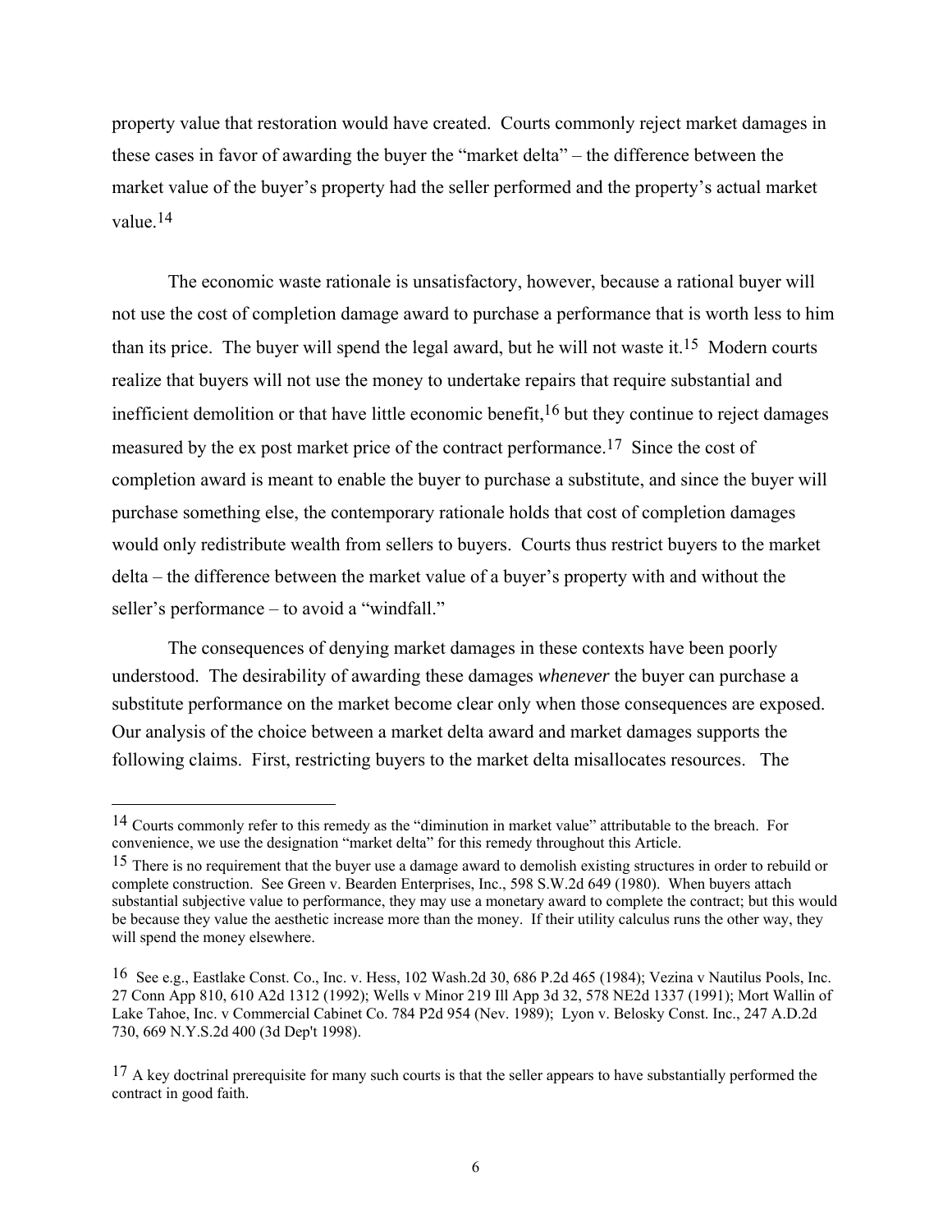property value that restoration would have created. Courts commonly reject market damages in these cases in favor of awarding the buyer the "market delta" – the difference between the market value of the buyer's property had the seller performed and the property's actual market value.[14]

The economic waste rationale is unsatisfactory, however, because a rational buyer will not use the cost of completion damage award to purchase a performance that is worth less to him than its price. The buyer will spend the legal award, but he will not waste it.[15] Modern courts realize that buyers will not use the money to undertake repairs that require substantial and inefficient demolition or that have little economic benefit,[16] but they continue to reject damages measured by the ex post market price of the contract performance.[17] Since the cost of completion award is meant to enable the buyer to purchase a substitute, and since the buyer will purchase something else, the contemporary rationale holds that cost of completion damages would only redistribute wealth from sellers to buyers. Courts thus restrict buyers to the market delta – the difference between the market value of a buyer's property with and without the seller's performance – to avoid a "windfall."

The consequences of denying market damages in these contexts have been poorly understood. The desirability of awarding these damages *whenever* the buyer can purchase a substitute performance on the market become clear only when those consequences are exposed. Our analysis of the choice between a market delta award and market damages supports the following claims. First, restricting buyers to the market delta misallocates resources. The

---

[14] Courts commonly refer to this remedy as the "diminution in market value" attributable to the breach. For convenience, we use the designation "market delta" for this remedy throughout this Article.

[15] There is no requirement that the buyer use a damage award to demolish existing structures in order to rebuild or complete construction. See Green v. Bearden Enterprises, Inc., 598 S.W.2d 649 (1980). When buyers attach substantial subjective value to performance, they may use a monetary award to complete the contract; but this would be because they value the aesthetic increase more than the money. If their utility calculus runs the other way, they will spend the money elsewhere.

[16] See e.g., Eastlake Const. Co., Inc. v. Hess, 102 Wash.2d 30, 686 P.2d 465 (1984); Vezina v Nautilus Pools, Inc. 27 Conn App 810, 610 A2d 1312 (1992); Wells v Minor 219 Ill App 3d 32, 578 NE2d 1337 (1991); Mort Wallin of Lake Tahoe, Inc. v Commercial Cabinet Co. 784 P2d 954 (Nev. 1989); Lyon v. Belosky Const. Inc., 247 A.D.2d 730, 669 N.Y.S.2d 400 (3d Dep't 1998).

[17] A key doctrinal prerequisite for many such courts is that the seller appears to have substantially performed the contract in good faith.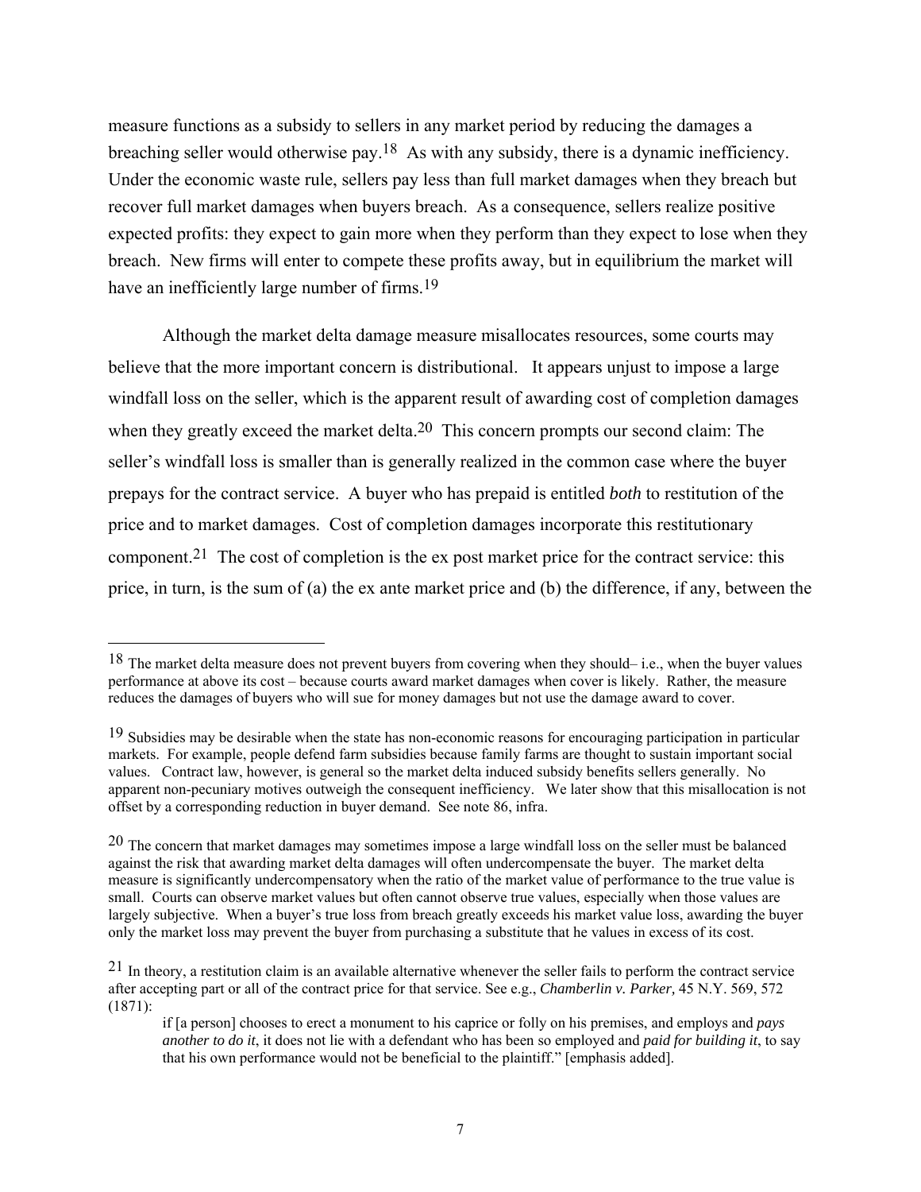measure functions as a subsidy to sellers in any market period by reducing the damages a breaching seller would otherwise pay.[18] As with any subsidy, there is a dynamic inefficiency. Under the economic waste rule, sellers pay less than full market damages when they breach but recover full market damages when buyers breach. As a consequence, sellers realize positive expected profits: they expect to gain more when they perform than they expect to lose when they breach. New firms will enter to compete these profits away, but in equilibrium the market will have an inefficiently large number of firms.[19]

Although the market delta damage measure misallocates resources, some courts may believe that the more important concern is distributional. It appears unjust to impose a large windfall loss on the seller, which is the apparent result of awarding cost of completion damages when they greatly exceed the market delta.[20] This concern prompts our second claim: The seller's windfall loss is smaller than is generally realized in the common case where the buyer prepays for the contract service. A buyer who has prepaid is entitled *both* to restitution of the price and to market damages. Cost of completion damages incorporate this restitutionary component.[21] The cost of completion is the ex post market price for the contract service: this price, in turn, is the sum of (a) the ex ante market price and (b) the difference, if any, between the

---

[18] The market delta measure does not prevent buyers from covering when they should– i.e., when the buyer values performance at above its cost – because courts award market damages when cover is likely. Rather, the measure reduces the damages of buyers who will sue for money damages but not use the damage award to cover.

[19] Subsidies may be desirable when the state has non-economic reasons for encouraging participation in particular markets. For example, people defend farm subsidies because family farms are thought to sustain important social values. Contract law, however, is general so the market delta induced subsidy benefits sellers generally. No apparent non-pecuniary motives outweigh the consequent inefficiency. We later show that this misallocation is not offset by a corresponding reduction in buyer demand. See note 86, infra.

[20] The concern that market damages may sometimes impose a large windfall loss on the seller must be balanced against the risk that awarding market delta damages will often undercompensate the buyer. The market delta measure is significantly undercompensatory when the ratio of the market value of performance to the true value is small. Courts can observe market values but often cannot observe true values, especially when those values are largely subjective. When a buyer's true loss from breach greatly exceeds his market value loss, awarding the buyer only the market loss may prevent the buyer from purchasing a substitute that he values in excess of its cost.

[21] In theory, a restitution claim is an available alternative whenever the seller fails to perform the contract service after accepting part or all of the contract price for that service. See e.g., *Chamberlin v. Parker,* 45 N.Y. 569, 572 (1871):

> if [a person] chooses to erect a monument to his caprice or folly on his premises, and employs and *pays another to do it*, it does not lie with a defendant who has been so employed and *paid for building it*, to say that his own performance would not be beneficial to the plaintiff." [emphasis added].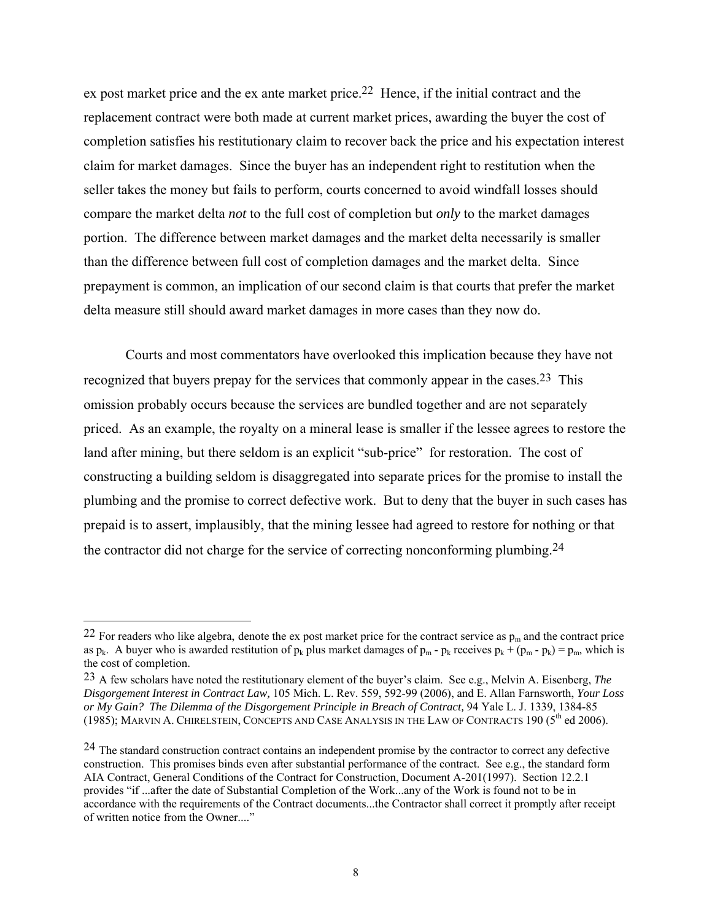ex post market price and the ex ante market price.[22] Hence, if the initial contract and the replacement contract were both made at current market prices, awarding the buyer the cost of completion satisfies his restitutionary claim to recover back the price and his expectation interest claim for market damages. Since the buyer has an independent right to restitution when the seller takes the money but fails to perform, courts concerned to avoid windfall losses should compare the market delta *not* to the full cost of completion but *only* to the market damages portion. The difference between market damages and the market delta necessarily is smaller than the difference between full cost of completion damages and the market delta. Since prepayment is common, an implication of our second claim is that courts that prefer the market delta measure still should award market damages in more cases than they now do.

Courts and most commentators have overlooked this implication because they have not recognized that buyers prepay for the services that commonly appear in the cases.[23] This omission probably occurs because the services are bundled together and are not separately priced. As an example, the royalty on a mineral lease is smaller if the lessee agrees to restore the land after mining, but there seldom is an explicit "sub-price" for restoration. The cost of constructing a building seldom is disaggregated into separate prices for the promise to install the plumbing and the promise to correct defective work. But to deny that the buyer in such cases has prepaid is to assert, implausibly, that the mining lessee had agreed to restore for nothing or that the contractor did not charge for the service of correcting nonconforming plumbing.[24]

---

[22] For readers who like algebra, denote the ex post market price for the contract service as $p_m$ and the contract price as $p_k$. A buyer who is awarded restitution of $p_k$ plus market damages of $p_m - p_k$ receives $p_k + (p_m - p_k) = p_m$, which is the cost of completion.

[23] A few scholars have noted the restitutionary element of the buyer's claim. See e.g., Melvin A. Eisenberg, *The Disgorgement Interest in Contract Law,* 105 Mich. L. Rev. 559, 592-99 (2006), and E. Allan Farnsworth, *Your Loss or My Gain? The Dilemma of the Disgorgement Principle in Breach of Contract,* 94 Yale L. J. 1339, 1384-85 (1985); MARVIN A. CHIRELSTEIN, CONCEPTS AND CASE ANALYSIS IN THE LAW OF CONTRACTS 190 (5th ed 2006).

[24] The standard construction contract contains an independent promise by the contractor to correct any defective construction. This promises binds even after substantial performance of the contract. See e.g., the standard form AIA Contract, General Conditions of the Contract for Construction, Document A-201(1997). Section 12.2.1 provides "if ...after the date of Substantial Completion of the Work...any of the Work is found not to be in accordance with the requirements of the Contract documents...the Contractor shall correct it promptly after receipt of written notice from the Owner...."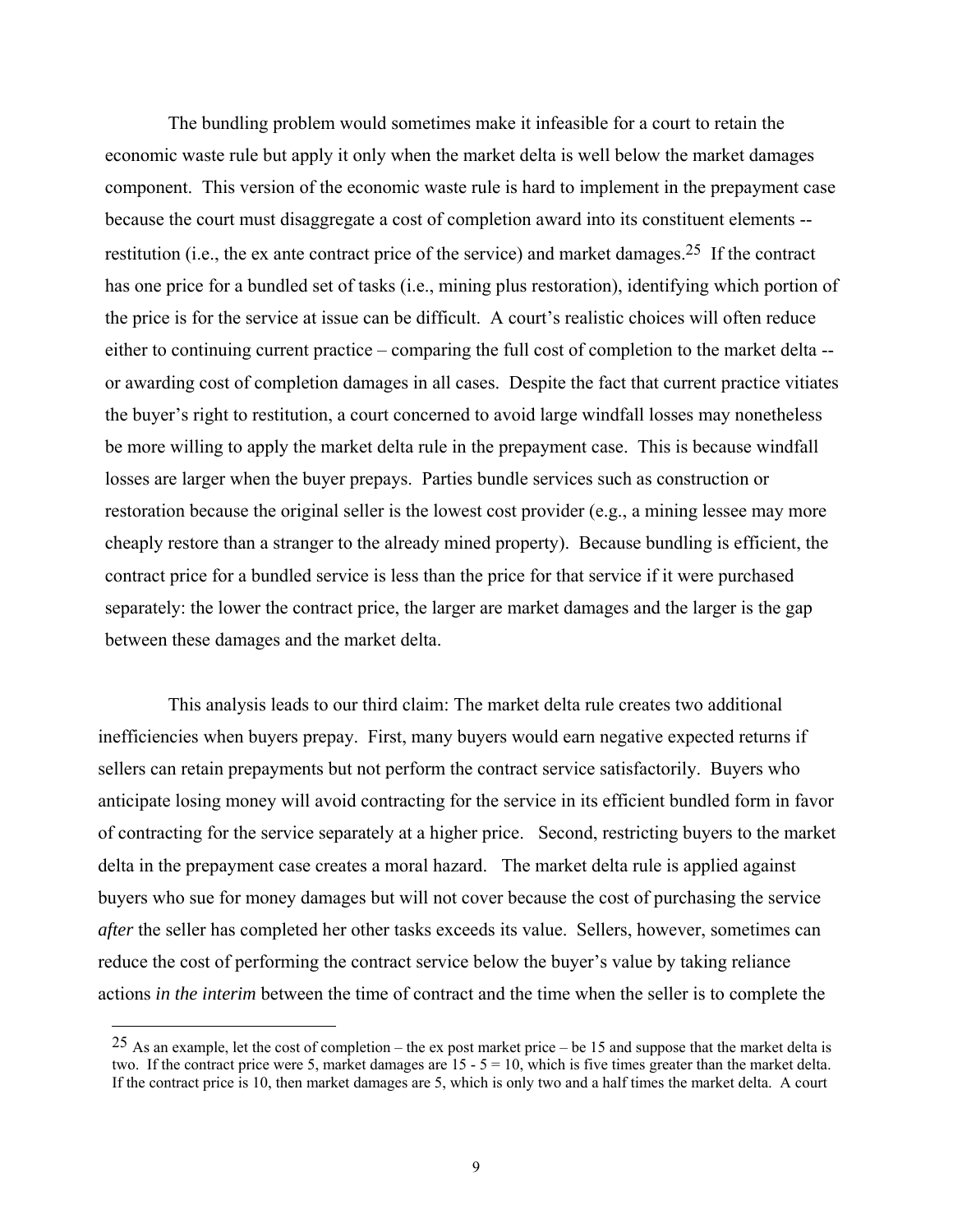The bundling problem would sometimes make it infeasible for a court to retain the economic waste rule but apply it only when the market delta is well below the market damages component. This version of the economic waste rule is hard to implement in the prepayment case because the court must disaggregate a cost of completion award into its constituent elements -- restitution (i.e., the ex ante contract price of the service) and market damages.[25] If the contract has one price for a bundled set of tasks (i.e., mining plus restoration), identifying which portion of the price is for the service at issue can be difficult. A court's realistic choices will often reduce either to continuing current practice – comparing the full cost of completion to the market delta -- or awarding cost of completion damages in all cases. Despite the fact that current practice vitiates the buyer's right to restitution, a court concerned to avoid large windfall losses may nonetheless be more willing to apply the market delta rule in the prepayment case. This is because windfall losses are larger when the buyer prepays. Parties bundle services such as construction or restoration because the original seller is the lowest cost provider (e.g., a mining lessee may more cheaply restore than a stranger to the already mined property). Because bundling is efficient, the contract price for a bundled service is less than the price for that service if it were purchased separately: the lower the contract price, the larger are market damages and the larger is the gap between these damages and the market delta.

This analysis leads to our third claim: The market delta rule creates two additional inefficiencies when buyers prepay. First, many buyers would earn negative expected returns if sellers can retain prepayments but not perform the contract service satisfactorily. Buyers who anticipate losing money will avoid contracting for the service in its efficient bundled form in favor of contracting for the service separately at a higher price. Second, restricting buyers to the market delta in the prepayment case creates a moral hazard. The market delta rule is applied against buyers who sue for money damages but will not cover because the cost of purchasing the service *after* the seller has completed her other tasks exceeds its value. Sellers, however, sometimes can reduce the cost of performing the contract service below the buyer's value by taking reliance actions *in the interim* between the time of contract and the time when the seller is to complete the

---

[25] As an example, let the cost of completion – the ex post market price – be 15 and suppose that the market delta is two. If the contract price were 5, market damages are 15 - 5 = 10, which is five times greater than the market delta. If the contract price is 10, then market damages are 5, which is only two and a half times the market delta. A court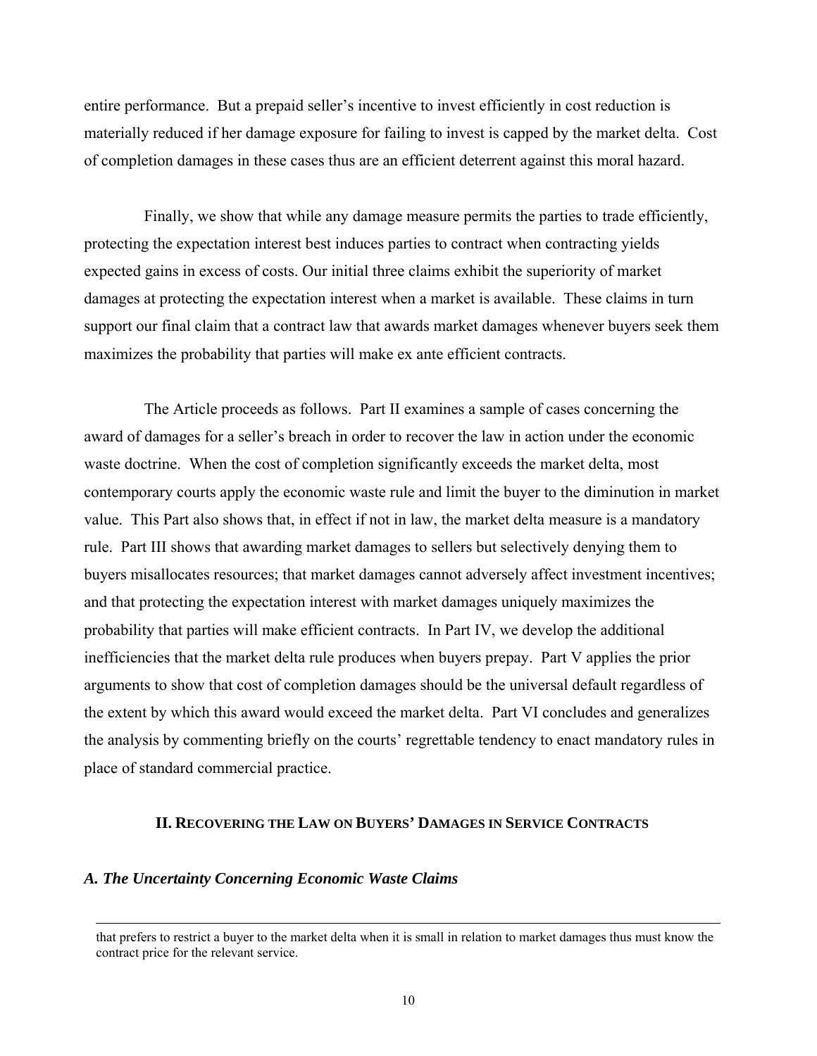entire performance. But a prepaid seller's incentive to invest efficiently in cost reduction is materially reduced if her damage exposure for failing to invest is capped by the market delta. Cost of completion damages in these cases thus are an efficient deterrent against this moral hazard.

Finally, we show that while any damage measure permits the parties to trade efficiently, protecting the expectation interest best induces parties to contract when contracting yields expected gains in excess of costs. Our initial three claims exhibit the superiority of market damages at protecting the expectation interest when a market is available. These claims in turn support our final claim that a contract law that awards market damages whenever buyers seek them maximizes the probability that parties will make ex ante efficient contracts.

The Article proceeds as follows. Part II examines a sample of cases concerning the award of damages for a seller's breach in order to recover the law in action under the economic waste doctrine. When the cost of completion significantly exceeds the market delta, most contemporary courts apply the economic waste rule and limit the buyer to the diminution in market value. This Part also shows that, in effect if not in law, the market delta measure is a mandatory rule. Part III shows that awarding market damages to sellers but selectively denying them to buyers misallocates resources; that market damages cannot adversely affect investment incentives; and that protecting the expectation interest with market damages uniquely maximizes the probability that parties will make efficient contracts. In Part IV, we develop the additional inefficiencies that the market delta rule produces when buyers prepay. Part V applies the prior arguments to show that cost of completion damages should be the universal default regardless of the extent by which this award would exceed the market delta. Part VI concludes and generalizes the analysis by commenting briefly on the courts' regrettable tendency to enact mandatory rules in place of standard commercial practice.

## II. Recovering the Law on Buyers' Damages in Service Contracts

### *A. The Uncertainty Concerning Economic Waste Claims*

---

that prefers to restrict a buyer to the market delta when it is small in relation to market damages thus must know the contract price for the relevant service.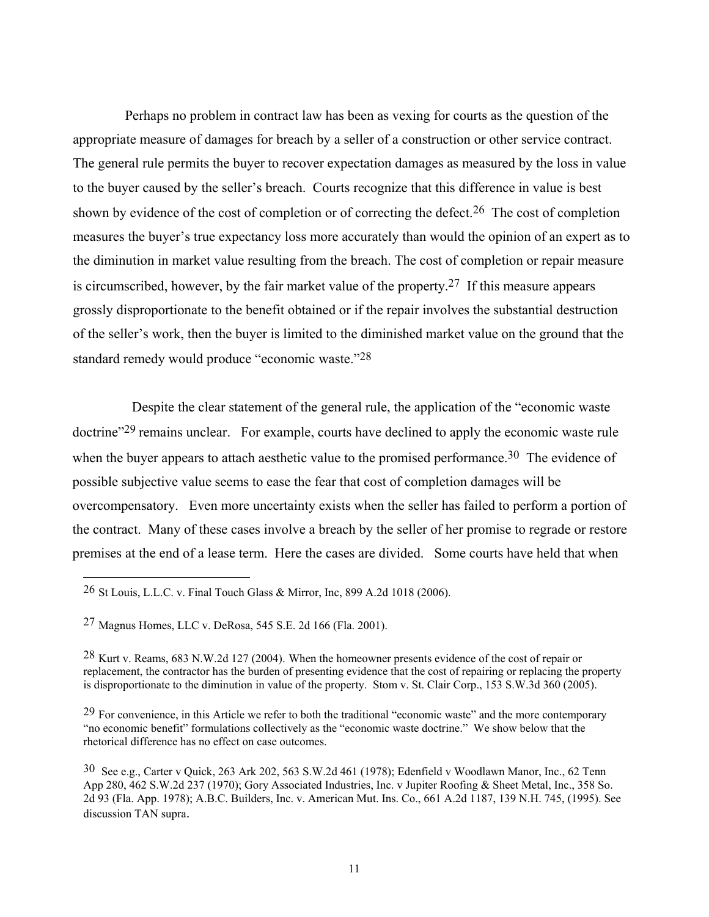Perhaps no problem in contract law has been as vexing for courts as the question of the appropriate measure of damages for breach by a seller of a construction or other service contract. The general rule permits the buyer to recover expectation damages as measured by the loss in value to the buyer caused by the seller's breach. Courts recognize that this difference in value is best shown by evidence of the cost of completion or of correcting the defect.[26] The cost of completion measures the buyer's true expectancy loss more accurately than would the opinion of an expert as to the diminution in market value resulting from the breach. The cost of completion or repair measure is circumscribed, however, by the fair market value of the property.[27] If this measure appears grossly disproportionate to the benefit obtained or if the repair involves the substantial destruction of the seller's work, then the buyer is limited to the diminished market value on the ground that the standard remedy would produce "economic waste."[28]

Despite the clear statement of the general rule, the application of the "economic waste doctrine"[29] remains unclear. For example, courts have declined to apply the economic waste rule when the buyer appears to attach aesthetic value to the promised performance.[30] The evidence of possible subjective value seems to ease the fear that cost of completion damages will be overcompensatory. Even more uncertainty exists when the seller has failed to perform a portion of the contract. Many of these cases involve a breach by the seller of her promise to regrade or restore premises at the end of a lease term. Here the cases are divided. Some courts have held that when

---

[26] St Louis, L.L.C. v. Final Touch Glass & Mirror, Inc, 899 A.2d 1018 (2006).

[27] Magnus Homes, LLC v. DeRosa, 545 S.E. 2d 166 (Fla. 2001).

[28] Kurt v. Reams, 683 N.W.2d 127 (2004). When the homeowner presents evidence of the cost of repair or replacement, the contractor has the burden of presenting evidence that the cost of repairing or replacing the property is disproportionate to the diminution in value of the property. Stom v. St. Clair Corp., 153 S.W.3d 360 (2005).

[29] For convenience, in this Article we refer to both the traditional "economic waste" and the more contemporary "no economic benefit" formulations collectively as the "economic waste doctrine." We show below that the rhetorical difference has no effect on case outcomes.

[30] See e.g., Carter v Quick, 263 Ark 202, 563 S.W.2d 461 (1978); Edenfield v Woodlawn Manor, Inc., 62 Tenn App 280, 462 S.W.2d 237 (1970); Gory Associated Industries, Inc. v Jupiter Roofing & Sheet Metal, Inc., 358 So. 2d 93 (Fla. App. 1978); A.B.C. Builders, Inc. v. American Mut. Ins. Co., 661 A.2d 1187, 139 N.H. 745, (1995). See discussion TAN supra.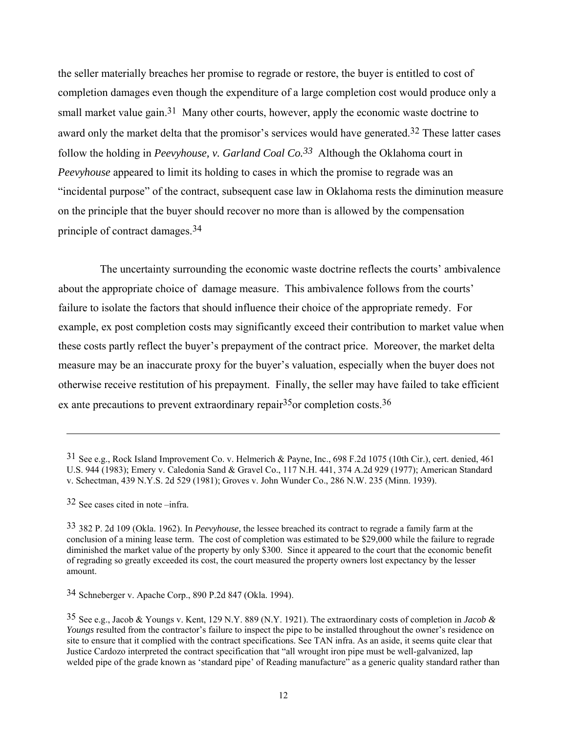the seller materially breaches her promise to regrade or restore, the buyer is entitled to cost of completion damages even though the expenditure of a large completion cost would produce only a small market value gain.[31] Many other courts, however, apply the economic waste doctrine to award only the market delta that the promisor's services would have generated.[32] These latter cases follow the holding in *Peevyhouse, v. Garland Coal Co.*[33] Although the Oklahoma court in *Peevyhouse* appeared to limit its holding to cases in which the promise to regrade was an "incidental purpose" of the contract, subsequent case law in Oklahoma rests the diminution measure on the principle that the buyer should recover no more than is allowed by the compensation principle of contract damages.[34]

The uncertainty surrounding the economic waste doctrine reflects the courts' ambivalence about the appropriate choice of damage measure. This ambivalence follows from the courts' failure to isolate the factors that should influence their choice of the appropriate remedy. For example, ex post completion costs may significantly exceed their contribution to market value when these costs partly reflect the buyer's prepayment of the contract price. Moreover, the market delta measure may be an inaccurate proxy for the buyer's valuation, especially when the buyer does not otherwise receive restitution of his prepayment. Finally, the seller may have failed to take efficient ex ante precautions to prevent extraordinary repair[35]or completion costs.[36]

---

[31] See e.g., Rock Island Improvement Co. v. Helmerich & Payne, Inc., 698 F.2d 1075 (10th Cir.), cert. denied, 461 U.S. 944 (1983); Emery v. Caledonia Sand & Gravel Co., 117 N.H. 441, 374 A.2d 929 (1977); American Standard v. Schectman, 439 N.Y.S. 2d 529 (1981); Groves v. John Wunder Co., 286 N.W. 235 (Minn. 1939).

[32] See cases cited in note –infra.

[33] 382 P. 2d 109 (Okla. 1962). In *Peevyhouse*, the lessee breached its contract to regrade a family farm at the conclusion of a mining lease term. The cost of completion was estimated to be $29,000 while the failure to regrade diminished the market value of the property by only $300. Since it appeared to the court that the economic benefit of regrading so greatly exceeded its cost, the court measured the property owners lost expectancy by the lesser amount.

[34] Schneberger v. Apache Corp., 890 P.2d 847 (Okla. 1994).

[35] See e.g., Jacob & Youngs v. Kent, 129 N.Y. 889 (N.Y. 1921). The extraordinary costs of completion in *Jacob & Youngs* resulted from the contractor's failure to inspect the pipe to be installed throughout the owner's residence on site to ensure that it complied with the contract specifications. See TAN infra. As an aside, it seems quite clear that Justice Cardozo interpreted the contract specification that "all wrought iron pipe must be well-galvanized, lap welded pipe of the grade known as 'standard pipe' of Reading manufacture" as a generic quality standard rather than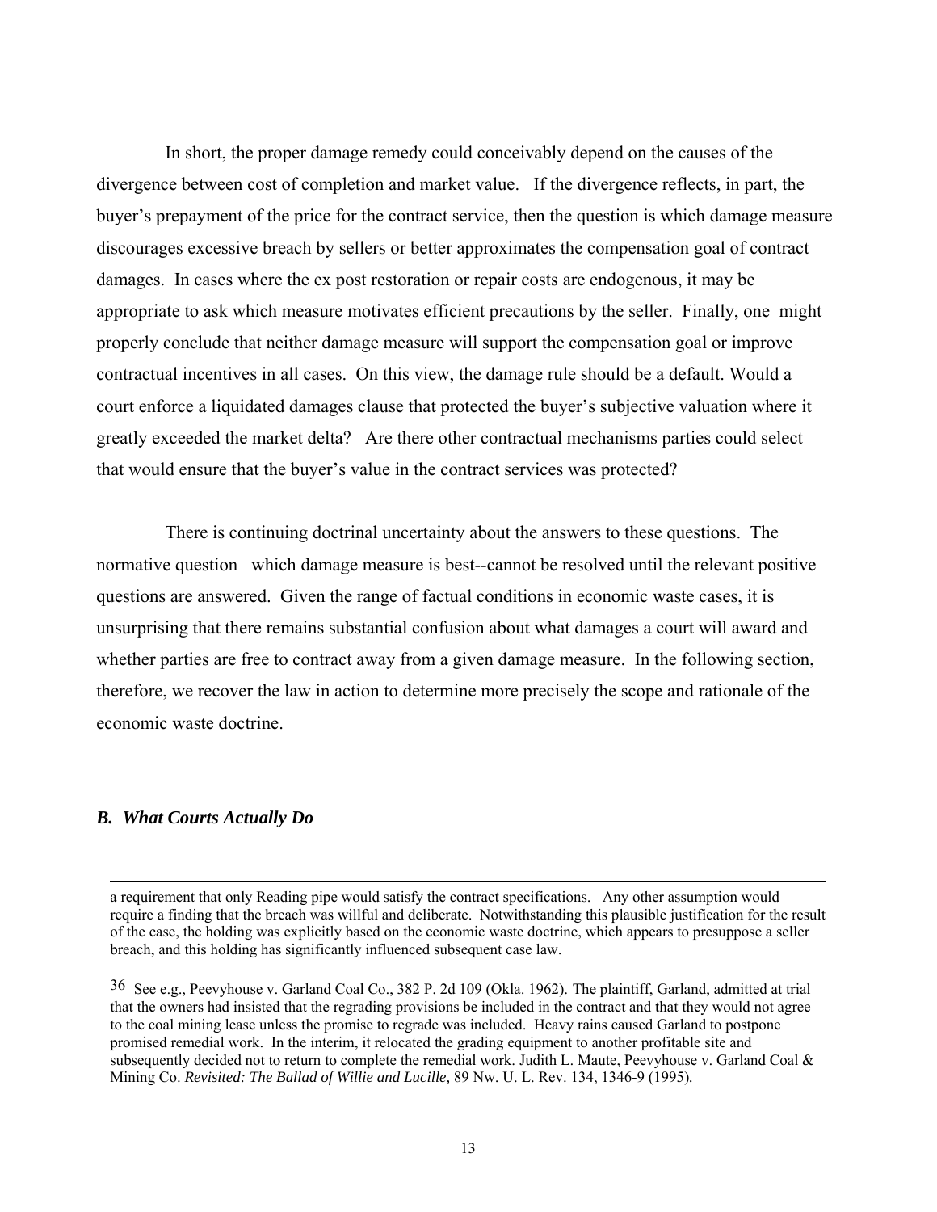In short, the proper damage remedy could conceivably depend on the causes of the divergence between cost of completion and market value. If the divergence reflects, in part, the buyer's prepayment of the price for the contract service, then the question is which damage measure discourages excessive breach by sellers or better approximates the compensation goal of contract damages. In cases where the ex post restoration or repair costs are endogenous, it may be appropriate to ask which measure motivates efficient precautions by the seller. Finally, one might properly conclude that neither damage measure will support the compensation goal or improve contractual incentives in all cases. On this view, the damage rule should be a default. Would a court enforce a liquidated damages clause that protected the buyer's subjective valuation where it greatly exceeded the market delta? Are there other contractual mechanisms parties could select that would ensure that the buyer's value in the contract services was protected?

There is continuing doctrinal uncertainty about the answers to these questions. The normative question –which damage measure is best--cannot be resolved until the relevant positive questions are answered. Given the range of factual conditions in economic waste cases, it is unsurprising that there remains substantial confusion about what damages a court will award and whether parties are free to contract away from a given damage measure. In the following section, therefore, we recover the law in action to determine more precisely the scope and rationale of the economic waste doctrine.

### *B. What Courts Actually Do*

---

a requirement that only Reading pipe would satisfy the contract specifications. Any other assumption would require a finding that the breach was willful and deliberate. Notwithstanding this plausible justification for the result of the case, the holding was explicitly based on the economic waste doctrine, which appears to presuppose a seller breach, and this holding has significantly influenced subsequent case law.

36 See e.g., Peevyhouse v. Garland Coal Co., 382 P. 2d 109 (Okla. 1962). The plaintiff, Garland, admitted at trial that the owners had insisted that the regrading provisions be included in the contract and that they would not agree to the coal mining lease unless the promise to regrade was included. Heavy rains caused Garland to postpone promised remedial work. In the interim, it relocated the grading equipment to another profitable site and subsequently decided not to return to complete the remedial work. Judith L. Maute, Peevyhouse v. Garland Coal & Mining Co. *Revisited: The Ballad of Willie and Lucille,* 89 Nw. U. L. Rev. 134, 1346-9 (1995).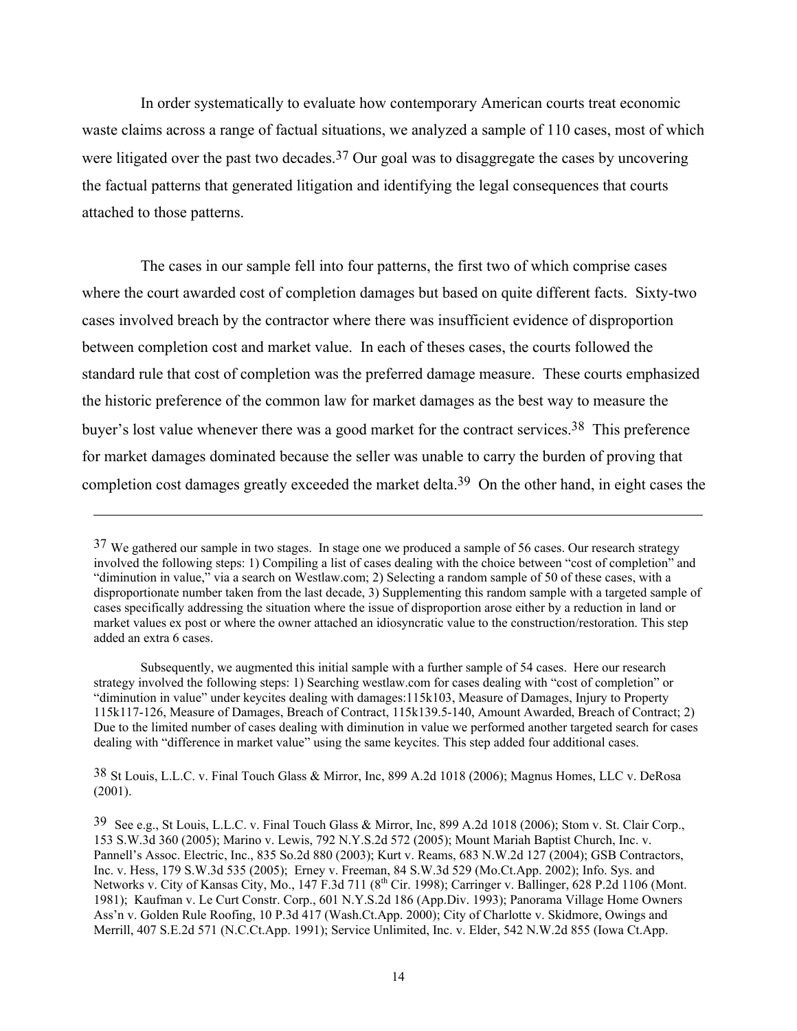In order systematically to evaluate how contemporary American courts treat economic waste claims across a range of factual situations, we analyzed a sample of 110 cases, most of which were litigated over the past two decades.[37] Our goal was to disaggregate the cases by uncovering the factual patterns that generated litigation and identifying the legal consequences that courts attached to those patterns.

The cases in our sample fell into four patterns, the first two of which comprise cases where the court awarded cost of completion damages but based on quite different facts. Sixty-two cases involved breach by the contractor where there was insufficient evidence of disproportion between completion cost and market value. In each of theses cases, the courts followed the standard rule that cost of completion was the preferred damage measure. These courts emphasized the historic preference of the common law for market damages as the best way to measure the buyer's lost value whenever there was a good market for the contract services.[38] This preference for market damages dominated because the seller was unable to carry the burden of proving that completion cost damages greatly exceeded the market delta.[39] On the other hand, in eight cases the

---

[37] We gathered our sample in two stages. In stage one we produced a sample of 56 cases. Our research strategy involved the following steps: 1) Compiling a list of cases dealing with the choice between "cost of completion" and "diminution in value," via a search on Westlaw.com; 2) Selecting a random sample of 50 of these cases, with a disproportionate number taken from the last decade, 3) Supplementing this random sample with a targeted sample of cases specifically addressing the situation where the issue of disproportion arose either by a reduction in land or market values ex post or where the owner attached an idiosyncratic value to the construction/restoration. This step added an extra 6 cases.

Subsequently, we augmented this initial sample with a further sample of 54 cases. Here our research strategy involved the following steps: 1) Searching westlaw.com for cases dealing with "cost of completion" or "diminution in value" under keycites dealing with damages:115k103, Measure of Damages, Injury to Property 115k117-126, Measure of Damages, Breach of Contract, 115k139.5-140, Amount Awarded, Breach of Contract; 2) Due to the limited number of cases dealing with diminution in value we performed another targeted search for cases dealing with "difference in market value" using the same keycites. This step added four additional cases.

[38] St Louis, L.L.C. v. Final Touch Glass & Mirror, Inc, 899 A.2d 1018 (2006); Magnus Homes, LLC v. DeRosa (2001).

[39] See e.g., St Louis, L.L.C. v. Final Touch Glass & Mirror, Inc, 899 A.2d 1018 (2006); Stom v. St. Clair Corp., 153 S.W.3d 360 (2005); Marino v. Lewis, 792 N.Y.S.2d 572 (2005); Mount Mariah Baptist Church, Inc. v. Pannell's Assoc. Electric, Inc., 835 So.2d 880 (2003); Kurt v. Reams, 683 N.W.2d 127 (2004); GSB Contractors, Inc. v. Hess, 179 S.W.3d 535 (2005); Erney v. Freeman, 84 S.W.3d 529 (Mo.Ct.App. 2002); Info. Sys. and Networks v. City of Kansas City, Mo., 147 F.3d 711 (8th Cir. 1998); Carringer v. Ballinger, 628 P.2d 1106 (Mont. 1981); Kaufman v. Le Curt Constr. Corp., 601 N.Y.S.2d 186 (App.Div. 1993); Panorama Village Home Owners Ass'n v. Golden Rule Roofing, 10 P.3d 417 (Wash.Ct.App. 2000); City of Charlotte v. Skidmore, Owings and Merrill, 407 S.E.2d 571 (N.C.Ct.App. 1991); Service Unlimited, Inc. v. Elder, 542 N.W.2d 855 (Iowa Ct.App.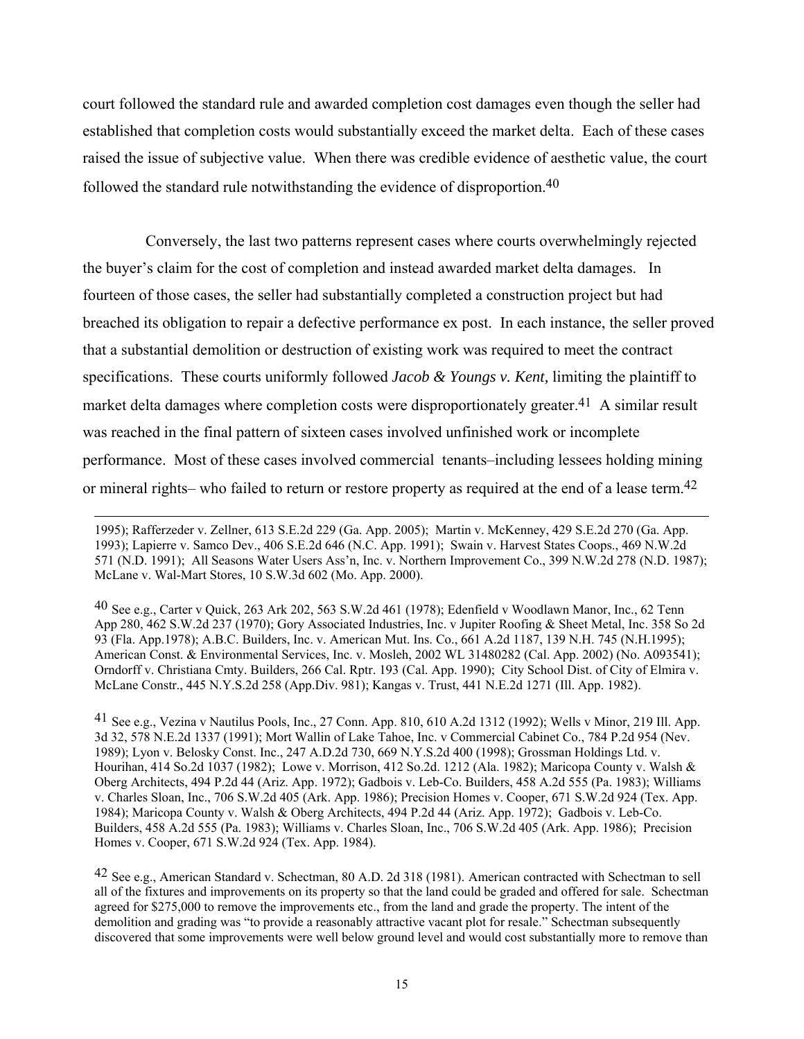court followed the standard rule and awarded completion cost damages even though the seller had established that completion costs would substantially exceed the market delta. Each of these cases raised the issue of subjective value. When there was credible evidence of aesthetic value, the court followed the standard rule notwithstanding the evidence of disproportion.[40]

Conversely, the last two patterns represent cases where courts overwhelmingly rejected the buyer's claim for the cost of completion and instead awarded market delta damages. In fourteen of those cases, the seller had substantially completed a construction project but had breached its obligation to repair a defective performance ex post. In each instance, the seller proved that a substantial demolition or destruction of existing work was required to meet the contract specifications. These courts uniformly followed *Jacob & Youngs v. Kent,* limiting the plaintiff to market delta damages where completion costs were disproportionately greater.[41] A similar result was reached in the final pattern of sixteen cases involved unfinished work or incomplete performance. Most of these cases involved commercial tenants–including lessees holding mining or mineral rights– who failed to return or restore property as required at the end of a lease term.[42]

---

1995); Rafferzeder v. Zellner, 613 S.E.2d 229 (Ga. App. 2005); Martin v. McKenney, 429 S.E.2d 270 (Ga. App. 1993); Lapierre v. Samco Dev., 406 S.E.2d 646 (N.C. App. 1991); Swain v. Harvest States Coops., 469 N.W.2d 571 (N.D. 1991); All Seasons Water Users Ass'n, Inc. v. Northern Improvement Co., 399 N.W.2d 278 (N.D. 1987); McLane v. Wal-Mart Stores, 10 S.W.3d 602 (Mo. App. 2000).

[40] See e.g., Carter v Quick, 263 Ark 202, 563 S.W.2d 461 (1978); Edenfield v Woodlawn Manor, Inc., 62 Tenn App 280, 462 S.W.2d 237 (1970); Gory Associated Industries, Inc. v Jupiter Roofing & Sheet Metal, Inc. 358 So 2d 93 (Fla. App.1978); A.B.C. Builders, Inc. v. American Mut. Ins. Co., 661 A.2d 1187, 139 N.H. 745 (N.H.1995); American Const. & Environmental Services, Inc. v. Mosleh, 2002 WL 31480282 (Cal. App. 2002) (No. A093541); Orndorff v. Christiana Cmty. Builders, 266 Cal. Rptr. 193 (Cal. App. 1990); City School Dist. of City of Elmira v. McLane Constr., 445 N.Y.S.2d 258 (App.Div. 981); Kangas v. Trust, 441 N.E.2d 1271 (Ill. App. 1982).

[41] See e.g., Vezina v Nautilus Pools, Inc., 27 Conn. App. 810, 610 A.2d 1312 (1992); Wells v Minor, 219 Ill. App. 3d 32, 578 N.E.2d 1337 (1991); Mort Wallin of Lake Tahoe, Inc. v Commercial Cabinet Co., 784 P.2d 954 (Nev. 1989); Lyon v. Belosky Const. Inc., 247 A.D.2d 730, 669 N.Y.S.2d 400 (1998); Grossman Holdings Ltd. v. Hourihan, 414 So.2d 1037 (1982); Lowe v. Morrison, 412 So.2d. 1212 (Ala. 1982); Maricopa County v. Walsh & Oberg Architects, 494 P.2d 44 (Ariz. App. 1972); Gadbois v. Leb-Co. Builders, 458 A.2d 555 (Pa. 1983); Williams v. Charles Sloan, Inc., 706 S.W.2d 405 (Ark. App. 1986); Precision Homes v. Cooper, 671 S.W.2d 924 (Tex. App. 1984); Maricopa County v. Walsh & Oberg Architects, 494 P.2d 44 (Ariz. App. 1972); Gadbois v. Leb-Co. Builders, 458 A.2d 555 (Pa. 1983); Williams v. Charles Sloan, Inc., 706 S.W.2d 405 (Ark. App. 1986); Precision Homes v. Cooper, 671 S.W.2d 924 (Tex. App. 1984).

[42] See e.g., American Standard v. Schectman, 80 A.D. 2d 318 (1981). American contracted with Schectman to sell all of the fixtures and improvements on its property so that the land could be graded and offered for sale. Schectman agreed for $275,000 to remove the improvements etc., from the land and grade the property. The intent of the demolition and grading was "to provide a reasonably attractive vacant plot for resale." Schectman subsequently discovered that some improvements were well below ground level and would cost substantially more to remove than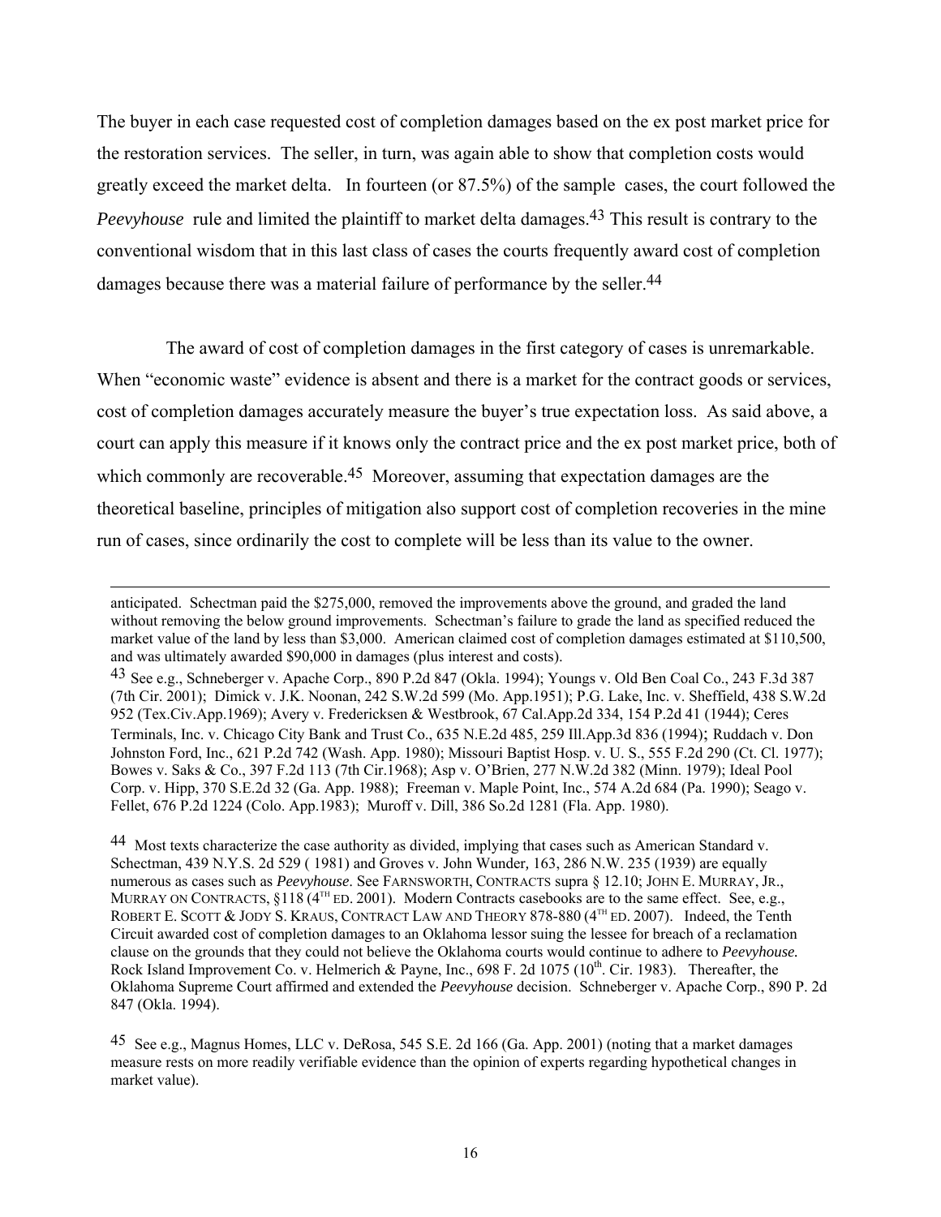The buyer in each case requested cost of completion damages based on the ex post market price for the restoration services. The seller, in turn, was again able to show that completion costs would greatly exceed the market delta. In fourteen (or 87.5%) of the sample cases, the court followed the *Peevyhouse* rule and limited the plaintiff to market delta damages.[43] This result is contrary to the conventional wisdom that in this last class of cases the courts frequently award cost of completion damages because there was a material failure of performance by the seller.[44]

The award of cost of completion damages in the first category of cases is unremarkable. When "economic waste" evidence is absent and there is a market for the contract goods or services, cost of completion damages accurately measure the buyer's true expectation loss. As said above, a court can apply this measure if it knows only the contract price and the ex post market price, both of which commonly are recoverable.[45] Moreover, assuming that expectation damages are the theoretical baseline, principles of mitigation also support cost of completion recoveries in the mine run of cases, since ordinarily the cost to complete will be less than its value to the owner.

---

anticipated. Schectman paid the $275,000, removed the improvements above the ground, and graded the land without removing the below ground improvements. Schectman's failure to grade the land as specified reduced the market value of the land by less than $3,000. American claimed cost of completion damages estimated at $110,500, and was ultimately awarded $90,000 in damages (plus interest and costs).

[43] See e.g., Schneberger v. Apache Corp., 890 P.2d 847 (Okla. 1994); Youngs v. Old Ben Coal Co., 243 F.3d 387 (7th Cir. 2001); Dimick v. J.K. Noonan, 242 S.W.2d 599 (Mo. App.1951); P.G. Lake, Inc. v. Sheffield, 438 S.W.2d 952 (Tex.Civ.App.1969); Avery v. Fredericksen & Westbrook, 67 Cal.App.2d 334, 154 P.2d 41 (1944); Ceres Terminals, Inc. v. Chicago City Bank and Trust Co., 635 N.E.2d 485, 259 Ill.App.3d 836 (1994); Ruddach v. Don Johnston Ford, Inc., 621 P.2d 742 (Wash. App. 1980); Missouri Baptist Hosp. v. U. S., 555 F.2d 290 (Ct. Cl. 1977); Bowes v. Saks & Co., 397 F.2d 113 (7th Cir.1968); Asp v. O'Brien, 277 N.W.2d 382 (Minn. 1979); Ideal Pool Corp. v. Hipp, 370 S.E.2d 32 (Ga. App. 1988); Freeman v. Maple Point, Inc., 574 A.2d 684 (Pa. 1990); Seago v. Fellet, 676 P.2d 1224 (Colo. App.1983); Muroff v. Dill, 386 So.2d 1281 (Fla. App. 1980).

[44] Most texts characterize the case authority as divided, implying that cases such as American Standard v. Schectman, 439 N.Y.S. 2d 529 ( 1981) and Groves v. John Wunder, 163, 286 N.W. 235 (1939) are equally numerous as cases such as *Peevyhouse*. See FARNSWORTH, CONTRACTS supra § 12.10; JOHN E. MURRAY, JR., MURRAY ON CONTRACTS, §118 (4TH ED. 2001). Modern Contracts casebooks are to the same effect. See, e.g., ROBERT E. SCOTT & JODY S. KRAUS, CONTRACT LAW AND THEORY 878-880 (4TH ED. 2007). Indeed, the Tenth Circuit awarded cost of completion damages to an Oklahoma lessor suing the lessee for breach of a reclamation clause on the grounds that they could not believe the Oklahoma courts would continue to adhere to *Peevyhouse.* Rock Island Improvement Co. v. Helmerich & Payne, Inc., 698 F. 2d 1075 (10th. Cir. 1983). Thereafter, the Oklahoma Supreme Court affirmed and extended the *Peevyhouse* decision. Schneberger v. Apache Corp., 890 P. 2d 847 (Okla. 1994).

[45] See e.g., Magnus Homes, LLC v. DeRosa, 545 S.E. 2d 166 (Ga. App. 2001) (noting that a market damages measure rests on more readily verifiable evidence than the opinion of experts regarding hypothetical changes in market value).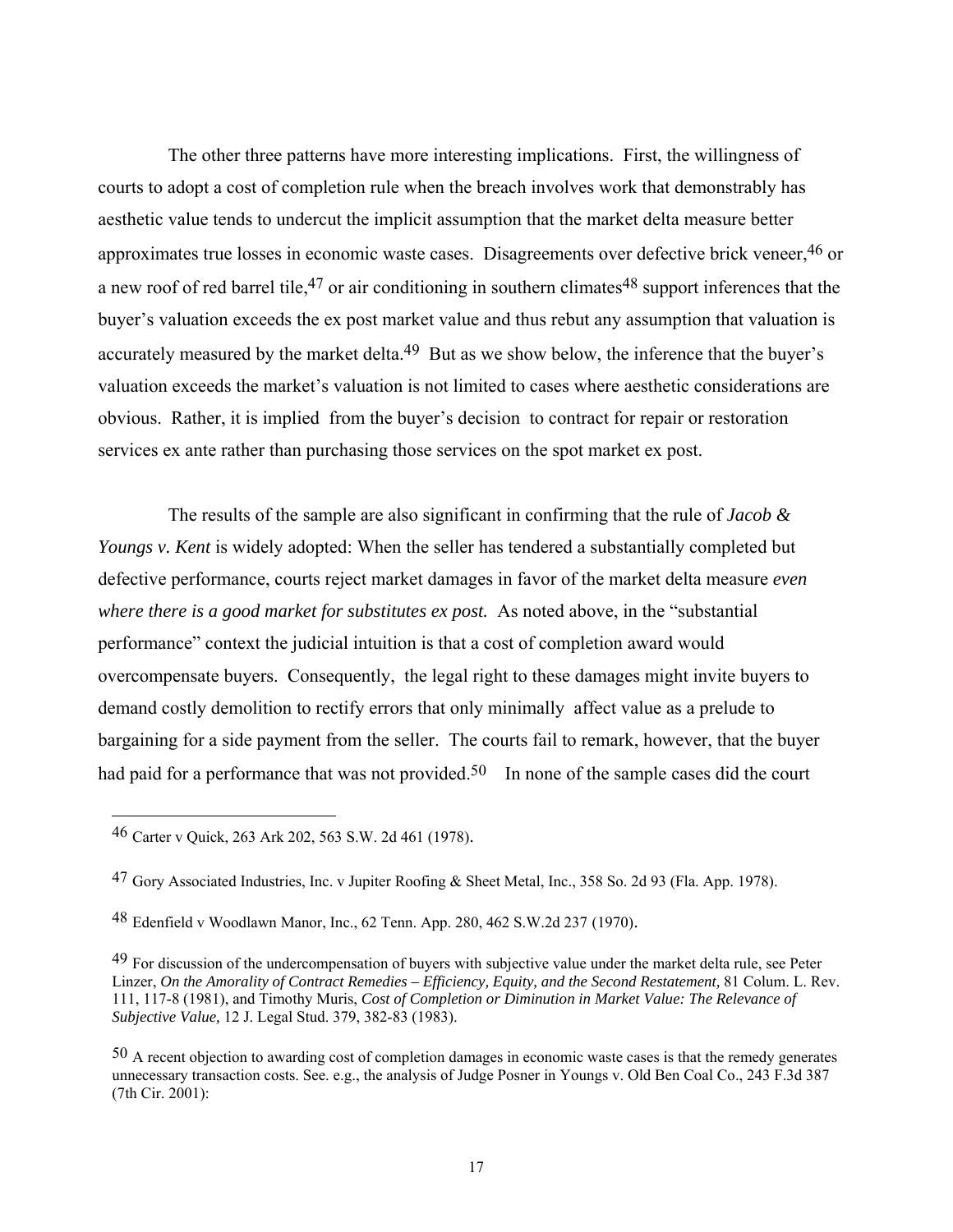The other three patterns have more interesting implications. First, the willingness of courts to adopt a cost of completion rule when the breach involves work that demonstrably has aesthetic value tends to undercut the implicit assumption that the market delta measure better approximates true losses in economic waste cases. Disagreements over defective brick veneer,[46] or a new roof of red barrel tile,[47] or air conditioning in southern climates[48] support inferences that the buyer's valuation exceeds the ex post market value and thus rebut any assumption that valuation is accurately measured by the market delta.[49] But as we show below, the inference that the buyer's valuation exceeds the market's valuation is not limited to cases where aesthetic considerations are obvious. Rather, it is implied from the buyer's decision to contract for repair or restoration services ex ante rather than purchasing those services on the spot market ex post.

The results of the sample are also significant in confirming that the rule of *Jacob & Youngs v. Kent* is widely adopted: When the seller has tendered a substantially completed but defective performance, courts reject market damages in favor of the market delta measure *even where there is a good market for substitutes ex post.* As noted above, in the "substantial performance" context the judicial intuition is that a cost of completion award would overcompensate buyers. Consequently, the legal right to these damages might invite buyers to demand costly demolition to rectify errors that only minimally affect value as a prelude to bargaining for a side payment from the seller. The courts fail to remark, however, that the buyer had paid for a performance that was not provided.[50] In none of the sample cases did the court

---

[46] Carter v Quick, 263 Ark 202, 563 S.W. 2d 461 (1978).

[47] Gory Associated Industries, Inc. v Jupiter Roofing & Sheet Metal, Inc., 358 So. 2d 93 (Fla. App. 1978).

[48] Edenfield v Woodlawn Manor, Inc., 62 Tenn. App. 280, 462 S.W.2d 237 (1970).

[49] For discussion of the undercompensation of buyers with subjective value under the market delta rule, see Peter Linzer, *On the Amorality of Contract Remedies – Efficiency, Equity, and the Second Restatement,* 81 Colum. L. Rev. 111, 117-8 (1981), and Timothy Muris, *Cost of Completion or Diminution in Market Value: The Relevance of Subjective Value,* 12 J. Legal Stud. 379, 382-83 (1983).

[50] A recent objection to awarding cost of completion damages in economic waste cases is that the remedy generates unnecessary transaction costs. See. e.g., the analysis of Judge Posner in Youngs v. Old Ben Coal Co., 243 F.3d 387 (7th Cir. 2001):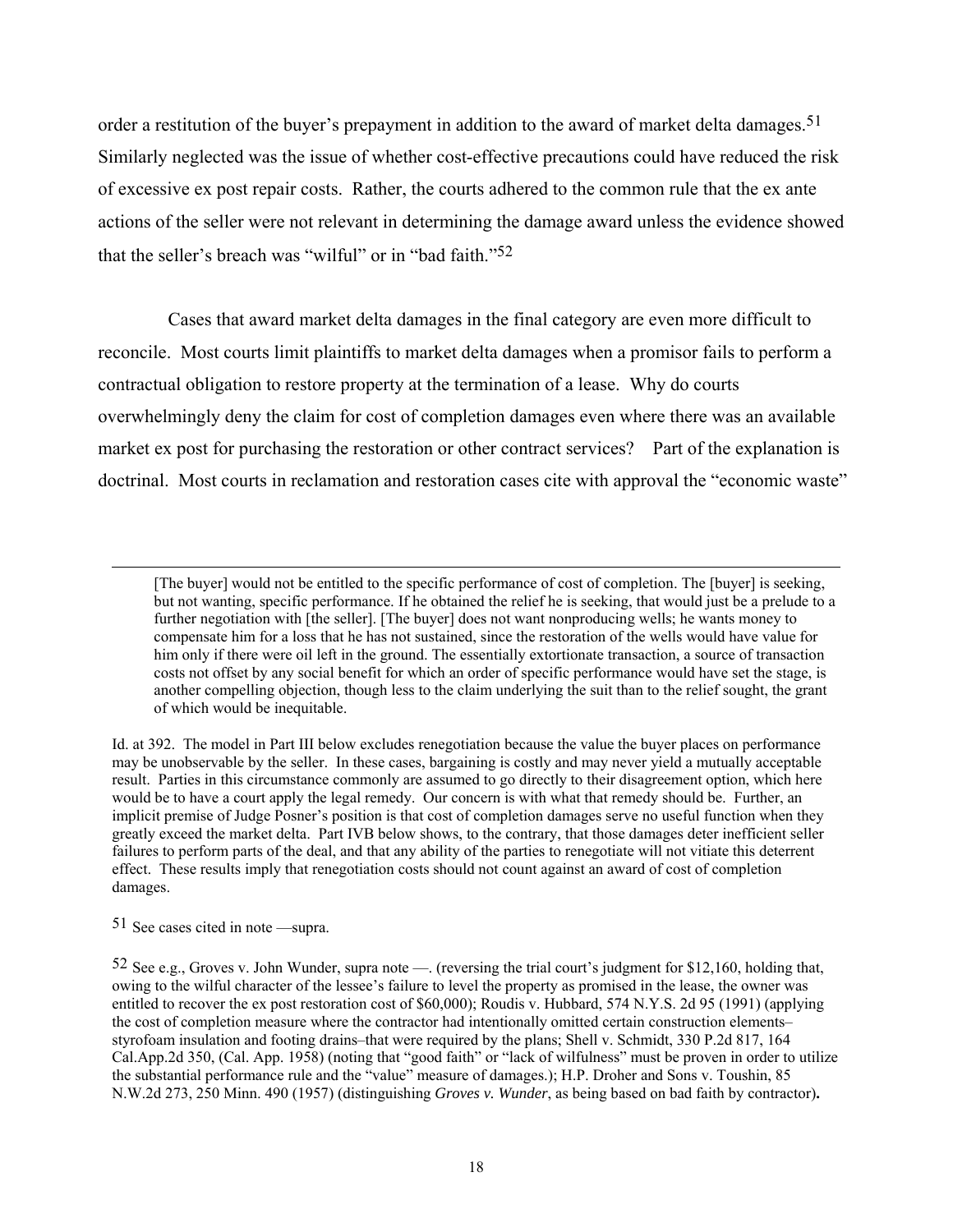order a restitution of the buyer's prepayment in addition to the award of market delta damages.[51] Similarly neglected was the issue of whether cost-effective precautions could have reduced the risk of excessive ex post repair costs. Rather, the courts adhered to the common rule that the ex ante actions of the seller were not relevant in determining the damage award unless the evidence showed that the seller's breach was "wilful" or in "bad faith."[52]

Cases that award market delta damages in the final category are even more difficult to reconcile. Most courts limit plaintiffs to market delta damages when a promisor fails to perform a contractual obligation to restore property at the termination of a lease. Why do courts overwhelmingly deny the claim for cost of completion damages even where there was an available market ex post for purchasing the restoration or other contract services? Part of the explanation is doctrinal. Most courts in reclamation and restoration cases cite with approval the "economic waste"

---

> [The buyer] would not be entitled to the specific performance of cost of completion. The [buyer] is seeking, but not wanting, specific performance. If he obtained the relief he is seeking, that would just be a prelude to a further negotiation with [the seller]. [The buyer] does not want nonproducing wells; he wants money to compensate him for a loss that he has not sustained, since the restoration of the wells would have value for him only if there were oil left in the ground. The essentially extortionate transaction, a source of transaction costs not offset by any social benefit for which an order of specific performance would have set the stage, is another compelling objection, though less to the claim underlying the suit than to the relief sought, the grant of which would be inequitable.

Id. at 392. The model in Part III below excludes renegotiation because the value the buyer places on performance may be unobservable by the seller. In these cases, bargaining is costly and may never yield a mutually acceptable result. Parties in this circumstance commonly are assumed to go directly to their disagreement option, which here would be to have a court apply the legal remedy. Our concern is with what that remedy should be. Further, an implicit premise of Judge Posner's position is that cost of completion damages serve no useful function when they greatly exceed the market delta. Part IVB below shows, to the contrary, that those damages deter inefficient seller failures to perform parts of the deal, and that any ability of the parties to renegotiate will not vitiate this deterrent effect. These results imply that renegotiation costs should not count against an award of cost of completion damages.

[51] See cases cited in note —supra.

[52] See e.g., Groves v. John Wunder, supra note —. (reversing the trial court's judgment for $12,160, holding that, owing to the wilful character of the lessee's failure to level the property as promised in the lease, the owner was entitled to recover the ex post restoration cost of $60,000); Roudis v. Hubbard, 574 N.Y.S. 2d 95 (1991) (applying the cost of completion measure where the contractor had intentionally omitted certain construction elements–styrofoam insulation and footing drains–that were required by the plans; Shell v. Schmidt, 330 P.2d 817, 164 Cal.App.2d 350, (Cal. App. 1958) (noting that "good faith" or "lack of wilfulness" must be proven in order to utilize the substantial performance rule and the "value" measure of damages.); H.P. Droher and Sons v. Toushin, 85 N.W.2d 273, 250 Minn. 490 (1957) (distinguishing *Groves v. Wunder*, as being based on bad faith by contractor).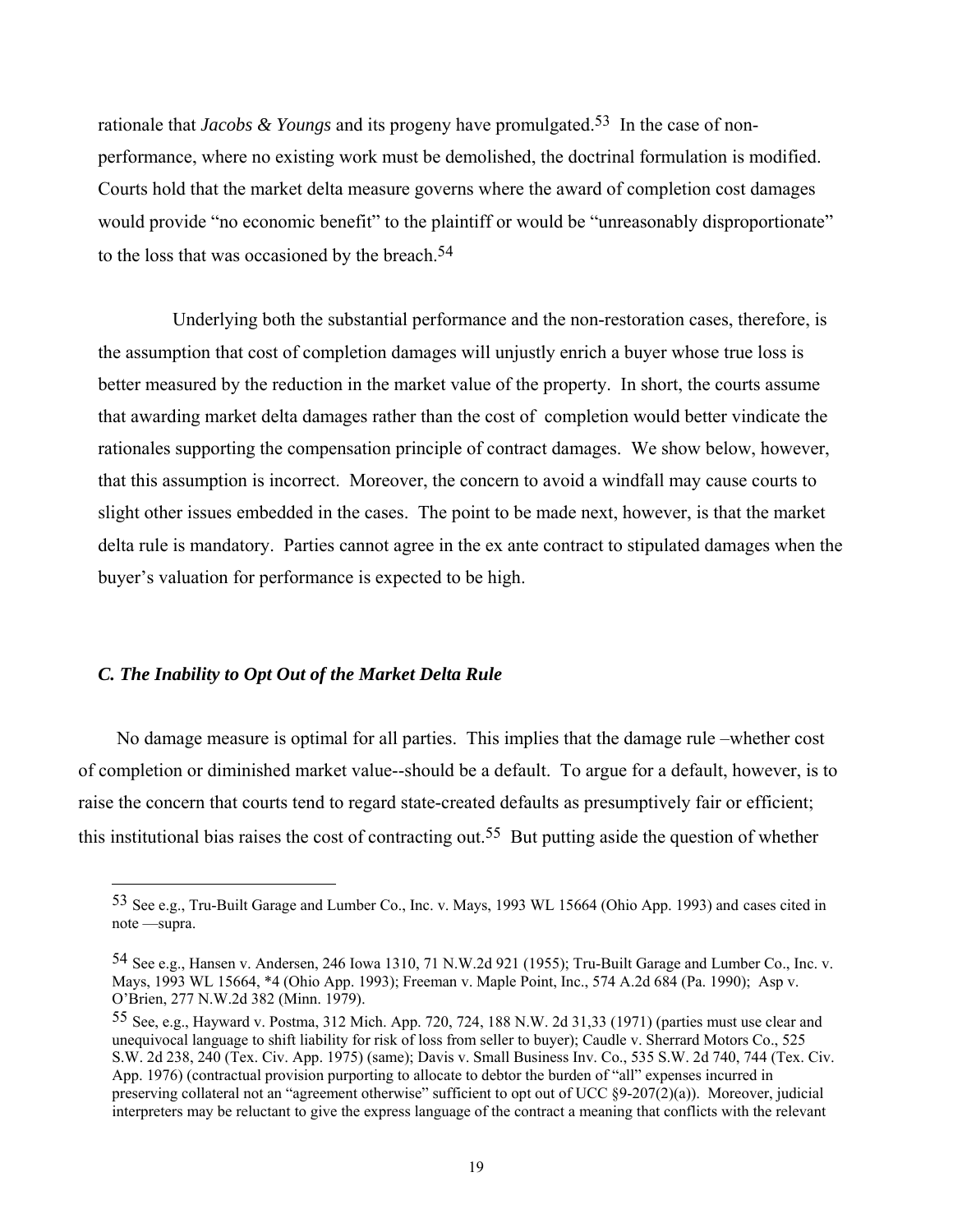rationale that *Jacobs & Youngs* and its progeny have promulgated.[53] In the case of non-performance, where no existing work must be demolished, the doctrinal formulation is modified. Courts hold that the market delta measure governs where the award of completion cost damages would provide "no economic benefit" to the plaintiff or would be "unreasonably disproportionate" to the loss that was occasioned by the breach.[54]

Underlying both the substantial performance and the non-restoration cases, therefore, is the assumption that cost of completion damages will unjustly enrich a buyer whose true loss is better measured by the reduction in the market value of the property. In short, the courts assume that awarding market delta damages rather than the cost of completion would better vindicate the rationales supporting the compensation principle of contract damages. We show below, however, that this assumption is incorrect. Moreover, the concern to avoid a windfall may cause courts to slight other issues embedded in the cases. The point to be made next, however, is that the market delta rule is mandatory. Parties cannot agree in the ex ante contract to stipulated damages when the buyer's valuation for performance is expected to be high.

### *C. The Inability to Opt Out of the Market Delta Rule*

No damage measure is optimal for all parties. This implies that the damage rule –whether cost of completion or diminished market value--should be a default. To argue for a default, however, is to raise the concern that courts tend to regard state-created defaults as presumptively fair or efficient; this institutional bias raises the cost of contracting out.[55] But putting aside the question of whether

---

[53] See e.g., Tru-Built Garage and Lumber Co., Inc. v. Mays, 1993 WL 15664 (Ohio App. 1993) and cases cited in note —supra.

[54] See e.g., Hansen v. Andersen, 246 Iowa 1310, 71 N.W.2d 921 (1955); Tru-Built Garage and Lumber Co., Inc. v. Mays, 1993 WL 15664, *4 (Ohio App. 1993); Freeman v. Maple Point, Inc., 574 A.2d 684 (Pa. 1990); Asp v. O'Brien, 277 N.W.2d 382 (Minn. 1979).

[55] See, e.g., Hayward v. Postma, 312 Mich. App. 720, 724, 188 N.W. 2d 31,33 (1971) (parties must use clear and unequivocal language to shift liability for risk of loss from seller to buyer); Caudle v. Sherrard Motors Co., 525 S.W. 2d 238, 240 (Tex. Civ. App. 1975) (same); Davis v. Small Business Inv. Co., 535 S.W. 2d 740, 744 (Tex. Civ. App. 1976) (contractual provision purporting to allocate to debtor the burden of "all" expenses incurred in preserving collateral not an "agreement otherwise" sufficient to opt out of UCC §9-207(2)(a)). Moreover, judicial interpreters may be reluctant to give the express language of the contract a meaning that conflicts with the relevant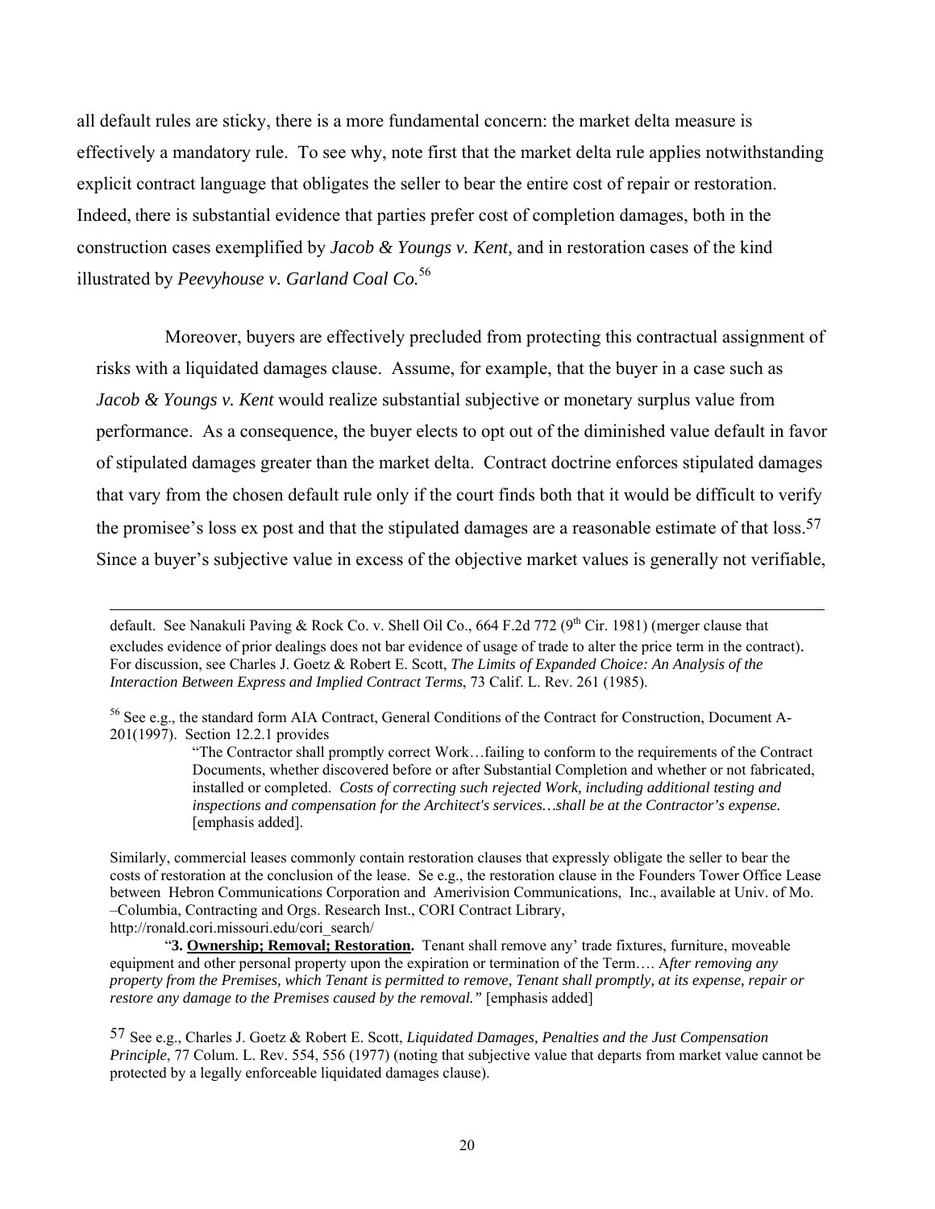all default rules are sticky, there is a more fundamental concern: the market delta measure is effectively a mandatory rule. To see why, note first that the market delta rule applies notwithstanding explicit contract language that obligates the seller to bear the entire cost of repair or restoration. Indeed, there is substantial evidence that parties prefer cost of completion damages, both in the construction cases exemplified by *Jacob & Youngs v. Kent,* and in restoration cases of the kind illustrated by *Peevyhouse v. Garland Coal Co.*[56]

Moreover, buyers are effectively precluded from protecting this contractual assignment of risks with a liquidated damages clause. Assume, for example, that the buyer in a case such as *Jacob & Youngs v. Kent* would realize substantial subjective or monetary surplus value from performance. As a consequence, the buyer elects to opt out of the diminished value default in favor of stipulated damages greater than the market delta. Contract doctrine enforces stipulated damages that vary from the chosen default rule only if the court finds both that it would be difficult to verify the promisee's loss ex post and that the stipulated damages are a reasonable estimate of that loss.[57] Since a buyer's subjective value in excess of the objective market values is generally not verifiable,

---

default. See Nanakuli Paving & Rock Co. v. Shell Oil Co., 664 F.2d 772 (9th Cir. 1981) (merger clause that excludes evidence of prior dealings does not bar evidence of usage of trade to alter the price term in the contract). For discussion, see Charles J. Goetz & Robert E. Scott, *The Limits of Expanded Choice: An Analysis of the Interaction Between Express and Implied Contract Terms*, 73 Calif. L. Rev. 261 (1985).

[56] See e.g., the standard form AIA Contract, General Conditions of the Contract for Construction, Document A-201(1997). Section 12.2.1 provides

> "The Contractor shall promptly correct Work…failing to conform to the requirements of the Contract Documents, whether discovered before or after Substantial Completion and whether or not fabricated, installed or completed. *Costs of correcting such rejected Work, including additional testing and inspections and compensation for the Architect's services…shall be at the Contractor's expense.* [emphasis added].

Similarly, commercial leases commonly contain restoration clauses that expressly obligate the seller to bear the costs of restoration at the conclusion of the lease. Se e.g., the restoration clause in the Founders Tower Office Lease between Hebron Communications Corporation and Amerivision Communications, Inc., available at Univ. of Mo. –Columbia, Contracting and Orgs. Research Inst., CORI Contract Library, http://ronald.cori.missouri.edu/cori_search/

> "**3. <u>Ownership; Removal; Restoration</u>.** Tenant shall remove any' trade fixtures, furniture, moveable equipment and other personal property upon the expiration or termination of the Term…. A*fter removing any property from the Premises, which Tenant is permitted to remove, Tenant shall promptly, at its expense, repair or restore any damage to the Premises caused by the removal."* [emphasis added]

[57] See e.g., Charles J. Goetz & Robert E. Scott, *Liquidated Damages, Penalties and the Just Compensation Principle*, 77 Colum. L. Rev. 554, 556 (1977) (noting that subjective value that departs from market value cannot be protected by a legally enforceable liquidated damages clause).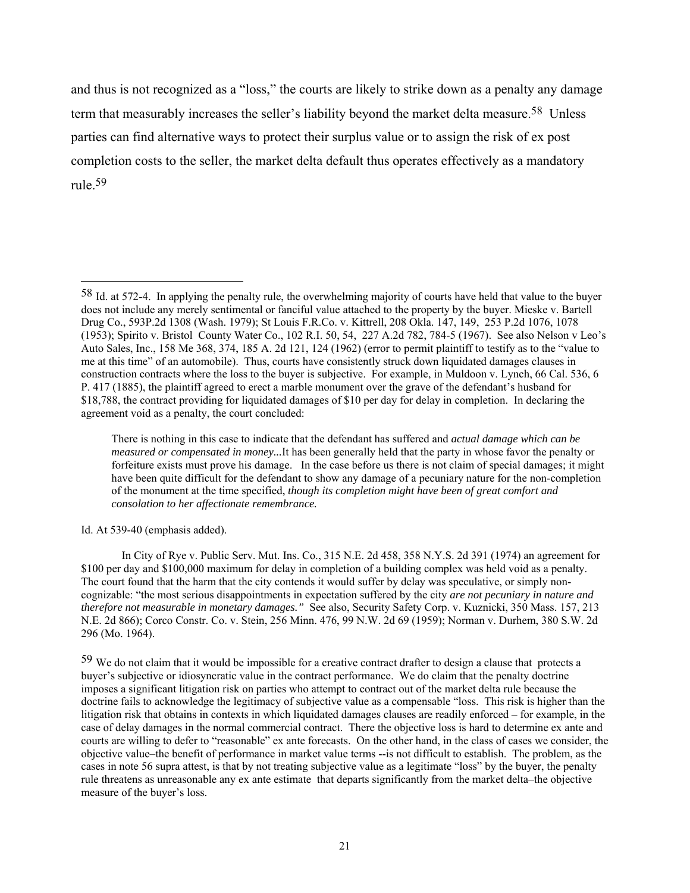and thus is not recognized as a "loss," the courts are likely to strike down as a penalty any damage term that measurably increases the seller's liability beyond the market delta measure.[58] Unless parties can find alternative ways to protect their surplus value or to assign the risk of ex post completion costs to the seller, the market delta default thus operates effectively as a mandatory rule.[59]

---

[58] Id. at 572-4. In applying the penalty rule, the overwhelming majority of courts have held that value to the buyer does not include any merely sentimental or fanciful value attached to the property by the buyer. Mieske v. Bartell Drug Co., 593P.2d 1308 (Wash. 1979); St Louis F.R.Co. v. Kittrell, 208 Okla. 147, 149, 253 P.2d 1076, 1078 (1953); Spirito v. Bristol County Water Co., 102 R.I. 50, 54, 227 A.2d 782, 784-5 (1967). See also Nelson v Leo's Auto Sales, Inc., 158 Me 368, 374, 185 A. 2d 121, 124 (1962) (error to permit plaintiff to testify as to the "value to me at this time" of an automobile). Thus, courts have consistently struck down liquidated damages clauses in construction contracts where the loss to the buyer is subjective. For example, in Muldoon v. Lynch, 66 Cal. 536, 6 P. 417 (1885), the plaintiff agreed to erect a marble monument over the grave of the defendant's husband for $18,788, the contract providing for liquidated damages of $10 per day for delay in completion. In declaring the agreement void as a penalty, the court concluded:

> There is nothing in this case to indicate that the defendant has suffered and *actual damage which can be measured or compensated in money*...It has been generally held that the party in whose favor the penalty or forfeiture exists must prove his damage. In the case before us there is not claim of special damages; it might have been quite difficult for the defendant to show any damage of a pecuniary nature for the non-completion of the monument at the time specified, *though its completion might have been of great comfort and consolation to her affectionate remembrance.*

Id. At 539-40 (emphasis added).

In City of Rye v. Public Serv. Mut. Ins. Co., 315 N.E. 2d 458, 358 N.Y.S. 2d 391 (1974) an agreement for $100 per day and $100,000 maximum for delay in completion of a building complex was held void as a penalty. The court found that the harm that the city contends it would suffer by delay was speculative, or simply non-cognizable: "the most serious disappointments in expectation suffered by the city *are not pecuniary in nature and therefore not measurable in monetary damages."* See also, Security Safety Corp. v. Kuznicki, 350 Mass. 157, 213 N.E. 2d 866); Corco Constr. Co. v. Stein, 256 Minn. 476, 99 N.W. 2d 69 (1959); Norman v. Durhem, 380 S.W. 2d 296 (Mo. 1964).

[59] We do not claim that it would be impossible for a creative contract drafter to design a clause that protects a buyer's subjective or idiosyncratic value in the contract performance. We do claim that the penalty doctrine imposes a significant litigation risk on parties who attempt to contract out of the market delta rule because the doctrine fails to acknowledge the legitimacy of subjective value as a compensable "loss. This risk is higher than the litigation risk that obtains in contexts in which liquidated damages clauses are readily enforced – for example, in the case of delay damages in the normal commercial contract. There the objective loss is hard to determine ex ante and courts are willing to defer to "reasonable" ex ante forecasts. On the other hand, in the class of cases we consider, the objective value–the benefit of performance in market value terms --is not difficult to establish. The problem, as the cases in note 56 supra attest, is that by not treating subjective value as a legitimate "loss" by the buyer, the penalty rule threatens as unreasonable any ex ante estimate that departs significantly from the market delta–the objective measure of the buyer's loss.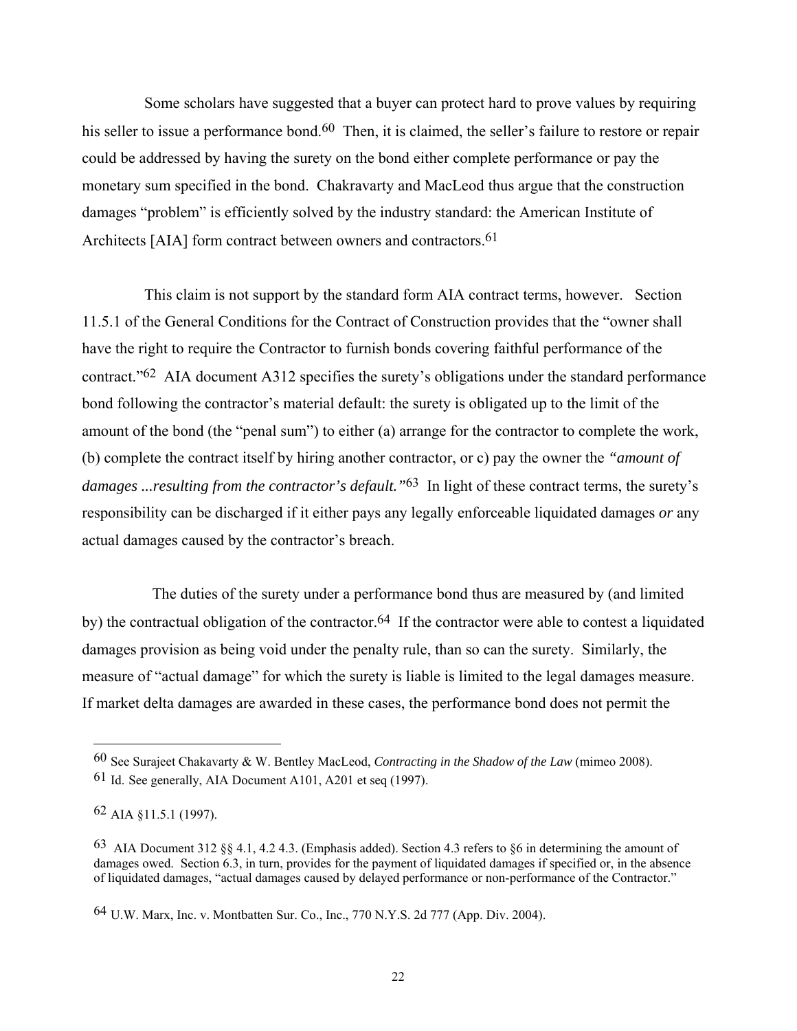Some scholars have suggested that a buyer can protect hard to prove values by requiring his seller to issue a performance bond.[60] Then, it is claimed, the seller's failure to restore or repair could be addressed by having the surety on the bond either complete performance or pay the monetary sum specified in the bond. Chakravarty and MacLeod thus argue that the construction damages "problem" is efficiently solved by the industry standard: the American Institute of Architects [AIA] form contract between owners and contractors.[61]

This claim is not support by the standard form AIA contract terms, however. Section 11.5.1 of the General Conditions for the Contract of Construction provides that the "owner shall have the right to require the Contractor to furnish bonds covering faithful performance of the contract."[62] AIA document A312 specifies the surety's obligations under the standard performance bond following the contractor's material default: the surety is obligated up to the limit of the amount of the bond (the "penal sum") to either (a) arrange for the contractor to complete the work, (b) complete the contract itself by hiring another contractor, or c) pay the owner the *"amount of damages ...resulting from the contractor's default."*[63] In light of these contract terms, the surety's responsibility can be discharged if it either pays any legally enforceable liquidated damages *or* any actual damages caused by the contractor's breach.

The duties of the surety under a performance bond thus are measured by (and limited by) the contractual obligation of the contractor.[64] If the contractor were able to contest a liquidated damages provision as being void under the penalty rule, than so can the surety. Similarly, the measure of "actual damage" for which the surety is liable is limited to the legal damages measure. If market delta damages are awarded in these cases, the performance bond does not permit the

---

[60] See Surajeet Chakavarty & W. Bentley MacLeod, *Contracting in the Shadow of the Law* (mimeo 2008).

[61] Id. See generally, AIA Document A101, A201 et seq (1997).

[62] AIA §11.5.1 (1997).

[63] AIA Document 312 §§ 4.1, 4.2 4.3. (Emphasis added). Section 4.3 refers to §6 in determining the amount of damages owed. Section 6.3, in turn, provides for the payment of liquidated damages if specified or, in the absence of liquidated damages, "actual damages caused by delayed performance or non-performance of the Contractor."

[64] U.W. Marx, Inc. v. Montbatten Sur. Co., Inc., 770 N.Y.S. 2d 777 (App. Div. 2004).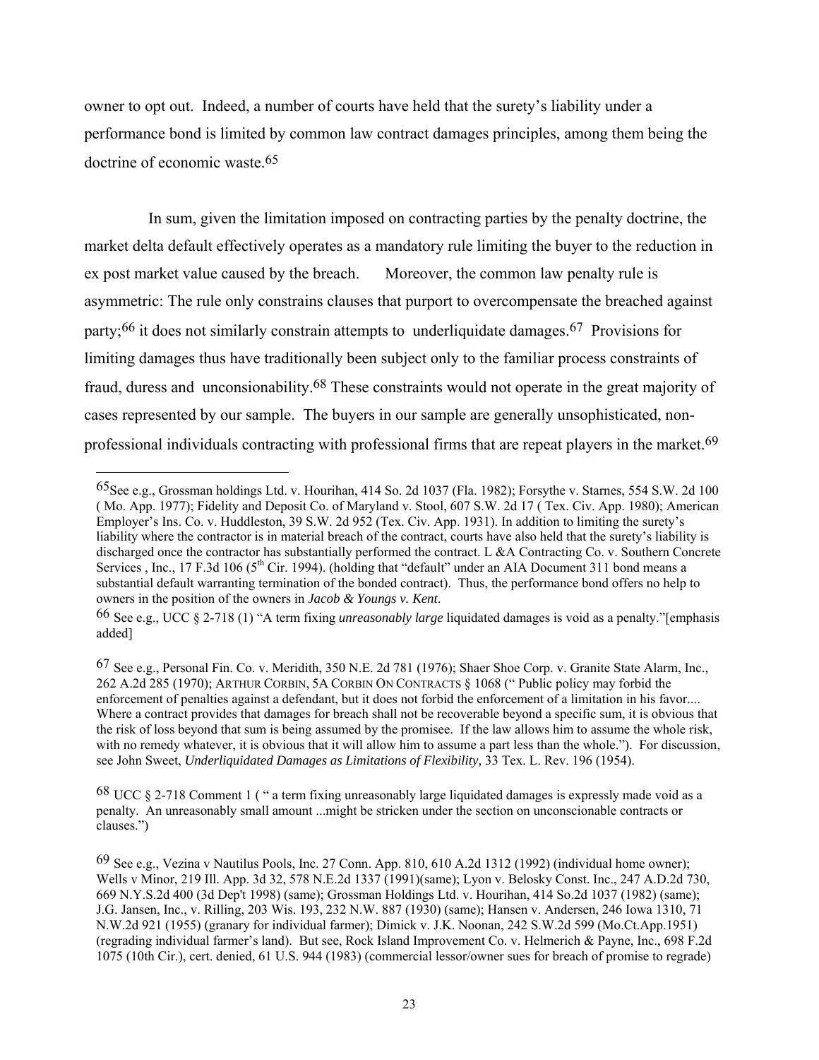owner to opt out. Indeed, a number of courts have held that the surety's liability under a performance bond is limited by common law contract damages principles, among them being the doctrine of economic waste.[65]

In sum, given the limitation imposed on contracting parties by the penalty doctrine, the market delta default effectively operates as a mandatory rule limiting the buyer to the reduction in ex post market value caused by the breach. Moreover, the common law penalty rule is asymmetric: The rule only constrains clauses that purport to overcompensate the breached against party;[66] it does not similarly constrain attempts to underliquidate damages.[67] Provisions for limiting damages thus have traditionally been subject only to the familiar process constraints of fraud, duress and unconsionability.[68] These constraints would not operate in the great majority of cases represented by our sample. The buyers in our sample are generally unsophisticated, non-professional individuals contracting with professional firms that are repeat players in the market.[69]

---

[65] See e.g., Grossman holdings Ltd. v. Hourihan, 414 So. 2d 1037 (Fla. 1982); Forsythe v. Starnes, 554 S.W. 2d 100 ( Mo. App. 1977); Fidelity and Deposit Co. of Maryland v. Stool, 607 S.W. 2d 17 ( Tex. Civ. App. 1980); American Employer's Ins. Co. v. Huddleston, 39 S.W. 2d 952 (Tex. Civ. App. 1931). In addition to limiting the surety's liability where the contractor is in material breach of the contract, courts have also held that the surety's liability is discharged once the contractor has substantially performed the contract. L &A Contracting Co. v. Southern Concrete Services , Inc., 17 F.3d 106 (5th Cir. 1994). (holding that "default" under an AIA Document 311 bond means a substantial default warranting termination of the bonded contract). Thus, the performance bond offers no help to owners in the position of the owners in *Jacob & Youngs v. Kent*.

[66] See e.g., UCC § 2-718 (1) "A term fixing *unreasonably large* liquidated damages is void as a penalty."[emphasis added]

[67] See e.g., Personal Fin. Co. v. Meridith, 350 N.E. 2d 781 (1976); Shaer Shoe Corp. v. Granite State Alarm, Inc., 262 A.2d 285 (1970); ARTHUR CORBIN, 5A CORBIN ON CONTRACTS § 1068 (" Public policy may forbid the enforcement of penalties against a defendant, but it does not forbid the enforcement of a limitation in his favor.... Where a contract provides that damages for breach shall not be recoverable beyond a specific sum, it is obvious that the risk of loss beyond that sum is being assumed by the promisee. If the law allows him to assume the whole risk, with no remedy whatever, it is obvious that it will allow him to assume a part less than the whole."). For discussion, see John Sweet, *Underliquidated Damages as Limitations of Flexibility,* 33 Tex. L. Rev. 196 (1954).

[68] UCC § 2-718 Comment 1 ( " a term fixing unreasonably large liquidated damages is expressly made void as a penalty. An unreasonably small amount ...might be stricken under the section on unconscionable contracts or clauses.")

[69] See e.g., Vezina v Nautilus Pools, Inc. 27 Conn. App. 810, 610 A.2d 1312 (1992) (individual home owner); Wells v Minor, 219 Ill. App. 3d 32, 578 N.E.2d 1337 (1991)(same); Lyon v. Belosky Const. Inc., 247 A.D.2d 730, 669 N.Y.S.2d 400 (3d Dep't 1998) (same); Grossman Holdings Ltd. v. Hourihan, 414 So.2d 1037 (1982) (same); J.G. Jansen, Inc., v. Rilling, 203 Wis. 193, 232 N.W. 887 (1930) (same); Hansen v. Andersen, 246 Iowa 1310, 71 N.W.2d 921 (1955) (granary for individual farmer); Dimick v. J.K. Noonan, 242 S.W.2d 599 (Mo.Ct.App.1951) (regrading individual farmer's land). But see, Rock Island Improvement Co. v. Helmerich & Payne, Inc., 698 F.2d 1075 (10th Cir.), cert. denied, 61 U.S. 944 (1983) (commercial lessor/owner sues for breach of promise to regrade)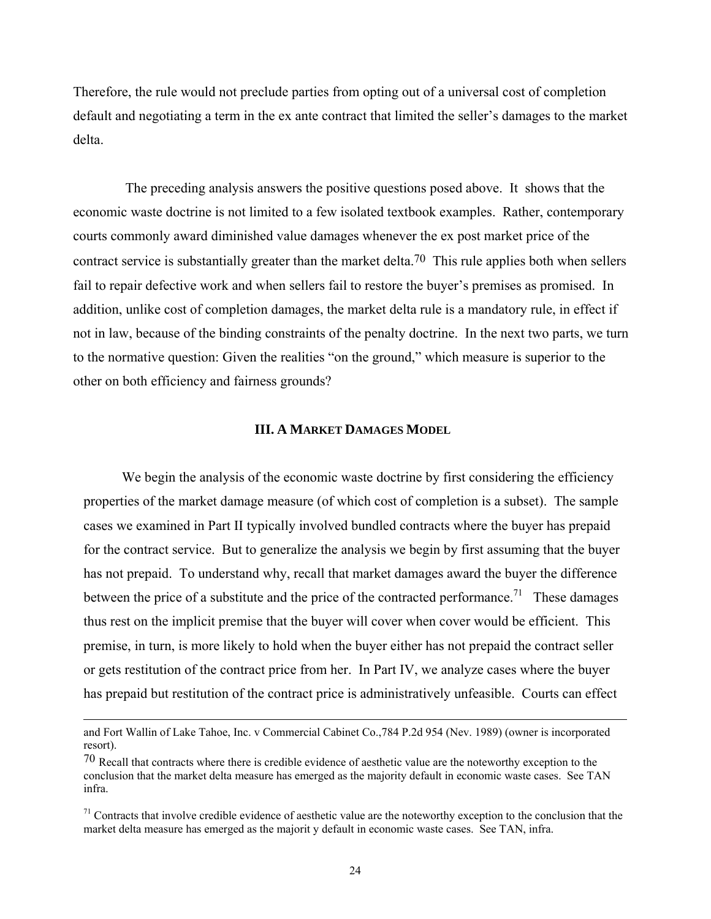Therefore, the rule would not preclude parties from opting out of a universal cost of completion default and negotiating a term in the ex ante contract that limited the seller's damages to the market delta.

The preceding analysis answers the positive questions posed above. It shows that the economic waste doctrine is not limited to a few isolated textbook examples. Rather, contemporary courts commonly award diminished value damages whenever the ex post market price of the contract service is substantially greater than the market delta.[70] This rule applies both when sellers fail to repair defective work and when sellers fail to restore the buyer's premises as promised. In addition, unlike cost of completion damages, the market delta rule is a mandatory rule, in effect if not in law, because of the binding constraints of the penalty doctrine. In the next two parts, we turn to the normative question: Given the realities "on the ground," which measure is superior to the other on both efficiency and fairness grounds?

## III. A MARKET DAMAGES MODEL

We begin the analysis of the economic waste doctrine by first considering the efficiency properties of the market damage measure (of which cost of completion is a subset). The sample cases we examined in Part II typically involved bundled contracts where the buyer has prepaid for the contract service. But to generalize the analysis we begin by first assuming that the buyer has not prepaid. To understand why, recall that market damages award the buyer the difference between the price of a substitute and the price of the contracted performance.[71] These damages thus rest on the implicit premise that the buyer will cover when cover would be efficient. This premise, in turn, is more likely to hold when the buyer either has not prepaid the contract seller or gets restitution of the contract price from her. In Part IV, we analyze cases where the buyer has prepaid but restitution of the contract price is administratively unfeasible. Courts can effect

---

and Fort Wallin of Lake Tahoe, Inc. v Commercial Cabinet Co.,784 P.2d 954 (Nev. 1989) (owner is incorporated resort).

[70] Recall that contracts where there is credible evidence of aesthetic value are the noteworthy exception to the conclusion that the market delta measure has emerged as the majority default in economic waste cases. See TAN infra.

[71] Contracts that involve credible evidence of aesthetic value are the noteworthy exception to the conclusion that the market delta measure has emerged as the majorit y default in economic waste cases. See TAN, infra.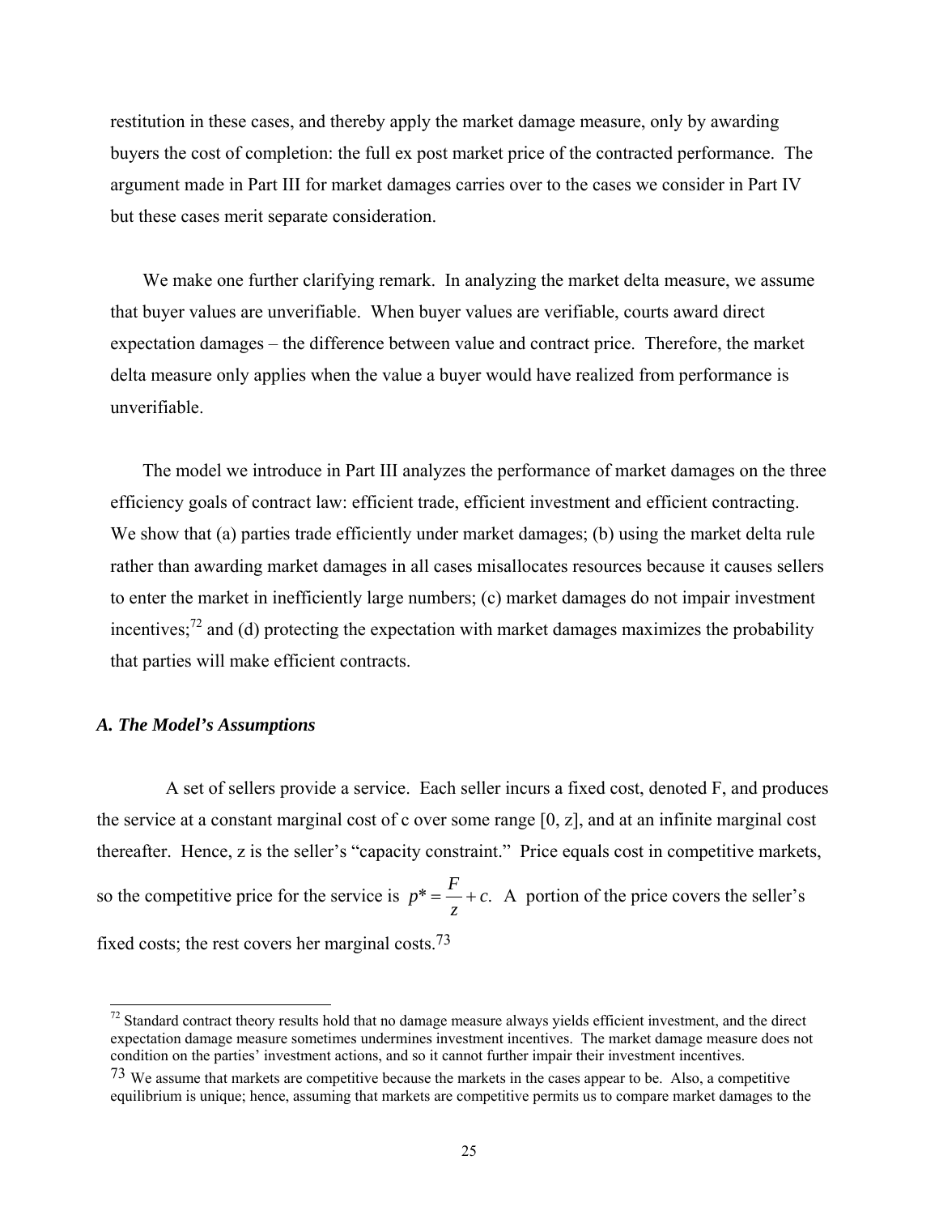restitution in these cases, and thereby apply the market damage measure, only by awarding buyers the cost of completion: the full ex post market price of the contracted performance. The argument made in Part III for market damages carries over to the cases we consider in Part IV but these cases merit separate consideration.

We make one further clarifying remark. In analyzing the market delta measure, we assume that buyer values are unverifiable. When buyer values are verifiable, courts award direct expectation damages – the difference between value and contract price. Therefore, the market delta measure only applies when the value a buyer would have realized from performance is unverifiable.

The model we introduce in Part III analyzes the performance of market damages on the three efficiency goals of contract law: efficient trade, efficient investment and efficient contracting. We show that (a) parties trade efficiently under market damages; (b) using the market delta rule rather than awarding market damages in all cases misallocates resources because it causes sellers to enter the market in inefficiently large numbers; (c) market damages do not impair investment incentives;[72] and (d) protecting the expectation with market damages maximizes the probability that parties will make efficient contracts.

### *A. The Model's Assumptions*

A set of sellers provide a service. Each seller incurs a fixed cost, denoted F, and produces the service at a constant marginal cost of c over some range [0, z], and at an infinite marginal cost thereafter. Hence, z is the seller's "capacity constraint." Price equals cost in competitive markets, so the competitive price for the service is $p^* = \frac{F}{z} + c.$ A portion of the price covers the seller's fixed costs; the rest covers her marginal costs.[73]

---

[72] Standard contract theory results hold that no damage measure always yields efficient investment, and the direct expectation damage measure sometimes undermines investment incentives. The market damage measure does not condition on the parties' investment actions, and so it cannot further impair their investment incentives.

[73] We assume that markets are competitive because the markets in the cases appear to be. Also, a competitive equilibrium is unique; hence, assuming that markets are competitive permits us to compare market damages to the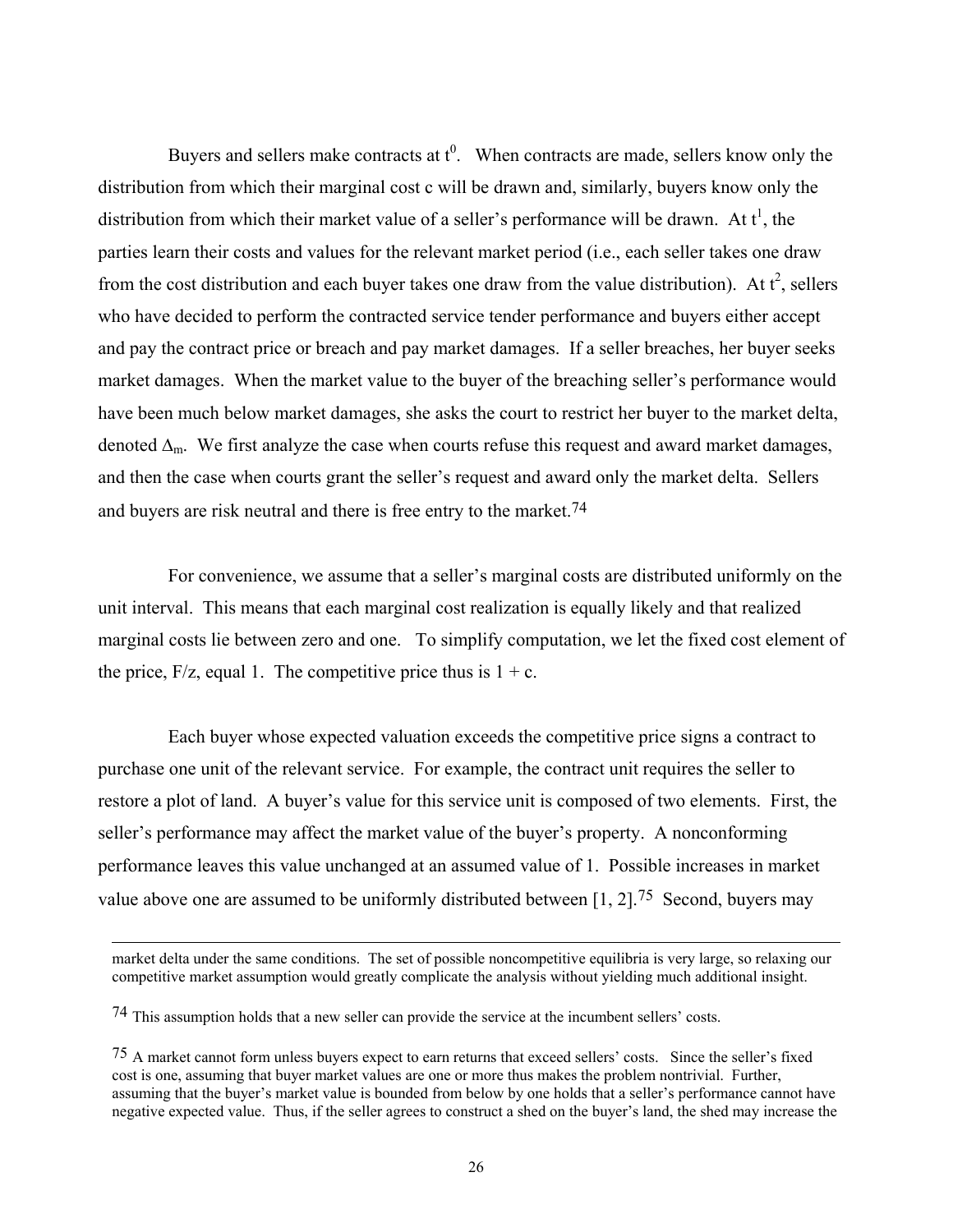Buyers and sellers make contracts at $t^0$. When contracts are made, sellers know only the distribution from which their marginal cost c will be drawn and, similarly, buyers know only the distribution from which their market value of a seller's performance will be drawn. At $t^1$, the parties learn their costs and values for the relevant market period (i.e., each seller takes one draw from the cost distribution and each buyer takes one draw from the value distribution). At $t^2$, sellers who have decided to perform the contracted service tender performance and buyers either accept and pay the contract price or breach and pay market damages. If a seller breaches, her buyer seeks market damages. When the market value to the buyer of the breaching seller's performance would have been much below market damages, she asks the court to restrict her buyer to the market delta, denoted $\Delta_m$. We first analyze the case when courts refuse this request and award market damages, and then the case when courts grant the seller's request and award only the market delta. Sellers and buyers are risk neutral and there is free entry to the market.[74]

For convenience, we assume that a seller's marginal costs are distributed uniformly on the unit interval. This means that each marginal cost realization is equally likely and that realized marginal costs lie between zero and one. To simplify computation, we let the fixed cost element of the price, $F/z$, equal 1. The competitive price thus is $1 + c$.

Each buyer whose expected valuation exceeds the competitive price signs a contract to purchase one unit of the relevant service. For example, the contract unit requires the seller to restore a plot of land. A buyer's value for this service unit is composed of two elements. First, the seller's performance may affect the market value of the buyer's property. A nonconforming performance leaves this value unchanged at an assumed value of 1. Possible increases in market value above one are assumed to be uniformly distributed between [1, 2].[75] Second, buyers may

---

market delta under the same conditions. The set of possible noncompetitive equilibria is very large, so relaxing our competitive market assumption would greatly complicate the analysis without yielding much additional insight.

74 This assumption holds that a new seller can provide the service at the incumbent sellers' costs.

75 A market cannot form unless buyers expect to earn returns that exceed sellers' costs. Since the seller's fixed cost is one, assuming that buyer market values are one or more thus makes the problem nontrivial. Further, assuming that the buyer's market value is bounded from below by one holds that a seller's performance cannot have negative expected value. Thus, if the seller agrees to construct a shed on the buyer's land, the shed may increase the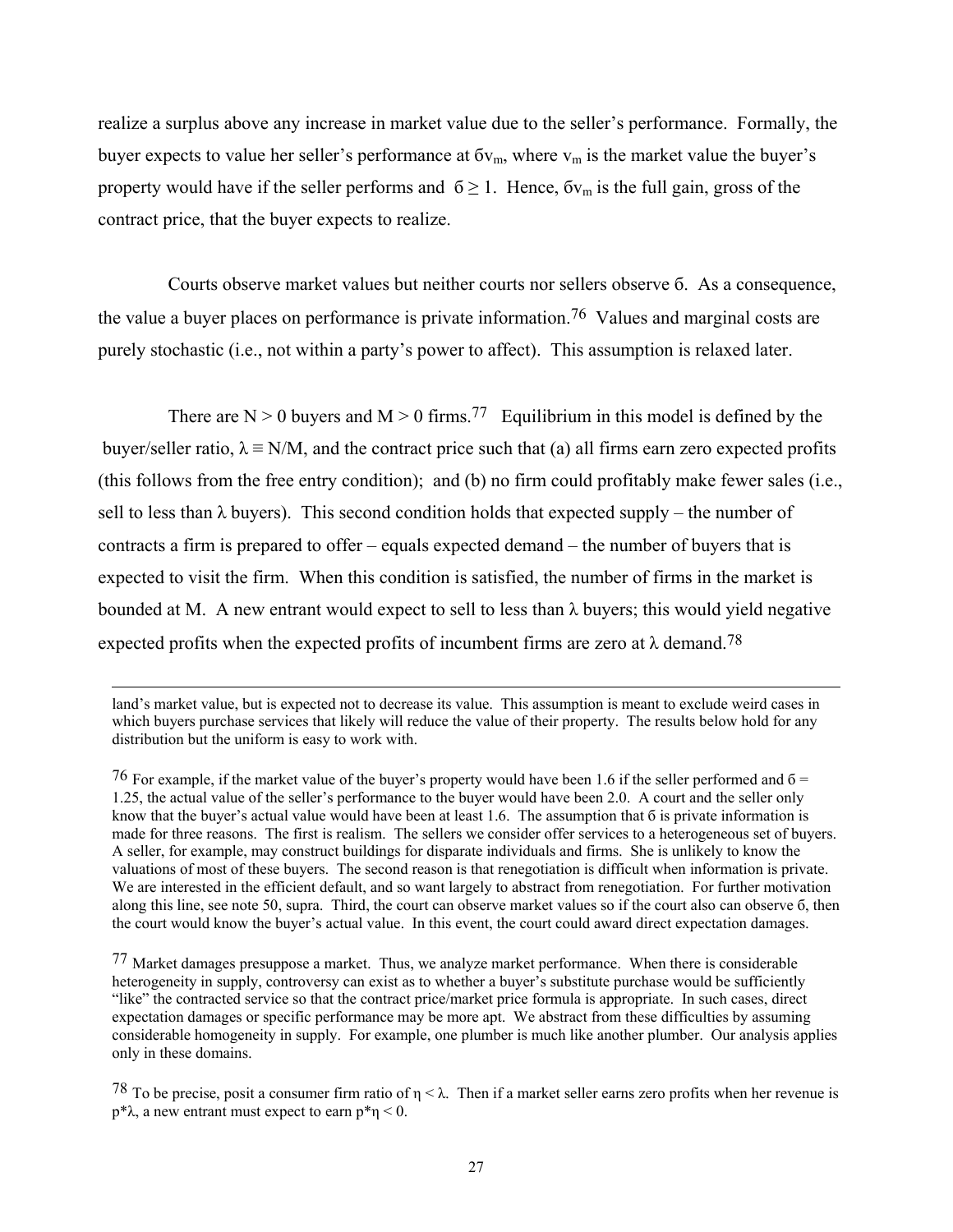realize a surplus above any increase in market value due to the seller's performance. Formally, the buyer expects to value her seller's performance at $\delta v_m$, where $v_m$ is the market value the buyer's property would have if the seller performs and $\delta \geq 1$. Hence, $\delta v_m$ is the full gain, gross of the contract price, that the buyer expects to realize.

Courts observe market values but neither courts nor sellers observe $\delta$. As a consequence, the value a buyer places on performance is private information.[76] Values and marginal costs are purely stochastic (i.e., not within a party's power to affect). This assumption is relaxed later.

There are $N > 0$ buyers and $M > 0$ firms.[77] Equilibrium in this model is defined by the buyer/seller ratio, $\lambda \equiv N/M$, and the contract price such that (a) all firms earn zero expected profits (this follows from the free entry condition); and (b) no firm could profitably make fewer sales (i.e., sell to less than $\lambda$ buyers). This second condition holds that expected supply – the number of contracts a firm is prepared to offer – equals expected demand – the number of buyers that is expected to visit the firm. When this condition is satisfied, the number of firms in the market is bounded at M. A new entrant would expect to sell to less than $\lambda$ buyers; this would yield negative expected profits when the expected profits of incumbent firms are zero at $\lambda$ demand.[78]

---

land's market value, but is expected not to decrease its value. This assumption is meant to exclude weird cases in which buyers purchase services that likely will reduce the value of their property. The results below hold for any distribution but the uniform is easy to work with.

[76] For example, if the market value of the buyer's property would have been 1.6 if the seller performed and $\delta = 1.25$, the actual value of the seller's performance to the buyer would have been 2.0. A court and the seller only know that the buyer's actual value would have been at least 1.6. The assumption that $\delta$ is private information is made for three reasons. The first is realism. The sellers we consider offer services to a heterogeneous set of buyers. A seller, for example, may construct buildings for disparate individuals and firms. She is unlikely to know the valuations of most of these buyers. The second reason is that renegotiation is difficult when information is private. We are interested in the efficient default, and so want largely to abstract from renegotiation. For further motivation along this line, see note 50, supra. Third, the court can observe market values so if the court also can observe $\delta$, then the court would know the buyer's actual value. In this event, the court could award direct expectation damages.

[77] Market damages presuppose a market. Thus, we analyze market performance. When there is considerable heterogeneity in supply, controversy can exist as to whether a buyer's substitute purchase would be sufficiently "like" the contracted service so that the contract price/market price formula is appropriate. In such cases, direct expectation damages or specific performance may be more apt. We abstract from these difficulties by assuming considerable homogeneity in supply. For example, one plumber is much like another plumber. Our analysis applies only in these domains.

[78] To be precise, posit a consumer firm ratio of $\eta < \lambda$. Then if a market seller earns zero profits when her revenue is $p^*\lambda$, a new entrant must expect to earn $p^*\eta < 0$.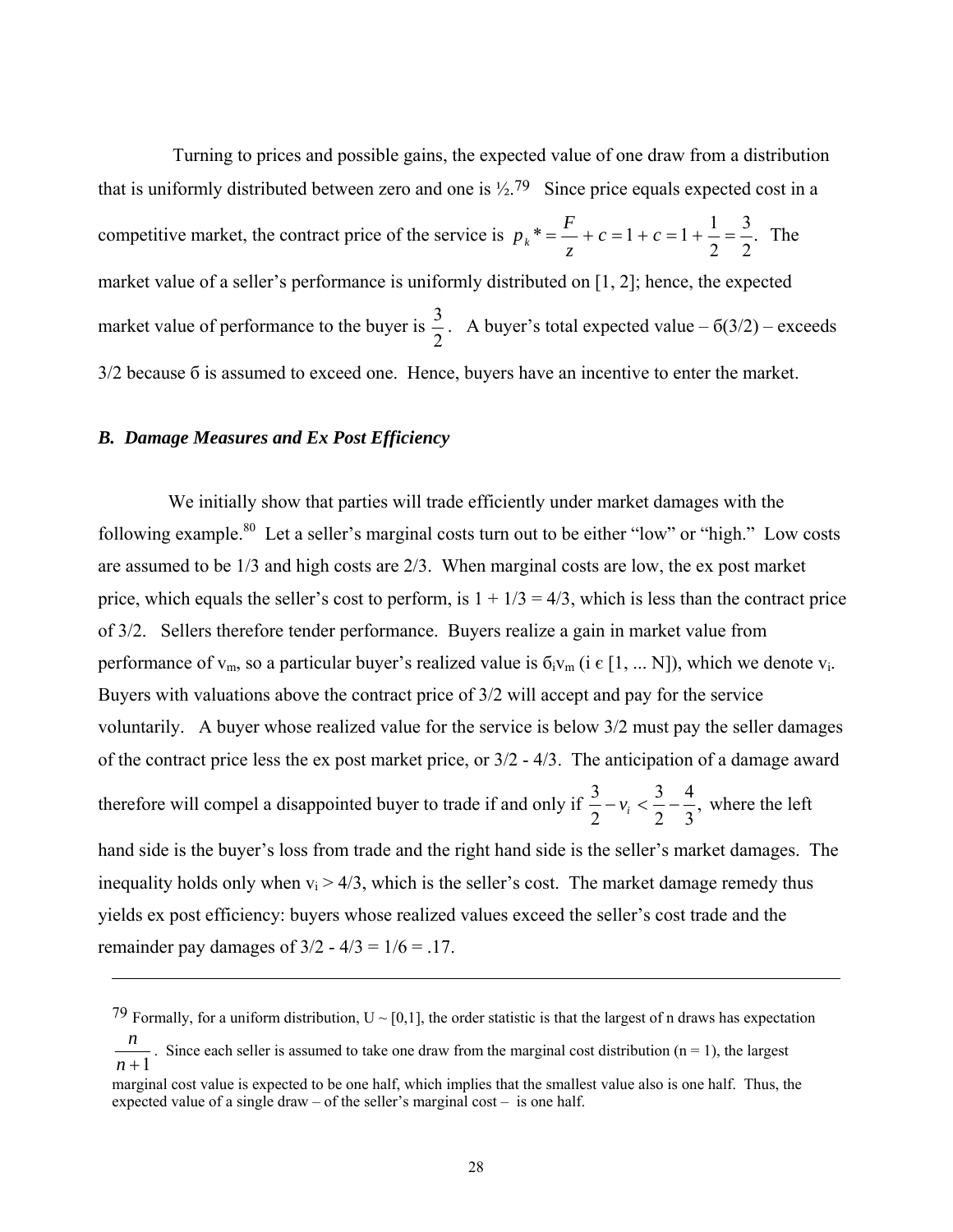Turning to prices and possible gains, the expected value of one draw from a distribution that is uniformly distributed between zero and one is ½.[79] Since price equals expected cost in a competitive market, the contract price of the service is $p_k{}^* = \frac{F}{z} + c = 1 + c = 1 + \frac{1}{2} = \frac{3}{2}.$ The market value of a seller's performance is uniformly distributed on [1, 2]; hence, the expected market value of performance to the buyer is $\frac{3}{2}$. A buyer's total expected value – $\sigma(3/2)$ – exceeds 3/2 because $\sigma$ is assumed to exceed one. Hence, buyers have an incentive to enter the market.

### *B. Damage Measures and Ex Post Efficiency*

We initially show that parties will trade efficiently under market damages with the following example.[80] Let a seller's marginal costs turn out to be either "low" or "high." Low costs are assumed to be 1/3 and high costs are 2/3. When marginal costs are low, the ex post market price, which equals the seller's cost to perform, is 1 + 1/3 = 4/3, which is less than the contract price of 3/2. Sellers therefore tender performance. Buyers realize a gain in market value from performance of $v_m$, so a particular buyer's realized value is $\sigma_i v_m$ ($i \in [1, \ldots N]$), which we denote $v_i$. Buyers with valuations above the contract price of 3/2 will accept and pay for the service voluntarily. A buyer whose realized value for the service is below 3/2 must pay the seller damages of the contract price less the ex post market price, or 3/2 - 4/3. The anticipation of a damage award therefore will compel a disappointed buyer to trade if and only if $\frac{3}{2} - v_i < \frac{3}{2} - \frac{4}{3},$ where the left hand side is the buyer's loss from trade and the right hand side is the seller's market damages. The inequality holds only when $v_i > 4/3$, which is the seller's cost. The market damage remedy thus yields ex post efficiency: buyers whose realized values exceed the seller's cost trade and the remainder pay damages of 3/2 - 4/3 = 1/6 = .17.

---

[79] Formally, for a uniform distribution, U ~ [0,1], the order statistic is that the largest of n draws has expectation $\frac{n}{n+1}$. Since each seller is assumed to take one draw from the marginal cost distribution (n = 1), the largest marginal cost value is expected to be one half, which implies that the smallest value also is one half. Thus, the expected value of a single draw – of the seller's marginal cost – is one half.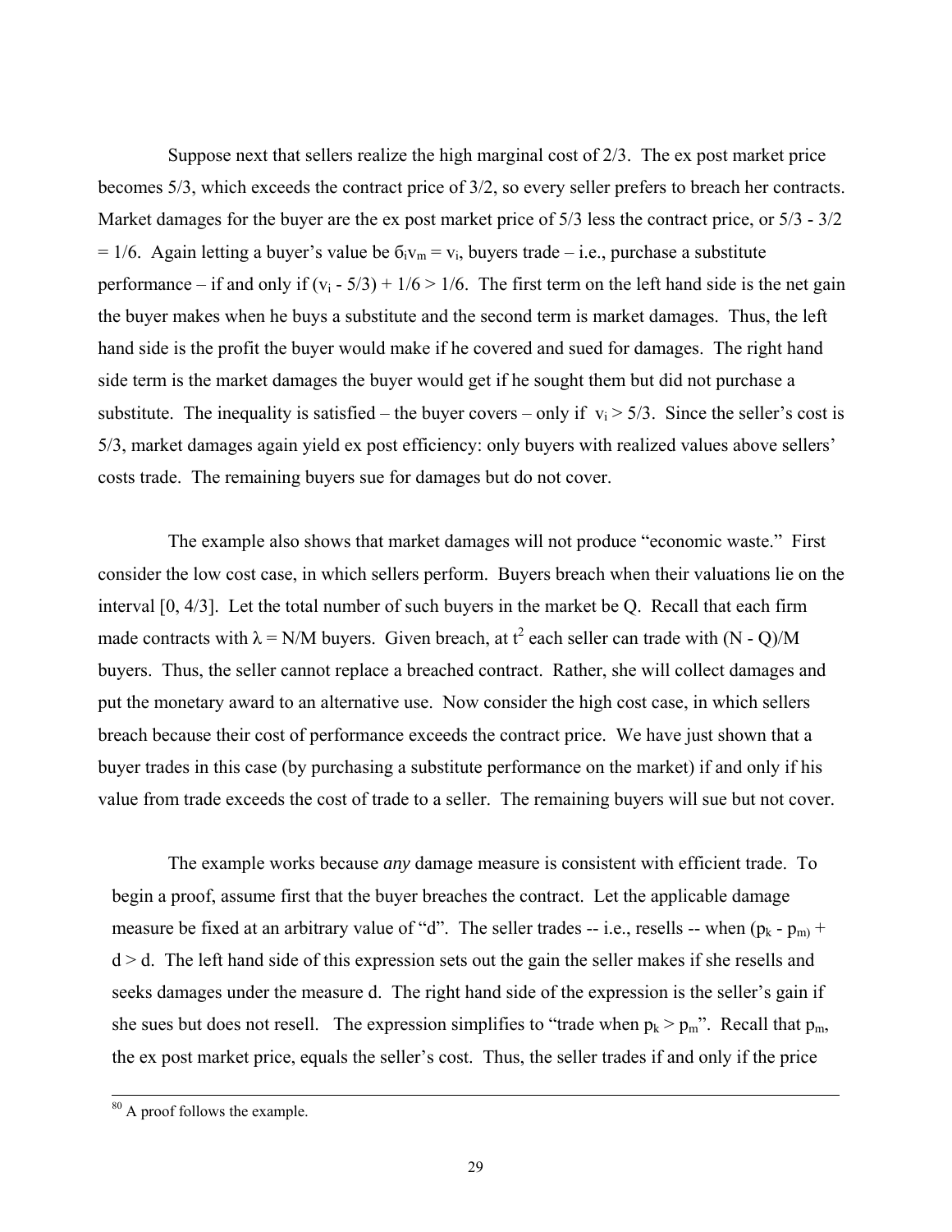Suppose next that sellers realize the high marginal cost of 2/3. The ex post market price becomes 5/3, which exceeds the contract price of 3/2, so every seller prefers to breach her contracts. Market damages for the buyer are the ex post market price of 5/3 less the contract price, or 5/3 - 3/2 = 1/6. Again letting a buyer's value be $\delta_i v_m = v_i$, buyers trade – i.e., purchase a substitute performance – if and only if $(v_i - 5/3) + 1/6 > 1/6$. The first term on the left hand side is the net gain the buyer makes when he buys a substitute and the second term is market damages. Thus, the left hand side is the profit the buyer would make if he covered and sued for damages. The right hand side term is the market damages the buyer would get if he sought them but did not purchase a substitute. The inequality is satisfied – the buyer covers – only if $v_i > 5/3$. Since the seller's cost is 5/3, market damages again yield ex post efficiency: only buyers with realized values above sellers' costs trade. The remaining buyers sue for damages but do not cover.

The example also shows that market damages will not produce "economic waste." First consider the low cost case, in which sellers perform. Buyers breach when their valuations lie on the interval [0, 4/3]. Let the total number of such buyers in the market be Q. Recall that each firm made contracts with $\lambda = N/M$ buyers. Given breach, at $t^2$ each seller can trade with $(N - Q)/M$ buyers. Thus, the seller cannot replace a breached contract. Rather, she will collect damages and put the monetary award to an alternative use. Now consider the high cost case, in which sellers breach because their cost of performance exceeds the contract price. We have just shown that a buyer trades in this case (by purchasing a substitute performance on the market) if and only if his value from trade exceeds the cost of trade to a seller. The remaining buyers will sue but not cover.

The example works because *any* damage measure is consistent with efficient trade. To begin a proof, assume first that the buyer breaches the contract. Let the applicable damage measure be fixed at an arbitrary value of "d". The seller trades -- i.e., resells -- when $(p_k - p_m) + d > d$. The left hand side of this expression sets out the gain the seller makes if she resells and seeks damages under the measure d. The right hand side of the expression is the seller's gain if she sues but does not resell. The expression simplifies to "trade when $p_k > p_m$". Recall that $p_m$, the ex post market price, equals the seller's cost. Thus, the seller trades if and only if the price

---

[80] A proof follows the example.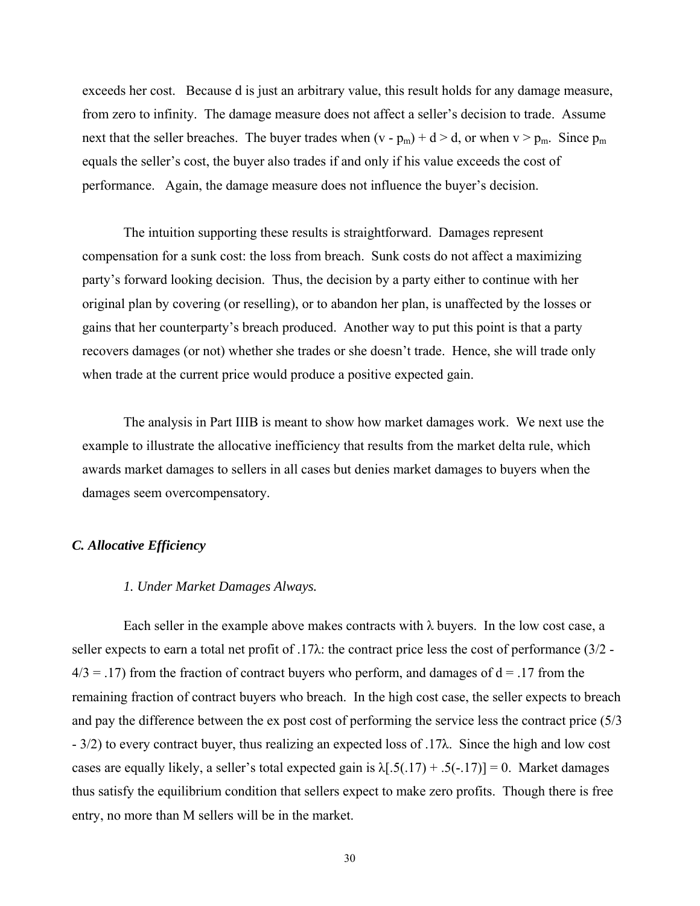exceeds her cost. Because d is just an arbitrary value, this result holds for any damage measure, from zero to infinity. The damage measure does not affect a seller's decision to trade. Assume next that the seller breaches. The buyer trades when $(v - p_m) + d > d$, or when $v > p_m$. Since $p_m$ equals the seller's cost, the buyer also trades if and only if his value exceeds the cost of performance. Again, the damage measure does not influence the buyer's decision.

The intuition supporting these results is straightforward. Damages represent compensation for a sunk cost: the loss from breach. Sunk costs do not affect a maximizing party's forward looking decision. Thus, the decision by a party either to continue with her original plan by covering (or reselling), or to abandon her plan, is unaffected by the losses or gains that her counterparty's breach produced. Another way to put this point is that a party recovers damages (or not) whether she trades or she doesn't trade. Hence, she will trade only when trade at the current price would produce a positive expected gain.

The analysis in Part IIIB is meant to show how market damages work. We next use the example to illustrate the allocative inefficiency that results from the market delta rule, which awards market damages to sellers in all cases but denies market damages to buyers when the damages seem overcompensatory.

### *C. Allocative Efficiency*

#### *1. Under Market Damages Always.*

Each seller in the example above makes contracts with $\lambda$ buyers. In the low cost case, a seller expects to earn a total net profit of $.17\lambda$: the contract price less the cost of performance $(3/2 - 4/3 = .17)$ from the fraction of contract buyers who perform, and damages of $d = .17$ from the remaining fraction of contract buyers who breach. In the high cost case, the seller expects to breach and pay the difference between the ex post cost of performing the service less the contract price $(5/3 - 3/2)$ to every contract buyer, thus realizing an expected loss of $.17\lambda$. Since the high and low cost cases are equally likely, a seller's total expected gain is $\lambda[.5(.17) + .5(-.17)] = 0$. Market damages thus satisfy the equilibrium condition that sellers expect to make zero profits. Though there is free entry, no more than M sellers will be in the market.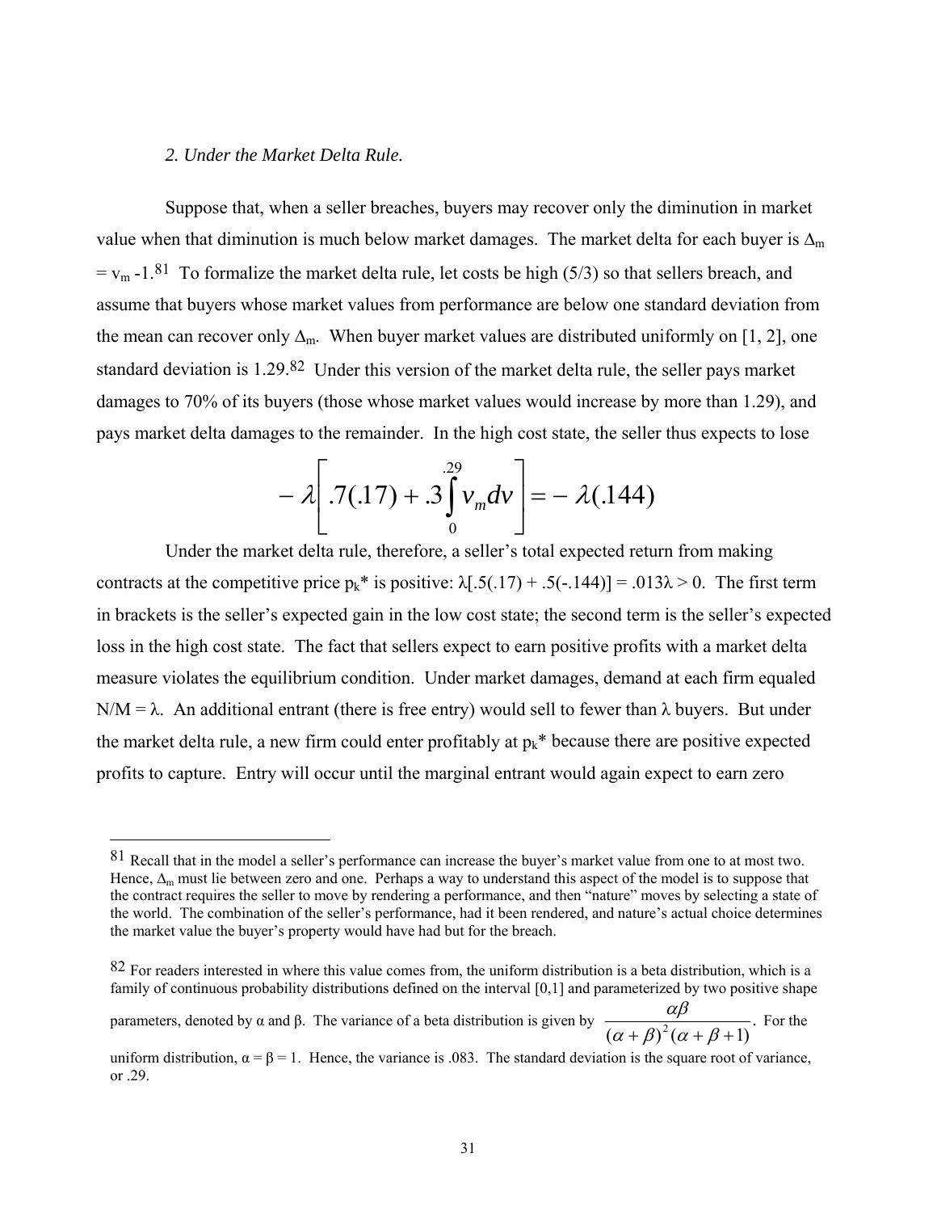*2. Under the Market Delta Rule.*

Suppose that, when a seller breaches, buyers may recover only the diminution in market value when that diminution is much below market damages. The market delta for each buyer is $\Delta_m = v_m - 1$.[81] To formalize the market delta rule, let costs be high (5/3) so that sellers breach, and assume that buyers whose market values from performance are below one standard deviation from the mean can recover only $\Delta_m$. When buyer market values are distributed uniformly on [1, 2], one standard deviation is 1.29.[82] Under this version of the market delta rule, the seller pays market damages to 70% of its buyers (those whose market values would increase by more than 1.29), and pays market delta damages to the remainder. In the high cost state, the seller thus expects to lose

$$-\lambda\left[.7(.17) + .3\int_{0}^{.29} v_m dv\right] = -\lambda(.144)$$

Under the market delta rule, therefore, a seller's total expected return from making contracts at the competitive price $p_k$* is positive: $\lambda[.5(.17) + .5(-.144)] = .013\lambda > 0$. The first term in brackets is the seller's expected gain in the low cost state; the second term is the seller's expected loss in the high cost state. The fact that sellers expect to earn positive profits with a market delta measure violates the equilibrium condition. Under market damages, demand at each firm equaled $N/M = \lambda$. An additional entrant (there is free entry) would sell to fewer than $\lambda$ buyers. But under the market delta rule, a new firm could enter profitably at $p_k$* because there are positive expected profits to capture. Entry will occur until the marginal entrant would again expect to earn zero

---

[81] Recall that in the model a seller's performance can increase the buyer's market value from one to at most two. Hence, $\Delta_m$ must lie between zero and one. Perhaps a way to understand this aspect of the model is to suppose that the contract requires the seller to move by rendering a performance, and then "nature" moves by selecting a state of the world. The combination of the seller's performance, had it been rendered, and nature's actual choice determines the market value the buyer's property would have had but for the breach.

[82] For readers interested in where this value comes from, the uniform distribution is a beta distribution, which is a family of continuous probability distributions defined on the interval [0,1] and parameterized by two positive shape parameters, denoted by $\alpha$ and $\beta$. The variance of a beta distribution is given by $\frac{\alpha\beta}{(\alpha+\beta)^2(\alpha+\beta+1)}$. For the uniform distribution, $\alpha = \beta = 1$. Hence, the variance is .083. The standard deviation is the square root of variance, or .29.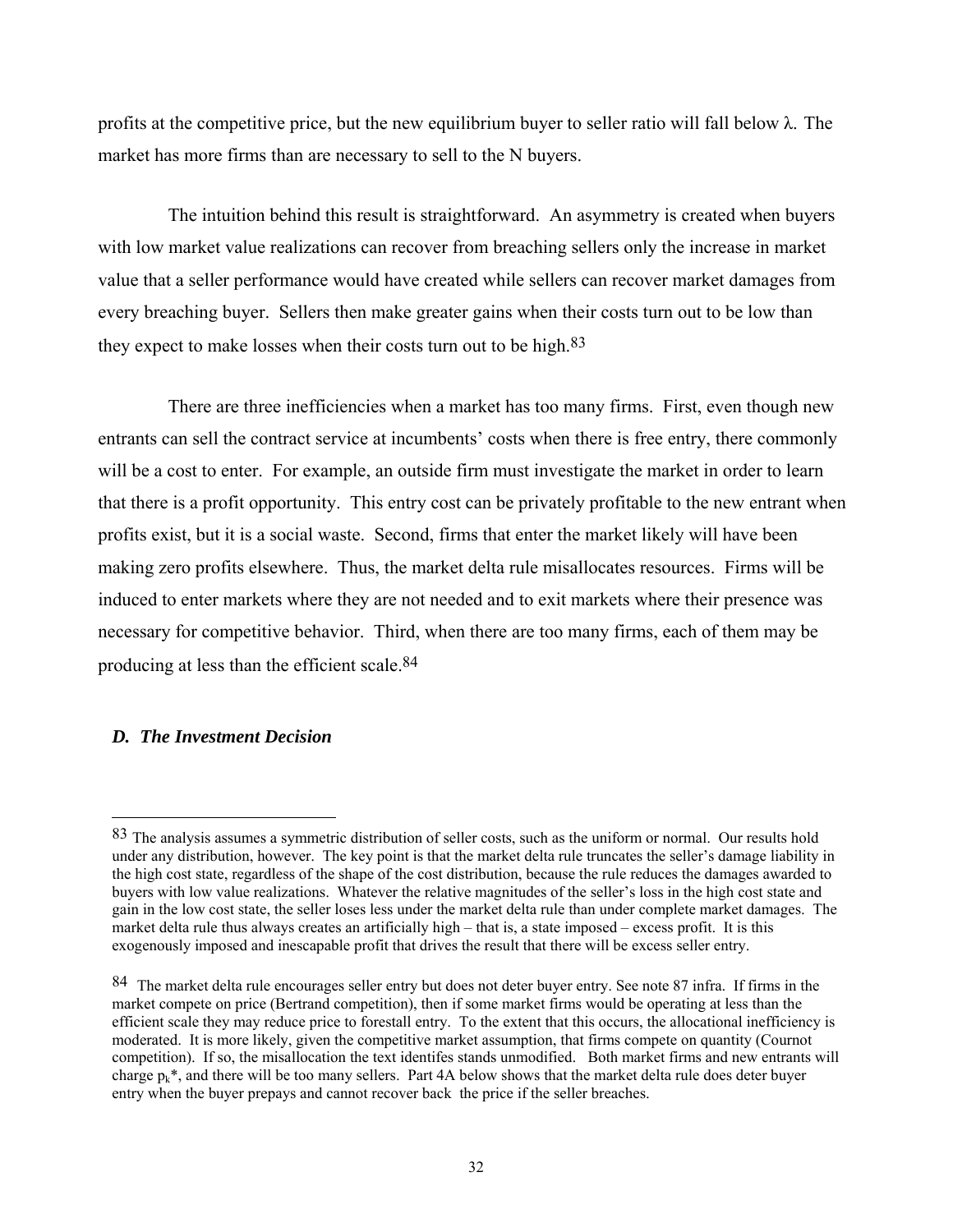profits at the competitive price, but the new equilibrium buyer to seller ratio will fall below λ. The market has more firms than are necessary to sell to the N buyers.

The intuition behind this result is straightforward. An asymmetry is created when buyers with low market value realizations can recover from breaching sellers only the increase in market value that a seller performance would have created while sellers can recover market damages from every breaching buyer. Sellers then make greater gains when their costs turn out to be low than they expect to make losses when their costs turn out to be high.[83]

There are three inefficiencies when a market has too many firms. First, even though new entrants can sell the contract service at incumbents' costs when there is free entry, there commonly will be a cost to enter. For example, an outside firm must investigate the market in order to learn that there is a profit opportunity. This entry cost can be privately profitable to the new entrant when profits exist, but it is a social waste. Second, firms that enter the market likely will have been making zero profits elsewhere. Thus, the market delta rule misallocates resources. Firms will be induced to enter markets where they are not needed and to exit markets where their presence was necessary for competitive behavior. Third, when there are too many firms, each of them may be producing at less than the efficient scale.[84]

### *D. The Investment Decision*

---

[83] The analysis assumes a symmetric distribution of seller costs, such as the uniform or normal. Our results hold under any distribution, however. The key point is that the market delta rule truncates the seller's damage liability in the high cost state, regardless of the shape of the cost distribution, because the rule reduces the damages awarded to buyers with low value realizations. Whatever the relative magnitudes of the seller's loss in the high cost state and gain in the low cost state, the seller loses less under the market delta rule than under complete market damages. The market delta rule thus always creates an artificially high – that is, a state imposed – excess profit. It is this exogenously imposed and inescapable profit that drives the result that there will be excess seller entry.

[84] The market delta rule encourages seller entry but does not deter buyer entry. See note 87 infra. If firms in the market compete on price (Bertrand competition), then if some market firms would be operating at less than the efficient scale they may reduce price to forestall entry. To the extent that this occurs, the allocational inefficiency is moderated. It is more likely, given the competitive market assumption, that firms compete on quantity (Cournot competition). If so, the misallocation the text identifes stands unmodified. Both market firms and new entrants will charge $p_k$*, and there will be too many sellers. Part 4A below shows that the market delta rule does deter buyer entry when the buyer prepays and cannot recover back the price if the seller breaches.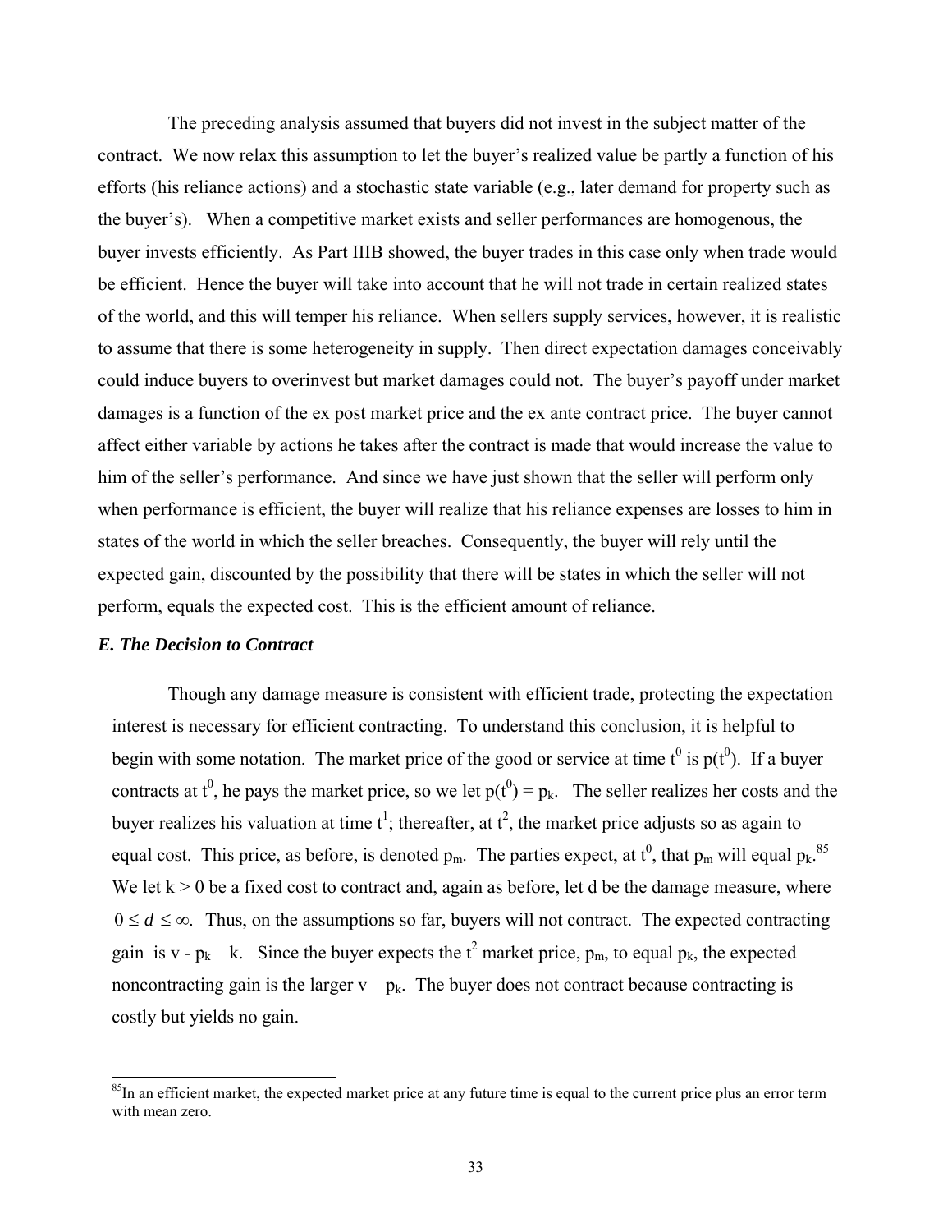The preceding analysis assumed that buyers did not invest in the subject matter of the contract. We now relax this assumption to let the buyer's realized value be partly a function of his efforts (his reliance actions) and a stochastic state variable (e.g., later demand for property such as the buyer's). When a competitive market exists and seller performances are homogenous, the buyer invests efficiently. As Part IIIB showed, the buyer trades in this case only when trade would be efficient. Hence the buyer will take into account that he will not trade in certain realized states of the world, and this will temper his reliance. When sellers supply services, however, it is realistic to assume that there is some heterogeneity in supply. Then direct expectation damages conceivably could induce buyers to overinvest but market damages could not. The buyer's payoff under market damages is a function of the ex post market price and the ex ante contract price. The buyer cannot affect either variable by actions he takes after the contract is made that would increase the value to him of the seller's performance. And since we have just shown that the seller will perform only when performance is efficient, the buyer will realize that his reliance expenses are losses to him in states of the world in which the seller breaches. Consequently, the buyer will rely until the expected gain, discounted by the possibility that there will be states in which the seller will not perform, equals the expected cost. This is the efficient amount of reliance.

### *E. The Decision to Contract*

Though any damage measure is consistent with efficient trade, protecting the expectation interest is necessary for efficient contracting. To understand this conclusion, it is helpful to begin with some notation. The market price of the good or service at time $t^0$ is $p(t^0)$. If a buyer contracts at $t^0$, he pays the market price, so we let $p(t^0) = p_k$. The seller realizes her costs and the buyer realizes his valuation at time $t^1$; thereafter, at $t^2$, the market price adjusts so as again to equal cost. This price, as before, is denoted $p_m$. The parties expect, at $t^0$, that $p_m$ will equal $p_k$.[85] We let $k > 0$ be a fixed cost to contract and, again as before, let d be the damage measure, where $0 \leq d \leq \infty$. Thus, on the assumptions so far, buyers will not contract. The expected contracting gain is $v - p_k - k$. Since the buyer expects the $t^2$ market price, $p_m$, to equal $p_k$, the expected noncontracting gain is the larger $v - p_k$. The buyer does not contract because contracting is costly but yields no gain.

[85] In an efficient market, the expected market price at any future time is equal to the current price plus an error term with mean zero.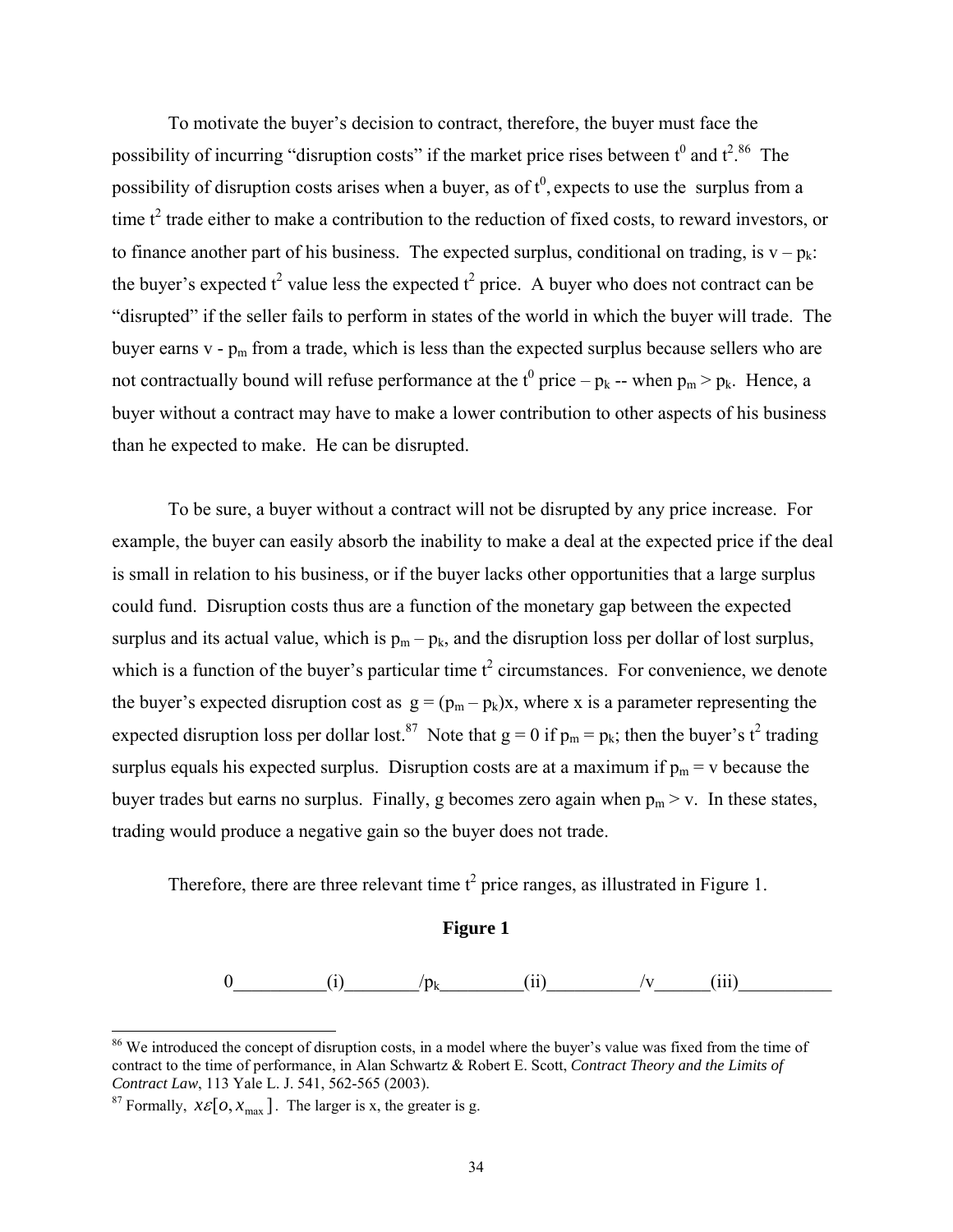To motivate the buyer's decision to contract, therefore, the buyer must face the possibility of incurring "disruption costs" if the market price rises between $t^0$ and $t^2$.[86] The possibility of disruption costs arises when a buyer, as of $t^0$, expects to use the surplus from a time $t^2$ trade either to make a contribution to the reduction of fixed costs, to reward investors, or to finance another part of his business. The expected surplus, conditional on trading, is $v - p_k$: the buyer's expected $t^2$ value less the expected $t^2$ price. A buyer who does not contract can be "disrupted" if the seller fails to perform in states of the world in which the buyer will trade. The buyer earns $v - p_m$ from a trade, which is less than the expected surplus because sellers who are not contractually bound will refuse performance at the $t^0$ price – $p_k$ -- when $p_m > p_k$. Hence, a buyer without a contract may have to make a lower contribution to other aspects of his business than he expected to make. He can be disrupted.

To be sure, a buyer without a contract will not be disrupted by any price increase. For example, the buyer can easily absorb the inability to make a deal at the expected price if the deal is small in relation to his business, or if the buyer lacks other opportunities that a large surplus could fund. Disruption costs thus are a function of the monetary gap between the expected surplus and its actual value, which is $p_m - p_k$, and the disruption loss per dollar of lost surplus, which is a function of the buyer's particular time $t^2$ circumstances. For convenience, we denote the buyer's expected disruption cost as $g = (p_m - p_k)x$, where x is a parameter representing the expected disruption loss per dollar lost.[87] Note that $g = 0$ if $p_m = p_k$; then the buyer's $t^2$ trading surplus equals his expected surplus. Disruption costs are at a maximum if $p_m = v$ because the buyer trades but earns no surplus. Finally, g becomes zero again when $p_m > v$. In these states, trading would produce a negative gain so the buyer does not trade.

Therefore, there are three relevant time $t^2$ price ranges, as illustrated in Figure 1.

**Figure 1**

0__________(i)________/$p_k$_________(ii)__________/v______(iii)__________

---

[86] We introduced the concept of disruption costs, in a model where the buyer's value was fixed from the time of contract to the time of performance, in Alan Schwartz & Robert E. Scott, *Contract Theory and the Limits of Contract Law*, 113 Yale L. J. 541, 562-565 (2003).

[87] Formally, $x \varepsilon [0, x_{\max}]$. The larger is x, the greater is g.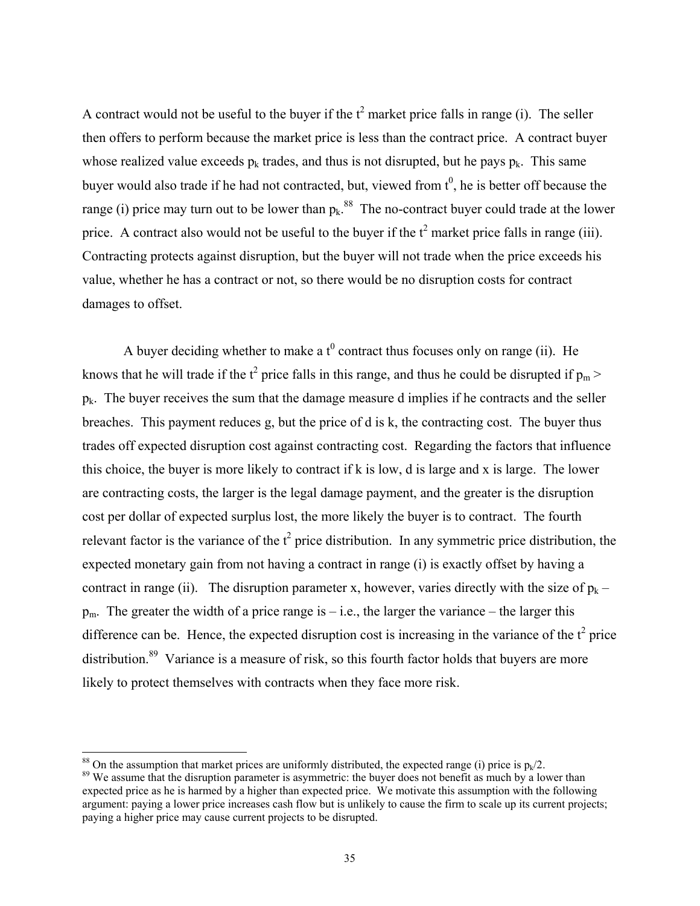A contract would not be useful to the buyer if the $t^2$ market price falls in range (i). The seller then offers to perform because the market price is less than the contract price. A contract buyer whose realized value exceeds $p_k$ trades, and thus is not disrupted, but he pays $p_k$. This same buyer would also trade if he had not contracted, but, viewed from $t^0$, he is better off because the range (i) price may turn out to be lower than $p_k$.[88] The no-contract buyer could trade at the lower price. A contract also would not be useful to the buyer if the $t^2$ market price falls in range (iii). Contracting protects against disruption, but the buyer will not trade when the price exceeds his value, whether he has a contract or not, so there would be no disruption costs for contract damages to offset.

A buyer deciding whether to make a $t^0$ contract thus focuses only on range (ii). He knows that he will trade if the $t^2$ price falls in this range, and thus he could be disrupted if $p_m > p_k$. The buyer receives the sum that the damage measure d implies if he contracts and the seller breaches. This payment reduces g, but the price of d is k, the contracting cost. The buyer thus trades off expected disruption cost against contracting cost. Regarding the factors that influence this choice, the buyer is more likely to contract if k is low, d is large and x is large. The lower are contracting costs, the larger is the legal damage payment, and the greater is the disruption cost per dollar of expected surplus lost, the more likely the buyer is to contract. The fourth relevant factor is the variance of the $t^2$ price distribution. In any symmetric price distribution, the expected monetary gain from not having a contract in range (i) is exactly offset by having a contract in range (ii). The disruption parameter x, however, varies directly with the size of $p_k - p_m$. The greater the width of a price range is – i.e., the larger the variance – the larger this difference can be. Hence, the expected disruption cost is increasing in the variance of the $t^2$ price distribution.[89] Variance is a measure of risk, so this fourth factor holds that buyers are more likely to protect themselves with contracts when they face more risk.

---

[88] On the assumption that market prices are uniformly distributed, the expected range (i) price is $p_k/2$.

[89] We assume that the disruption parameter is asymmetric: the buyer does not benefit as much by a lower than expected price as he is harmed by a higher than expected price. We motivate this assumption with the following argument: paying a lower price increases cash flow but is unlikely to cause the firm to scale up its current projects; paying a higher price may cause current projects to be disrupted.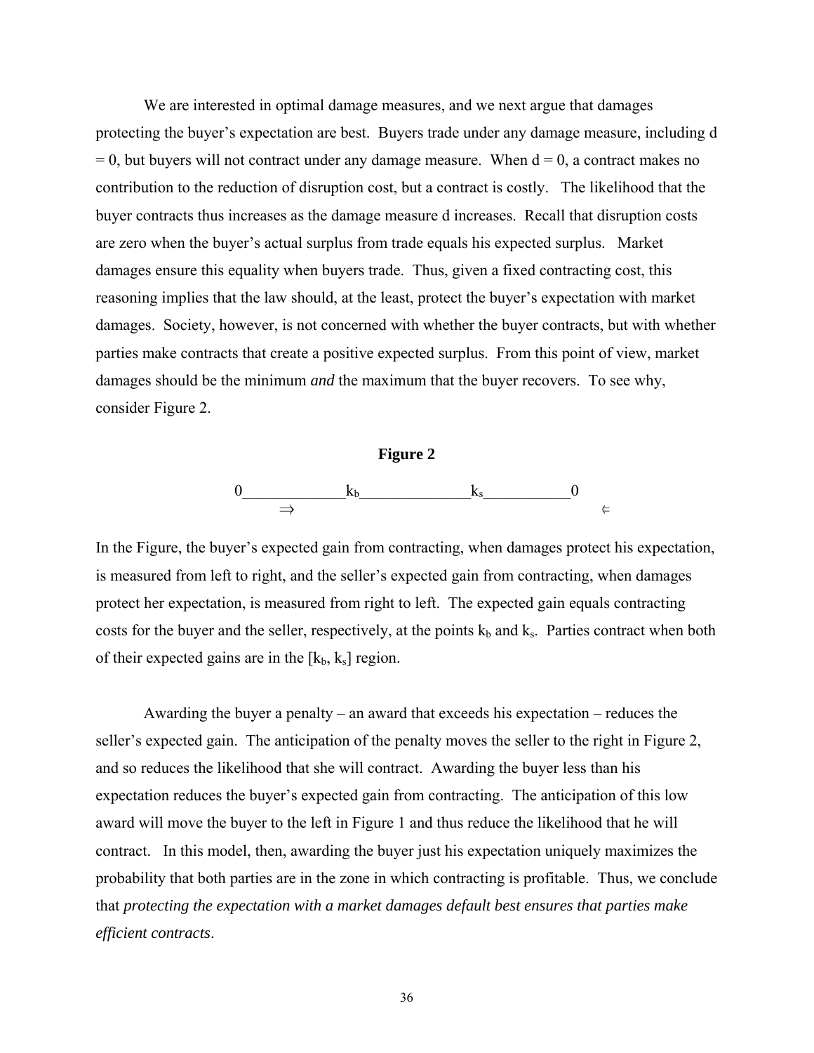We are interested in optimal damage measures, and we next argue that damages protecting the buyer's expectation are best. Buyers trade under any damage measure, including $d = 0$, but buyers will not contract under any damage measure. When $d = 0$, a contract makes no contribution to the reduction of disruption cost, but a contract is costly. The likelihood that the buyer contracts thus increases as the damage measure d increases. Recall that disruption costs are zero when the buyer's actual surplus from trade equals his expected surplus. Market damages ensure this equality when buyers trade. Thus, given a fixed contracting cost, this reasoning implies that the law should, at the least, protect the buyer's expectation with market damages. Society, however, is not concerned with whether the buyer contracts, but with whether parties make contracts that create a positive expected surplus. From this point of view, market damages should be the minimum *and* the maximum that the buyer recovers. To see why, consider Figure 2.

**Figure 2**

$$0\_\_\_\_\_\_\_\_\_\_\_\_k_b\_\_\_\_\_\_\_\_\_\_\_\_\_\_k_s\_\_\_\_\_\_\_\_\_\_\_0$$

$$\Rightarrow \qquad\qquad\qquad\qquad\qquad\qquad\qquad\qquad \Leftarrow$$

In the Figure, the buyer's expected gain from contracting, when damages protect his expectation, is measured from left to right, and the seller's expected gain from contracting, when damages protect her expectation, is measured from right to left. The expected gain equals contracting costs for the buyer and the seller, respectively, at the points $k_b$ and $k_s$. Parties contract when both of their expected gains are in the $[k_b, k_s]$ region.

Awarding the buyer a penalty – an award that exceeds his expectation – reduces the seller's expected gain. The anticipation of the penalty moves the seller to the right in Figure 2, and so reduces the likelihood that she will contract. Awarding the buyer less than his expectation reduces the buyer's expected gain from contracting. The anticipation of this low award will move the buyer to the left in Figure 1 and thus reduce the likelihood that he will contract. In this model, then, awarding the buyer just his expectation uniquely maximizes the probability that both parties are in the zone in which contracting is profitable. Thus, we conclude that *protecting the expectation with a market damages default best ensures that parties make efficient contracts*.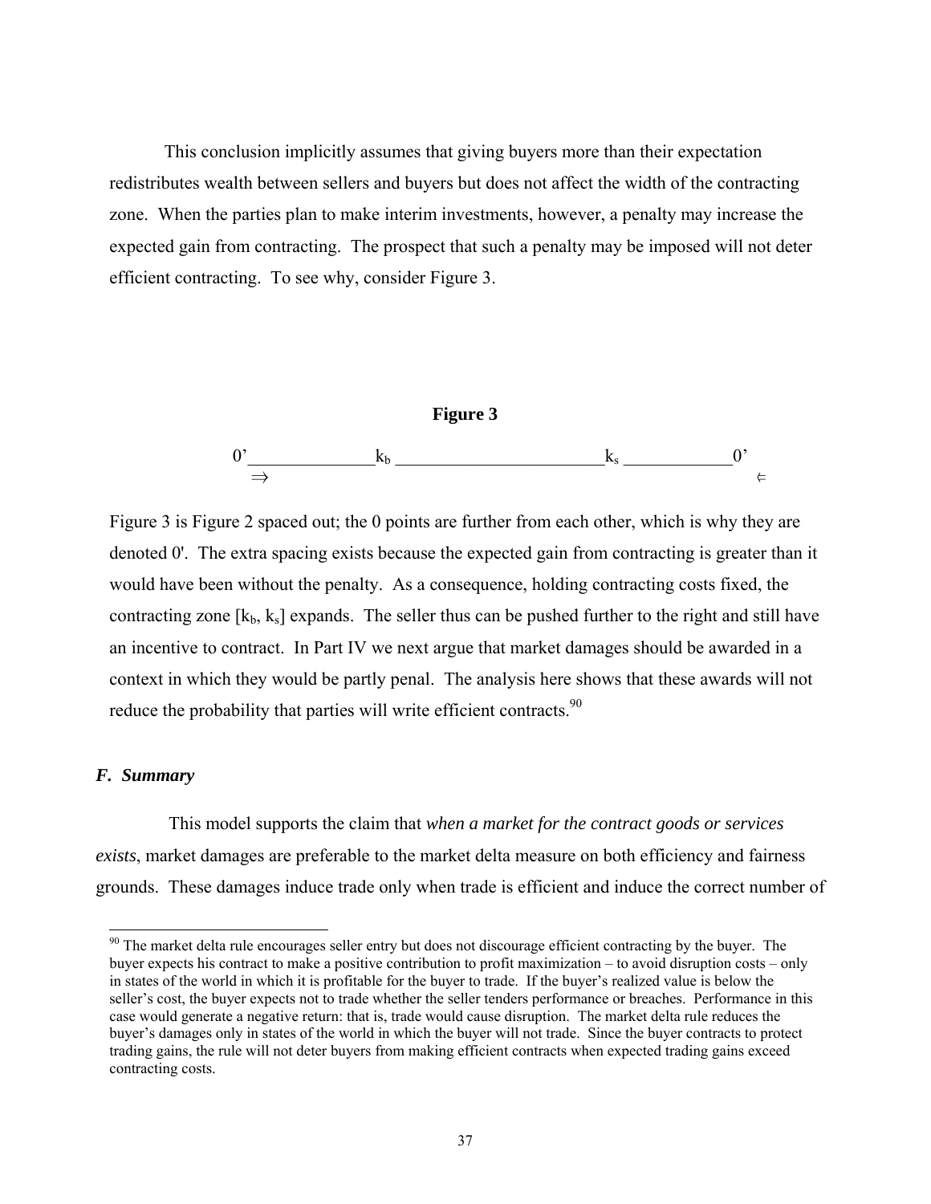This conclusion implicitly assumes that giving buyers more than their expectation redistributes wealth between sellers and buyers but does not affect the width of the contracting zone. When the parties plan to make interim investments, however, a penalty may increase the expected gain from contracting. The prospect that such a penalty may be imposed will not deter efficient contracting. To see why, consider Figure 3.

**Figure 3**

$$0' \underline{\hspace{3cm}} k_b \underline{\hspace{5cm}} k_s \underline{\hspace{2.5cm}} 0'$$

$$\Rightarrow \hspace{12cm} \Leftarrow$$

Figure 3 is Figure 2 spaced out; the 0 points are further from each other, which is why they are denoted 0'. The extra spacing exists because the expected gain from contracting is greater than it would have been without the penalty. As a consequence, holding contracting costs fixed, the contracting zone $[k_b, k_s]$ expands. The seller thus can be pushed further to the right and still have an incentive to contract. In Part IV we next argue that market damages should be awarded in a context in which they would be partly penal. The analysis here shows that these awards will not reduce the probability that parties will write efficient contracts.[90]

### *F. Summary*

This model supports the claim that *when a market for the contract goods or services exists*, market damages are preferable to the market delta measure on both efficiency and fairness grounds. These damages induce trade only when trade is efficient and induce the correct number of

---

[90] The market delta rule encourages seller entry but does not discourage efficient contracting by the buyer. The buyer expects his contract to make a positive contribution to profit maximization – to avoid disruption costs – only in states of the world in which it is profitable for the buyer to trade. If the buyer's realized value is below the seller's cost, the buyer expects not to trade whether the seller tenders performance or breaches. Performance in this case would generate a negative return: that is, trade would cause disruption. The market delta rule reduces the buyer's damages only in states of the world in which the buyer will not trade. Since the buyer contracts to protect trading gains, the rule will not deter buyers from making efficient contracts when expected trading gains exceed contracting costs.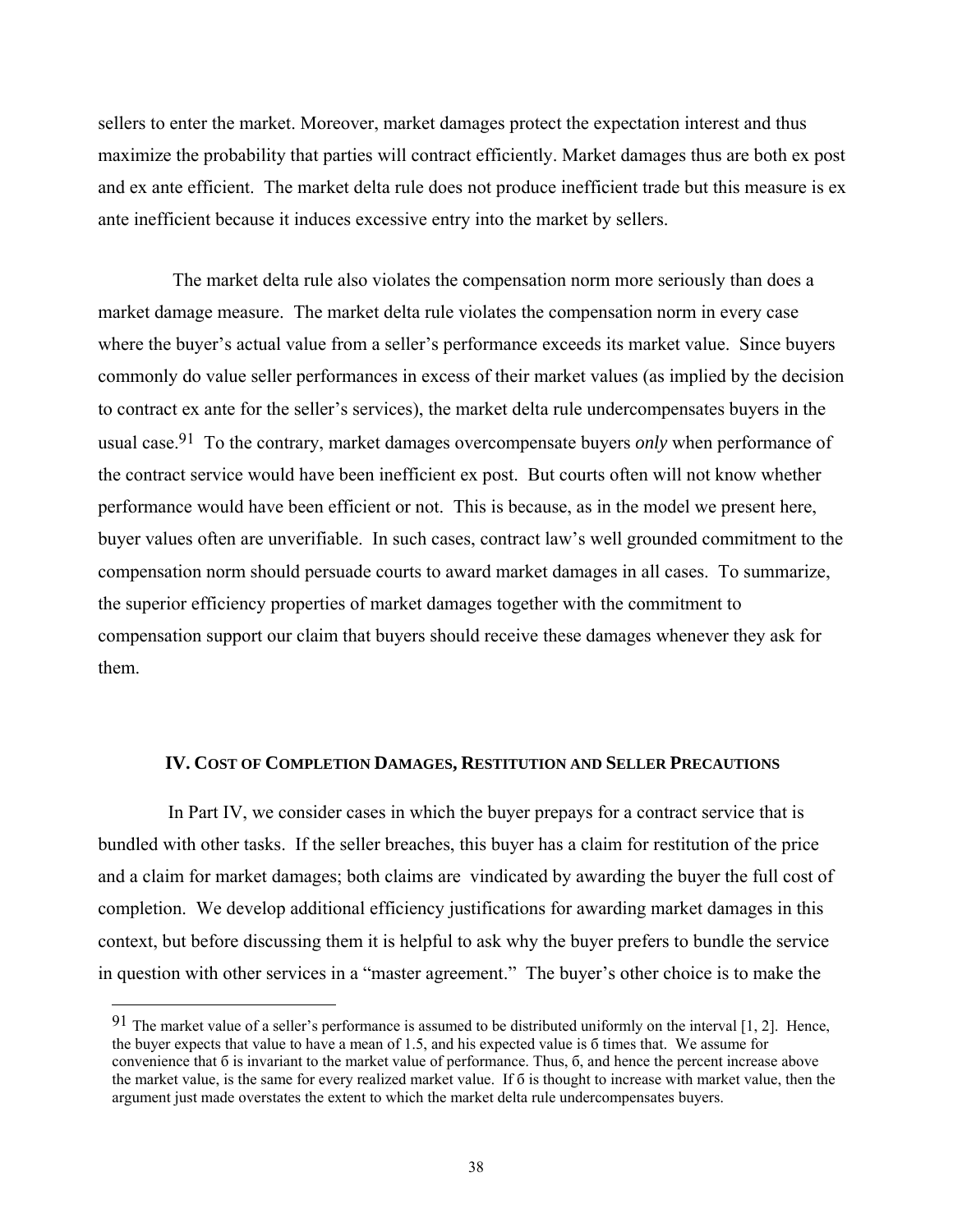sellers to enter the market. Moreover, market damages protect the expectation interest and thus maximize the probability that parties will contract efficiently. Market damages thus are both ex post and ex ante efficient. The market delta rule does not produce inefficient trade but this measure is ex ante inefficient because it induces excessive entry into the market by sellers.

The market delta rule also violates the compensation norm more seriously than does a market damage measure. The market delta rule violates the compensation norm in every case where the buyer's actual value from a seller's performance exceeds its market value. Since buyers commonly do value seller performances in excess of their market values (as implied by the decision to contract ex ante for the seller's services), the market delta rule undercompensates buyers in the usual case.[91] To the contrary, market damages overcompensate buyers *only* when performance of the contract service would have been inefficient ex post. But courts often will not know whether performance would have been efficient or not. This is because, as in the model we present here, buyer values often are unverifiable. In such cases, contract law's well grounded commitment to the compensation norm should persuade courts to award market damages in all cases. To summarize, the superior efficiency properties of market damages together with the commitment to compensation support our claim that buyers should receive these damages whenever they ask for them.

## IV. Cost of Completion Damages, Restitution and Seller Precautions

In Part IV, we consider cases in which the buyer prepays for a contract service that is bundled with other tasks. If the seller breaches, this buyer has a claim for restitution of the price and a claim for market damages; both claims are vindicated by awarding the buyer the full cost of completion. We develop additional efficiency justifications for awarding market damages in this context, but before discussing them it is helpful to ask why the buyer prefers to bundle the service in question with other services in a "master agreement." The buyer's other choice is to make the

---

[91] The market value of a seller's performance is assumed to be distributed uniformly on the interval [1, 2]. Hence, the buyer expects that value to have a mean of 1.5, and his expected value is $\sigma$ times that. We assume for convenience that $\sigma$ is invariant to the market value of performance. Thus, $\sigma$, and hence the percent increase above the market value, is the same for every realized market value. If $\sigma$ is thought to increase with market value, then the argument just made overstates the extent to which the market delta rule undercompensates buyers.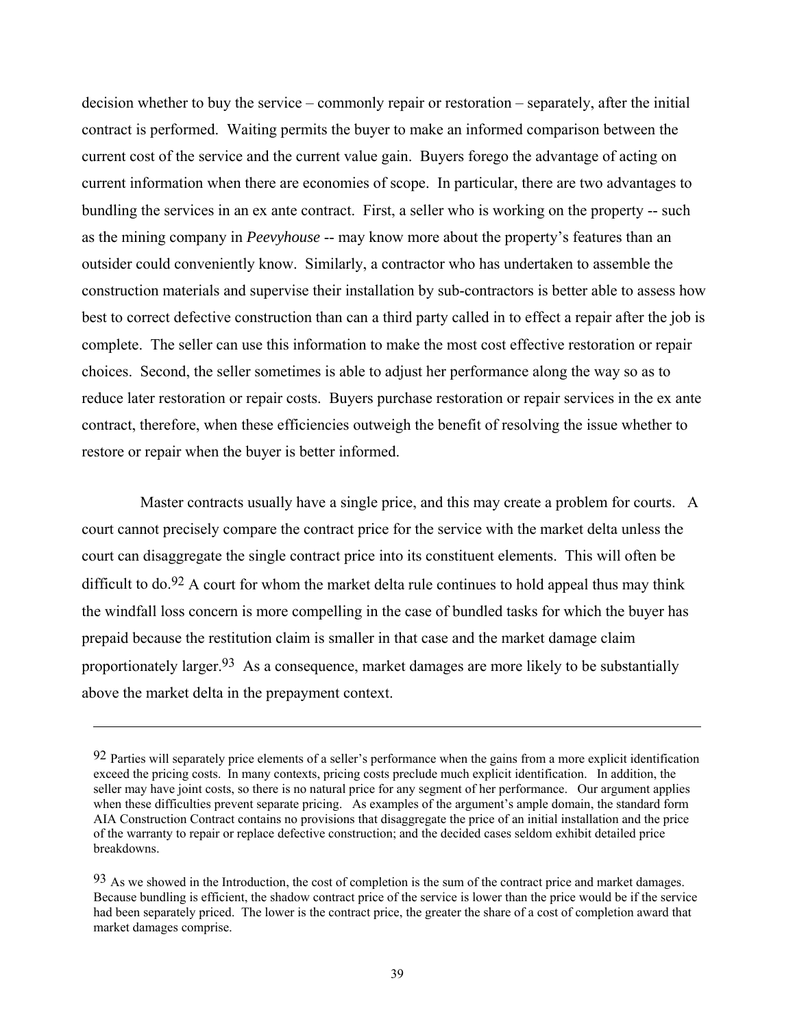decision whether to buy the service – commonly repair or restoration – separately, after the initial contract is performed. Waiting permits the buyer to make an informed comparison between the current cost of the service and the current value gain. Buyers forego the advantage of acting on current information when there are economies of scope. In particular, there are two advantages to bundling the services in an ex ante contract. First, a seller who is working on the property -- such as the mining company in *Peevyhouse* -- may know more about the property's features than an outsider could conveniently know. Similarly, a contractor who has undertaken to assemble the construction materials and supervise their installation by sub-contractors is better able to assess how best to correct defective construction than can a third party called in to effect a repair after the job is complete. The seller can use this information to make the most cost effective restoration or repair choices. Second, the seller sometimes is able to adjust her performance along the way so as to reduce later restoration or repair costs. Buyers purchase restoration or repair services in the ex ante contract, therefore, when these efficiencies outweigh the benefit of resolving the issue whether to restore or repair when the buyer is better informed.

Master contracts usually have a single price, and this may create a problem for courts. A court cannot precisely compare the contract price for the service with the market delta unless the court can disaggregate the single contract price into its constituent elements. This will often be difficult to do.[92] A court for whom the market delta rule continues to hold appeal thus may think the windfall loss concern is more compelling in the case of bundled tasks for which the buyer has prepaid because the restitution claim is smaller in that case and the market damage claim proportionately larger.[93] As a consequence, market damages are more likely to be substantially above the market delta in the prepayment context.

---

[92] Parties will separately price elements of a seller's performance when the gains from a more explicit identification exceed the pricing costs. In many contexts, pricing costs preclude much explicit identification. In addition, the seller may have joint costs, so there is no natural price for any segment of her performance. Our argument applies when these difficulties prevent separate pricing. As examples of the argument's ample domain, the standard form AIA Construction Contract contains no provisions that disaggregate the price of an initial installation and the price of the warranty to repair or replace defective construction; and the decided cases seldom exhibit detailed price breakdowns.

[93] As we showed in the Introduction, the cost of completion is the sum of the contract price and market damages. Because bundling is efficient, the shadow contract price of the service is lower than the price would be if the service had been separately priced. The lower is the contract price, the greater the share of a cost of completion award that market damages comprise.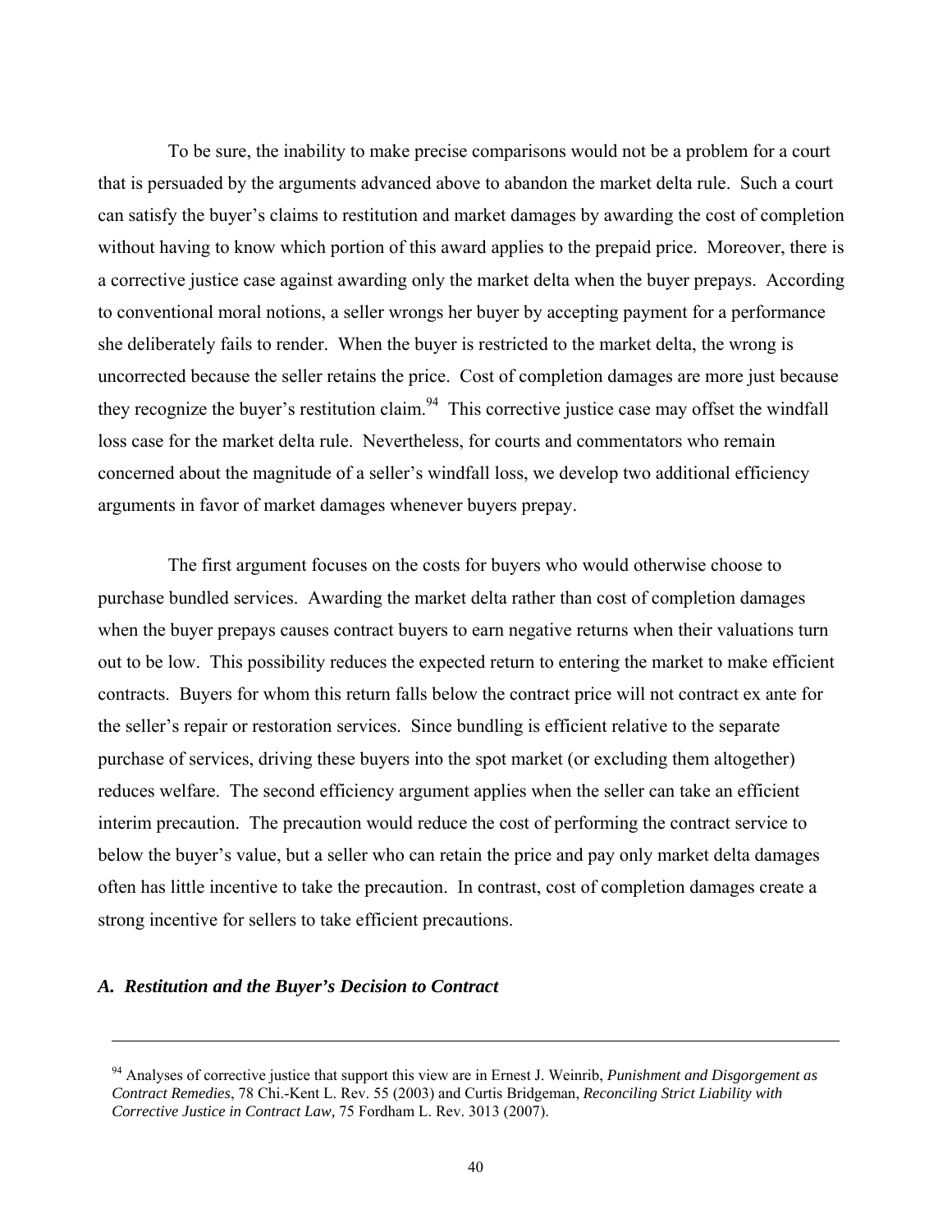To be sure, the inability to make precise comparisons would not be a problem for a court that is persuaded by the arguments advanced above to abandon the market delta rule. Such a court can satisfy the buyer's claims to restitution and market damages by awarding the cost of completion without having to know which portion of this award applies to the prepaid price. Moreover, there is a corrective justice case against awarding only the market delta when the buyer prepays. According to conventional moral notions, a seller wrongs her buyer by accepting payment for a performance she deliberately fails to render. When the buyer is restricted to the market delta, the wrong is uncorrected because the seller retains the price. Cost of completion damages are more just because they recognize the buyer's restitution claim.[94] This corrective justice case may offset the windfall loss case for the market delta rule. Nevertheless, for courts and commentators who remain concerned about the magnitude of a seller's windfall loss, we develop two additional efficiency arguments in favor of market damages whenever buyers prepay.

The first argument focuses on the costs for buyers who would otherwise choose to purchase bundled services. Awarding the market delta rather than cost of completion damages when the buyer prepays causes contract buyers to earn negative returns when their valuations turn out to be low. This possibility reduces the expected return to entering the market to make efficient contracts. Buyers for whom this return falls below the contract price will not contract ex ante for the seller's repair or restoration services. Since bundling is efficient relative to the separate purchase of services, driving these buyers into the spot market (or excluding them altogether) reduces welfare. The second efficiency argument applies when the seller can take an efficient interim precaution. The precaution would reduce the cost of performing the contract service to below the buyer's value, but a seller who can retain the price and pay only market delta damages often has little incentive to take the precaution. In contrast, cost of completion damages create a strong incentive for sellers to take efficient precautions.

### *A. Restitution and the Buyer's Decision to Contract*

---

[94] Analyses of corrective justice that support this view are in Ernest J. Weinrib, *Punishment and Disgorgement as Contract Remedies*, 78 Chi.-Kent L. Rev. 55 (2003) and Curtis Bridgeman, *Reconciling Strict Liability with Corrective Justice in Contract Law,* 75 Fordham L. Rev. 3013 (2007).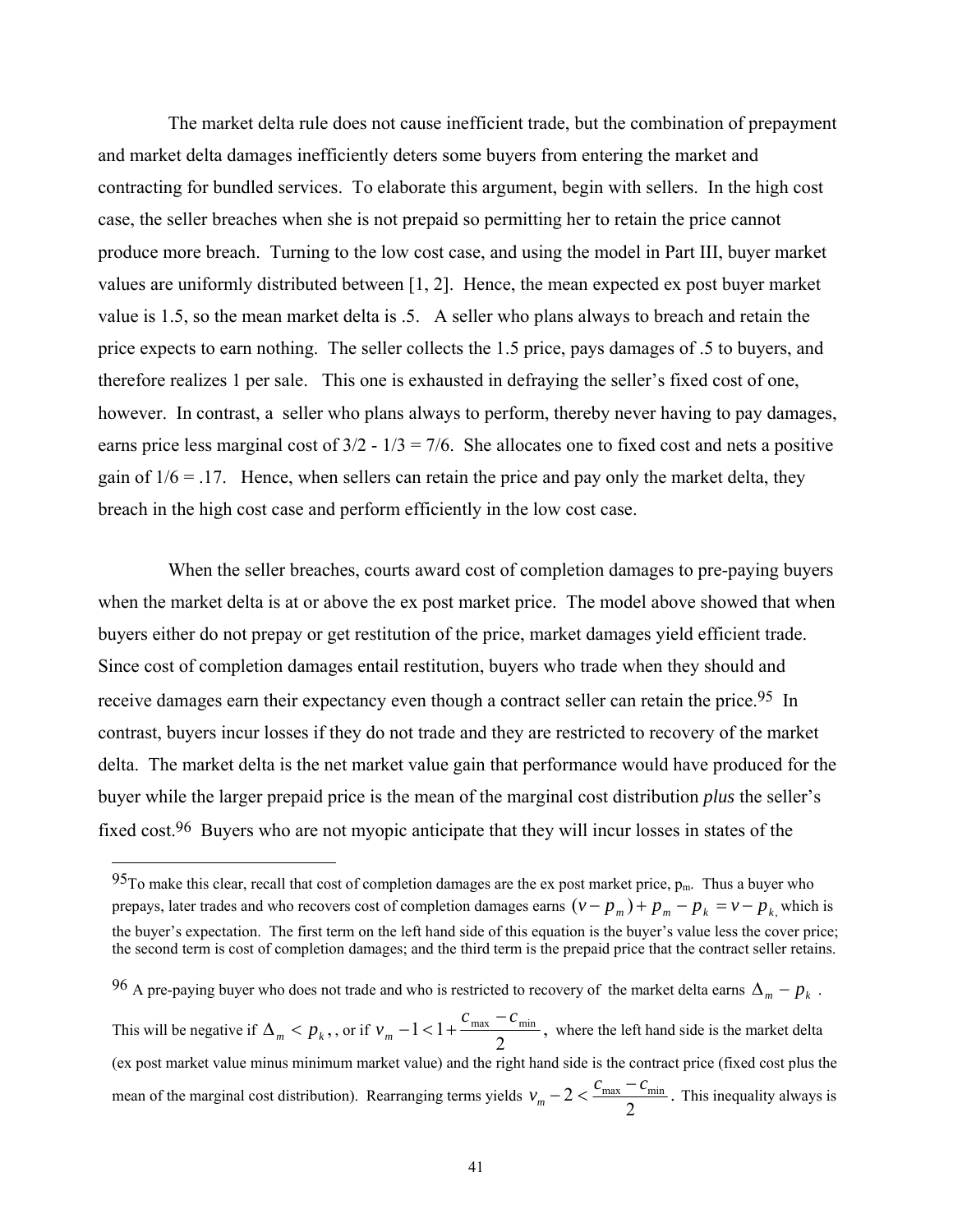The market delta rule does not cause inefficient trade, but the combination of prepayment and market delta damages inefficiently deters some buyers from entering the market and contracting for bundled services. To elaborate this argument, begin with sellers. In the high cost case, the seller breaches when she is not prepaid so permitting her to retain the price cannot produce more breach. Turning to the low cost case, and using the model in Part III, buyer market values are uniformly distributed between [1, 2]. Hence, the mean expected ex post buyer market value is 1.5, so the mean market delta is .5. A seller who plans always to breach and retain the price expects to earn nothing. The seller collects the 1.5 price, pays damages of .5 to buyers, and therefore realizes 1 per sale. This one is exhausted in defraying the seller's fixed cost of one, however. In contrast, a seller who plans always to perform, thereby never having to pay damages, earns price less marginal cost of 3/2 - 1/3 = 7/6. She allocates one to fixed cost and nets a positive gain of 1/6 = .17. Hence, when sellers can retain the price and pay only the market delta, they breach in the high cost case and perform efficiently in the low cost case.

When the seller breaches, courts award cost of completion damages to pre-paying buyers when the market delta is at or above the ex post market price. The model above showed that when buyers either do not prepay or get restitution of the price, market damages yield efficient trade. Since cost of completion damages entail restitution, buyers who trade when they should and receive damages earn their expectancy even though a contract seller can retain the price.[95] In contrast, buyers incur losses if they do not trade and they are restricted to recovery of the market delta. The market delta is the net market value gain that performance would have produced for the buyer while the larger prepaid price is the mean of the marginal cost distribution *plus* the seller's fixed cost.[96] Buyers who are not myopic anticipate that they will incur losses in states of the

---

[95] To make this clear, recall that cost of completion damages are the ex post market price, $p_m$. Thus a buyer who prepays, later trades and who recovers cost of completion damages earns $(v - p_m) + p_m - p_k = v - p_k$, which is the buyer's expectation. The first term on the left hand side of this equation is the buyer's value less the cover price; the second term is cost of completion damages; and the third term is the prepaid price that the contract seller retains.

[96] A pre-paying buyer who does not trade and who is restricted to recovery of the market delta earns $\Delta_m - p_k$. This will be negative if $\Delta_m < p_k$, , or if $v_m - 1 < 1 + \frac{c_{\max} - c_{\min}}{2}$, where the left hand side is the market delta (ex post market value minus minimum market value) and the right hand side is the contract price (fixed cost plus the mean of the marginal cost distribution). Rearranging terms yields $v_m - 2 < \frac{c_{\max} - c_{\min}}{2}$. This inequality always is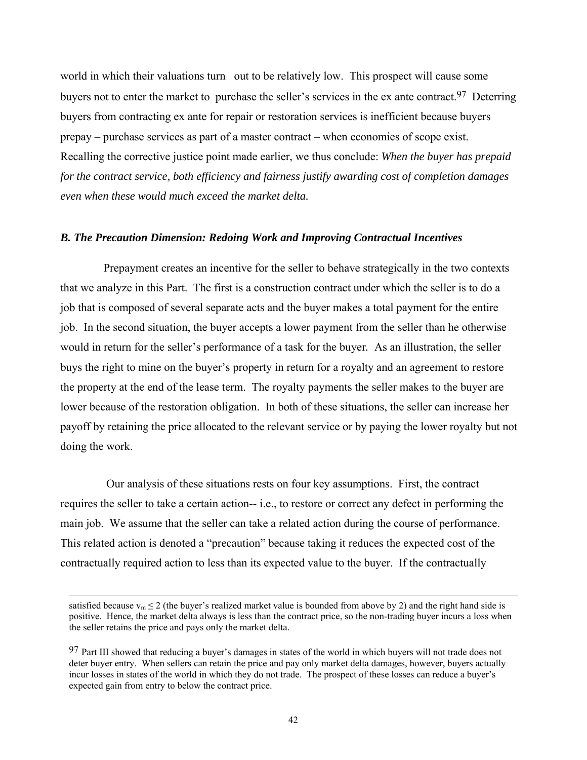world in which their valuations turn out to be relatively low. This prospect will cause some buyers not to enter the market to purchase the seller's services in the ex ante contract.[97] Deterring buyers from contracting ex ante for repair or restoration services is inefficient because buyers prepay – purchase services as part of a master contract – when economies of scope exist. Recalling the corrective justice point made earlier, we thus conclude: *When the buyer has prepaid for the contract service, both efficiency and fairness justify awarding cost of completion damages even when these would much exceed the market delta.*

### *B. The Precaution Dimension: Redoing Work and Improving Contractual Incentives*

Prepayment creates an incentive for the seller to behave strategically in the two contexts that we analyze in this Part. The first is a construction contract under which the seller is to do a job that is composed of several separate acts and the buyer makes a total payment for the entire job. In the second situation, the buyer accepts a lower payment from the seller than he otherwise would in return for the seller's performance of a task for the buyer. As an illustration, the seller buys the right to mine on the buyer's property in return for a royalty and an agreement to restore the property at the end of the lease term. The royalty payments the seller makes to the buyer are lower because of the restoration obligation. In both of these situations, the seller can increase her payoff by retaining the price allocated to the relevant service or by paying the lower royalty but not doing the work.

Our analysis of these situations rests on four key assumptions. First, the contract requires the seller to take a certain action-- i.e., to restore or correct any defect in performing the main job. We assume that the seller can take a related action during the course of performance. This related action is denoted a "precaution" because taking it reduces the expected cost of the contractually required action to less than its expected value to the buyer. If the contractually

---

satisfied because $v_m \leq 2$ (the buyer's realized market value is bounded from above by 2) and the right hand side is positive. Hence, the market delta always is less than the contract price, so the non-trading buyer incurs a loss when the seller retains the price and pays only the market delta.

[97] Part III showed that reducing a buyer's damages in states of the world in which buyers will not trade does not deter buyer entry. When sellers can retain the price and pay only market delta damages, however, buyers actually incur losses in states of the world in which they do not trade. The prospect of these losses can reduce a buyer's expected gain from entry to below the contract price.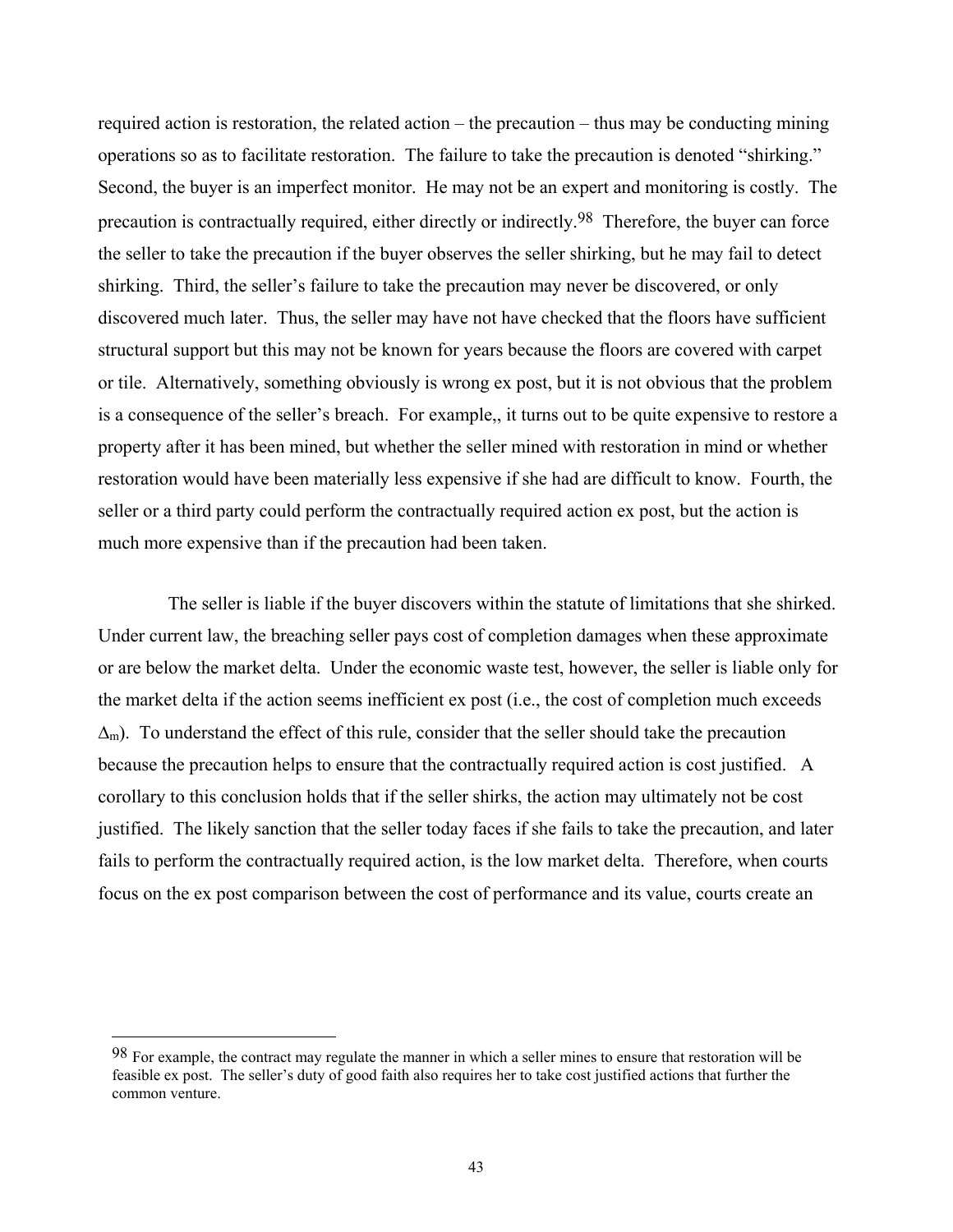required action is restoration, the related action – the precaution – thus may be conducting mining operations so as to facilitate restoration. The failure to take the precaution is denoted "shirking." Second, the buyer is an imperfect monitor. He may not be an expert and monitoring is costly. The precaution is contractually required, either directly or indirectly.[98] Therefore, the buyer can force the seller to take the precaution if the buyer observes the seller shirking, but he may fail to detect shirking. Third, the seller's failure to take the precaution may never be discovered, or only discovered much later. Thus, the seller may have not have checked that the floors have sufficient structural support but this may not be known for years because the floors are covered with carpet or tile. Alternatively, something obviously is wrong ex post, but it is not obvious that the problem is a consequence of the seller's breach. For example,, it turns out to be quite expensive to restore a property after it has been mined, but whether the seller mined with restoration in mind or whether restoration would have been materially less expensive if she had are difficult to know. Fourth, the seller or a third party could perform the contractually required action ex post, but the action is much more expensive than if the precaution had been taken.

The seller is liable if the buyer discovers within the statute of limitations that she shirked. Under current law, the breaching seller pays cost of completion damages when these approximate or are below the market delta. Under the economic waste test, however, the seller is liable only for the market delta if the action seems inefficient ex post (i.e., the cost of completion much exceeds $\Delta_m$). To understand the effect of this rule, consider that the seller should take the precaution because the precaution helps to ensure that the contractually required action is cost justified. A corollary to this conclusion holds that if the seller shirks, the action may ultimately not be cost justified. The likely sanction that the seller today faces if she fails to take the precaution, and later fails to perform the contractually required action, is the low market delta. Therefore, when courts focus on the ex post comparison between the cost of performance and its value, courts create an

[98] For example, the contract may regulate the manner in which a seller mines to ensure that restoration will be feasible ex post. The seller's duty of good faith also requires her to take cost justified actions that further the common venture.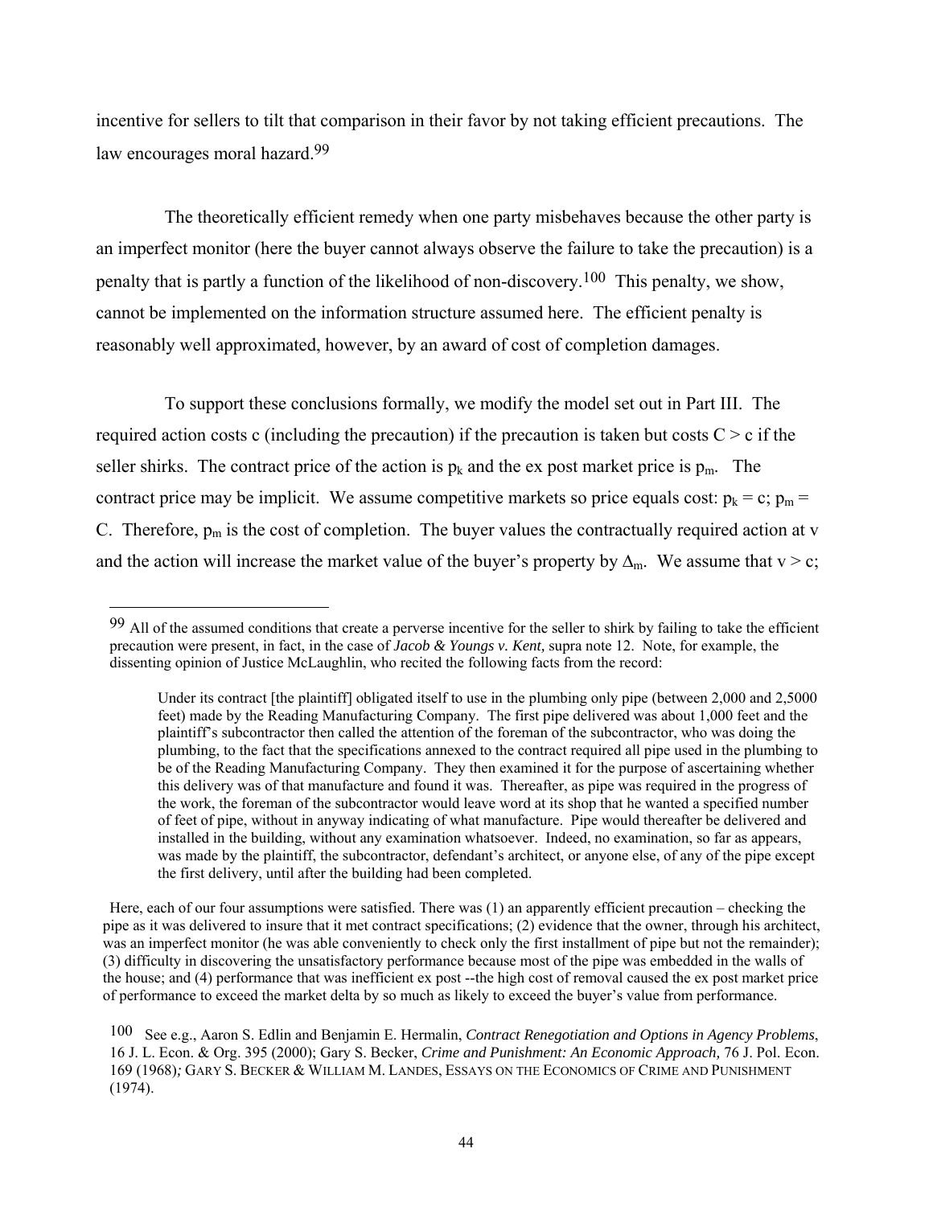incentive for sellers to tilt that comparison in their favor by not taking efficient precautions. The law encourages moral hazard.[99]

The theoretically efficient remedy when one party misbehaves because the other party is an imperfect monitor (here the buyer cannot always observe the failure to take the precaution) is a penalty that is partly a function of the likelihood of non-discovery.[100] This penalty, we show, cannot be implemented on the information structure assumed here. The efficient penalty is reasonably well approximated, however, by an award of cost of completion damages.

To support these conclusions formally, we modify the model set out in Part III. The required action costs c (including the precaution) if the precaution is taken but costs $C > c$ if the seller shirks. The contract price of the action is $p_k$ and the ex post market price is $p_m$. The contract price may be implicit. We assume competitive markets so price equals cost: $p_k = c$; $p_m = C$. Therefore, $p_m$ is the cost of completion. The buyer values the contractually required action at v and the action will increase the market value of the buyer's property by $\Delta_m$. We assume that $v > c$;

---

[99] All of the assumed conditions that create a perverse incentive for the seller to shirk by failing to take the efficient precaution were present, in fact, in the case of *Jacob & Youngs v. Kent,* supra note 12. Note, for example, the dissenting opinion of Justice McLaughlin, who recited the following facts from the record:

> Under its contract [the plaintiff] obligated itself to use in the plumbing only pipe (between 2,000 and 2,5000 feet) made by the Reading Manufacturing Company. The first pipe delivered was about 1,000 feet and the plaintiff's subcontractor then called the attention of the foreman of the subcontractor, who was doing the plumbing, to the fact that the specifications annexed to the contract required all pipe used in the plumbing to be of the Reading Manufacturing Company. They then examined it for the purpose of ascertaining whether this delivery was of that manufacture and found it was. Thereafter, as pipe was required in the progress of the work, the foreman of the subcontractor would leave word at its shop that he wanted a specified number of feet of pipe, without in anyway indicating of what manufacture. Pipe would thereafter be delivered and installed in the building, without any examination whatsoever. Indeed, no examination, so far as appears, was made by the plaintiff, the subcontractor, defendant's architect, or anyone else, of any of the pipe except the first delivery, until after the building had been completed.

Here, each of our four assumptions were satisfied. There was (1) an apparently efficient precaution – checking the pipe as it was delivered to insure that it met contract specifications; (2) evidence that the owner, through his architect, was an imperfect monitor (he was able conveniently to check only the first installment of pipe but not the remainder); (3) difficulty in discovering the unsatisfactory performance because most of the pipe was embedded in the walls of the house; and (4) performance that was inefficient ex post --the high cost of removal caused the ex post market price of performance to exceed the market delta by so much as likely to exceed the buyer's value from performance.

[100] See e.g., Aaron S. Edlin and Benjamin E. Hermalin, *Contract Renegotiation and Options in Agency Problems*, 16 J. L. Econ. & Org. 395 (2000); Gary S. Becker, *Crime and Punishment: An Economic Approach,* 76 J. Pol. Econ. 169 (1968)*;* GARY S. BECKER & WILLIAM M. LANDES, ESSAYS ON THE ECONOMICS OF CRIME AND PUNISHMENT (1974).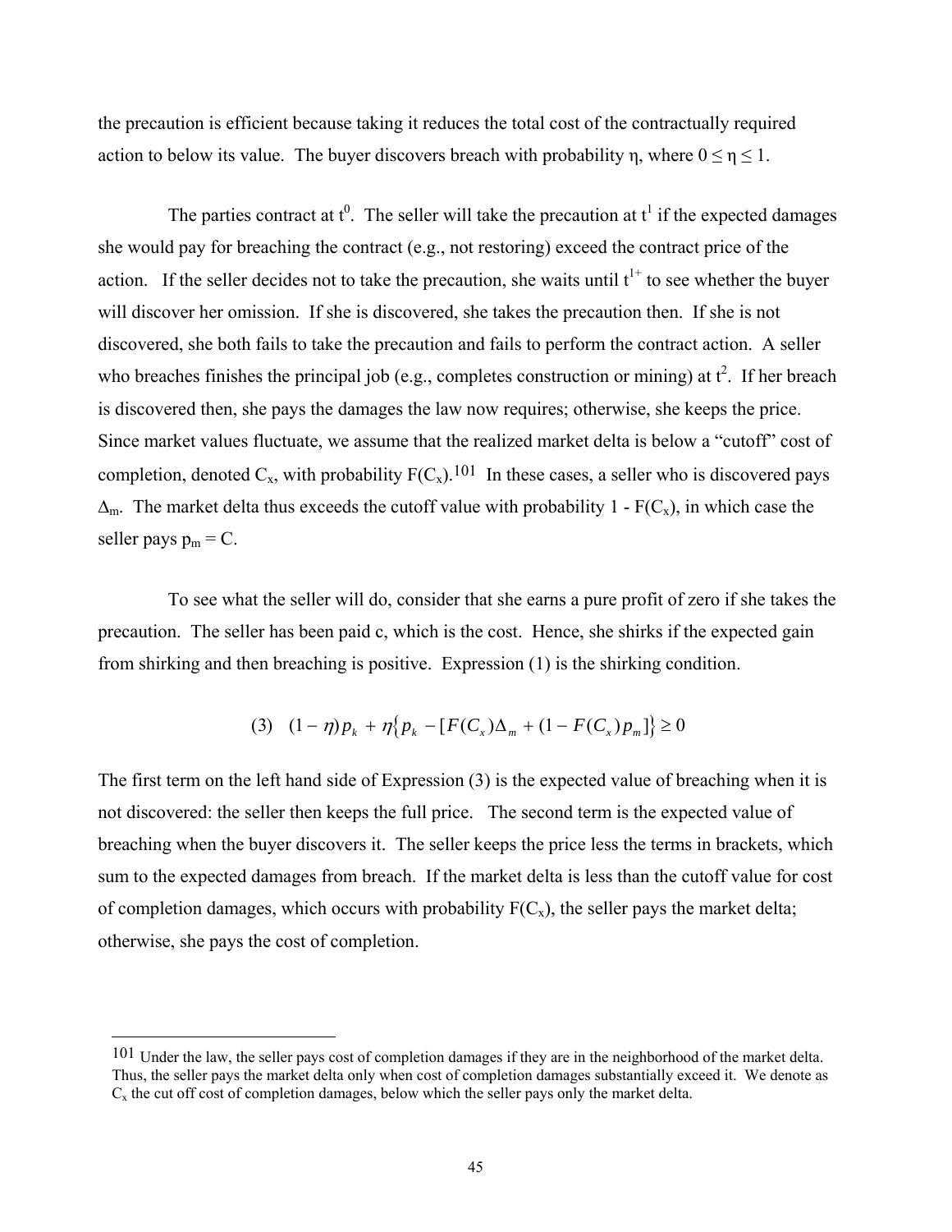the precaution is efficient because taking it reduces the total cost of the contractually required action to below its value. The buyer discovers breach with probability $\eta$, where $0 \leq \eta \leq 1$.

The parties contract at $t^0$. The seller will take the precaution at $t^1$ if the expected damages she would pay for breaching the contract (e.g., not restoring) exceed the contract price of the action. If the seller decides not to take the precaution, she waits until $t^{1+}$ to see whether the buyer will discover her omission. If she is discovered, she takes the precaution then. If she is not discovered, she both fails to take the precaution and fails to perform the contract action. A seller who breaches finishes the principal job (e.g., completes construction or mining) at $t^2$. If her breach is discovered then, she pays the damages the law now requires; otherwise, she keeps the price. Since market values fluctuate, we assume that the realized market delta is below a "cutoff" cost of completion, denoted $C_x$, with probability $F(C_x)$.[101] In these cases, a seller who is discovered pays $\Delta_m$. The market delta thus exceeds the cutoff value with probability $1 - F(C_x)$, in which case the seller pays $p_m = C$.

To see what the seller will do, consider that she earns a pure profit of zero if she takes the precaution. The seller has been paid c, which is the cost. Hence, she shirks if the expected gain from shirking and then breaching is positive. Expression (1) is the shirking condition.

$$(3) \quad (1-\eta)p_k + \eta\{p_k - [F(C_x)\Delta_m + (1 - F(C_x)p_m]\} \geq 0$$

The first term on the left hand side of Expression (3) is the expected value of breaching when it is not discovered: the seller then keeps the full price. The second term is the expected value of breaching when the buyer discovers it. The seller keeps the price less the terms in brackets, which sum to the expected damages from breach. If the market delta is less than the cutoff value for cost of completion damages, which occurs with probability $F(C_x)$, the seller pays the market delta; otherwise, she pays the cost of completion.

---

[101] Under the law, the seller pays cost of completion damages if they are in the neighborhood of the market delta. Thus, the seller pays the market delta only when cost of completion damages substantially exceed it. We denote as $C_x$ the cut off cost of completion damages, below which the seller pays only the market delta.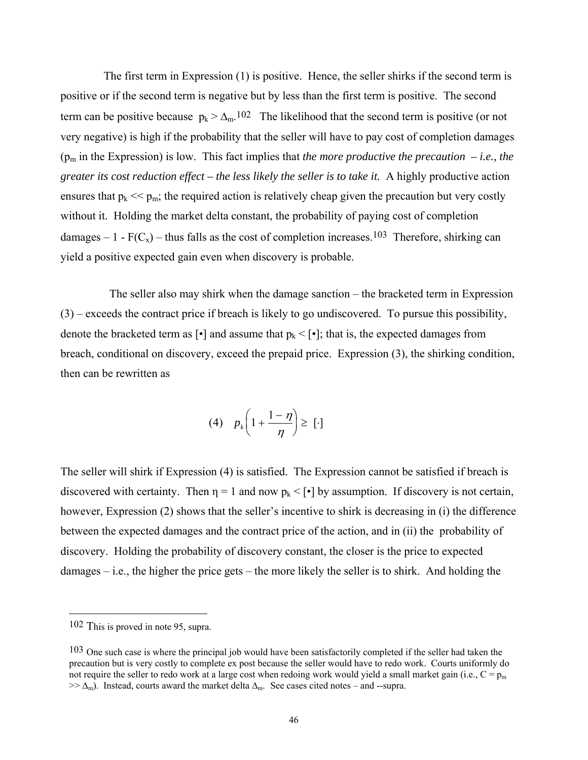The first term in Expression (1) is positive. Hence, the seller shirks if the second term is positive or if the second term is negative but by less than the first term is positive. The second term can be positive because $p_k > \Delta_m$.[102] The likelihood that the second term is positive (or not very negative) is high if the probability that the seller will have to pay cost of completion damages ($p_m$ in the Expression) is low. This fact implies that *the more productive the precaution – i.e., the greater its cost reduction effect – the less likely the seller is to take it.* A highly productive action ensures that $p_k << p_m$; the required action is relatively cheap given the precaution but very costly without it. Holding the market delta constant, the probability of paying cost of completion damages – $1 - F(C_x)$ – thus falls as the cost of completion increases.[103] Therefore, shirking can yield a positive expected gain even when discovery is probable.

The seller also may shirk when the damage sanction – the bracketed term in Expression (3) – exceeds the contract price if breach is likely to go undiscovered. To pursue this possibility, denote the bracketed term as [•] and assume that $p_k <$ [•]; that is, the expected damages from breach, conditional on discovery, exceed the prepaid price. Expression (3), the shirking condition, then can be rewritten as

$$\text{(4)} \quad p_k\left(1 + \frac{1-\eta}{\eta}\right) \geq [\cdot]$$

The seller will shirk if Expression (4) is satisfied. The Expression cannot be satisfied if breach is discovered with certainty. Then $\eta = 1$ and now $p_k <$ [•] by assumption. If discovery is not certain, however, Expression (2) shows that the seller's incentive to shirk is decreasing in (i) the difference between the expected damages and the contract price of the action, and in (ii) the probability of discovery. Holding the probability of discovery constant, the closer is the price to expected damages – i.e., the higher the price gets – the more likely the seller is to shirk. And holding the

---

[102] This is proved in note 95, supra.

[103] One such case is where the principal job would have been satisfactorily completed if the seller had taken the precaution but is very costly to complete ex post because the seller would have to redo work. Courts uniformly do not require the seller to redo work at a large cost when redoing work would yield a small market gain (i.e., $C = p_m >> \Delta_m$). Instead, courts award the market delta $\Delta_m$. See cases cited notes – and --supra.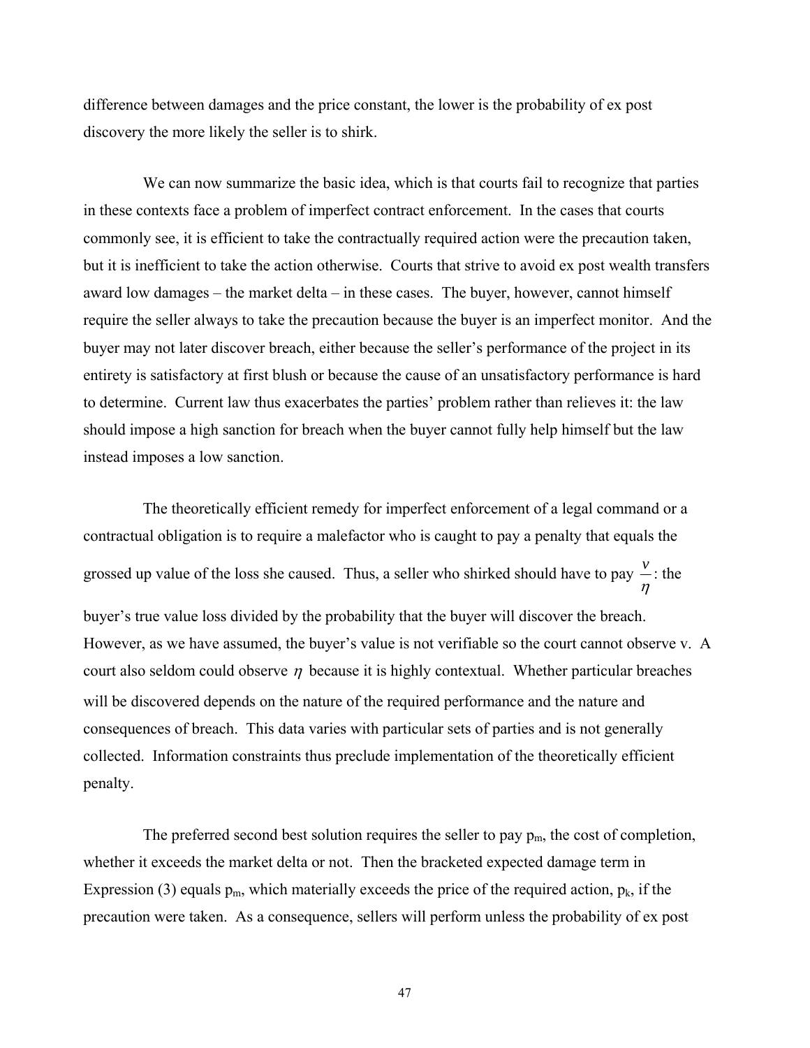difference between damages and the price constant, the lower is the probability of ex post discovery the more likely the seller is to shirk.

We can now summarize the basic idea, which is that courts fail to recognize that parties in these contexts face a problem of imperfect contract enforcement. In the cases that courts commonly see, it is efficient to take the contractually required action were the precaution taken, but it is inefficient to take the action otherwise. Courts that strive to avoid ex post wealth transfers award low damages – the market delta – in these cases. The buyer, however, cannot himself require the seller always to take the precaution because the buyer is an imperfect monitor. And the buyer may not later discover breach, either because the seller's performance of the project in its entirety is satisfactory at first blush or because the cause of an unsatisfactory performance is hard to determine. Current law thus exacerbates the parties' problem rather than relieves it: the law should impose a high sanction for breach when the buyer cannot fully help himself but the law instead imposes a low sanction.

The theoretically efficient remedy for imperfect enforcement of a legal command or a contractual obligation is to require a malefactor who is caught to pay a penalty that equals the grossed up value of the loss she caused. Thus, a seller who shirked should have to pay $\frac{v}{\eta}$: the buyer's true value loss divided by the probability that the buyer will discover the breach. However, as we have assumed, the buyer's value is not verifiable so the court cannot observe v. A court also seldom could observe $\eta$ because it is highly contextual. Whether particular breaches will be discovered depends on the nature of the required performance and the nature and consequences of breach. This data varies with particular sets of parties and is not generally collected. Information constraints thus preclude implementation of the theoretically efficient penalty.

The preferred second best solution requires the seller to pay $p_m$, the cost of completion, whether it exceeds the market delta or not. Then the bracketed expected damage term in Expression (3) equals $p_m$, which materially exceeds the price of the required action, $p_k$, if the precaution were taken. As a consequence, sellers will perform unless the probability of ex post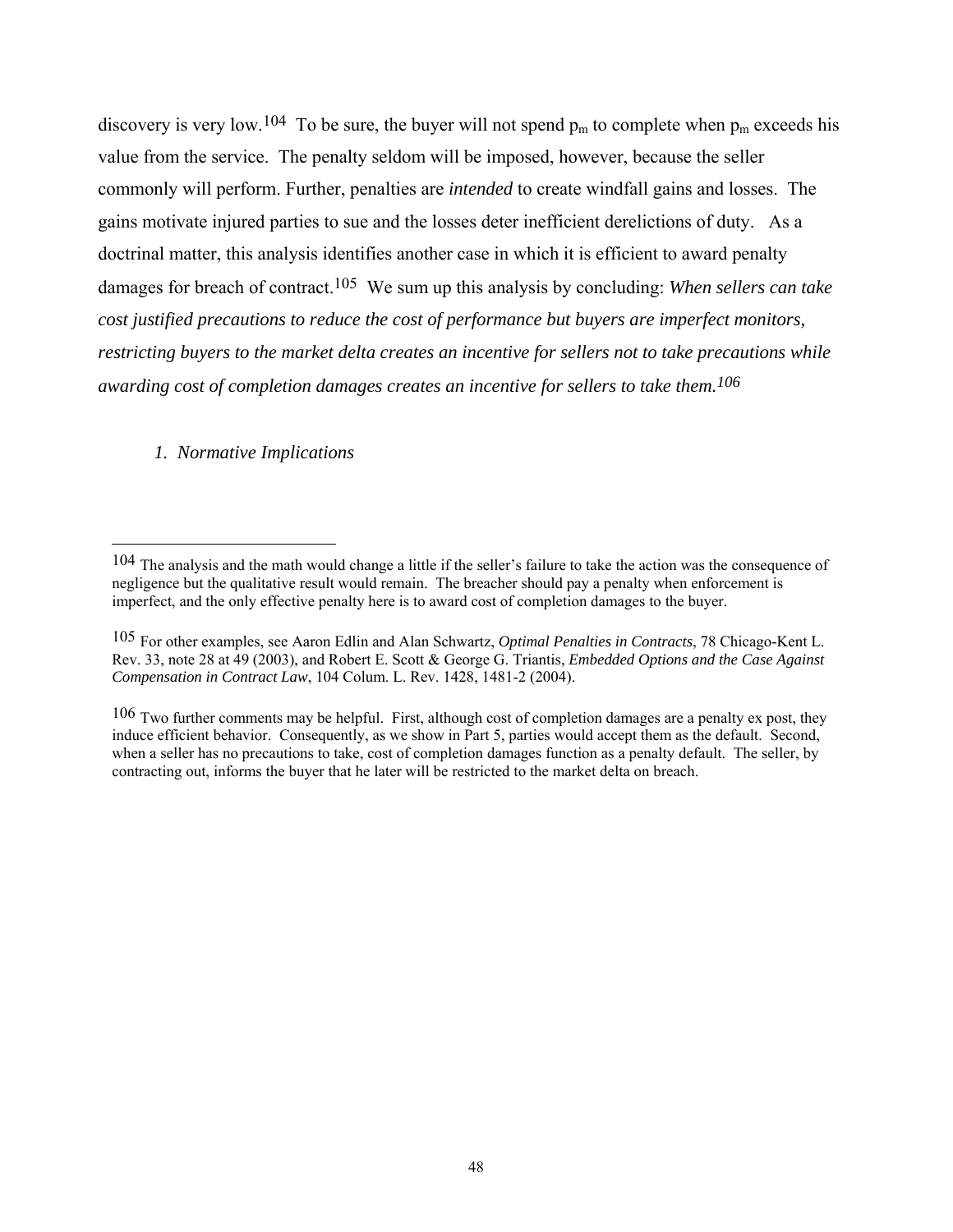discovery is very low.[104] To be sure, the buyer will not spend $p_m$ to complete when $p_m$ exceeds his value from the service. The penalty seldom will be imposed, however, because the seller commonly will perform. Further, penalties are *intended* to create windfall gains and losses. The gains motivate injured parties to sue and the losses deter inefficient derelictions of duty. As a doctrinal matter, this analysis identifies another case in which it is efficient to award penalty damages for breach of contract.[105] We sum up this analysis by concluding: *When sellers can take cost justified precautions to reduce the cost of performance but buyers are imperfect monitors, restricting buyers to the market delta creates an incentive for sellers not to take precautions while awarding cost of completion damages creates an incentive for sellers to take them.[106]*

### *1. Normative Implications*

---

[104] The analysis and the math would change a little if the seller's failure to take the action was the consequence of negligence but the qualitative result would remain. The breacher should pay a penalty when enforcement is imperfect, and the only effective penalty here is to award cost of completion damages to the buyer.

[105] For other examples, see Aaron Edlin and Alan Schwartz, *Optimal Penalties in Contracts*, 78 Chicago-Kent L. Rev. 33, note 28 at 49 (2003), and Robert E. Scott & George G. Triantis, *Embedded Options and the Case Against Compensation in Contract Law*, 104 Colum. L. Rev. 1428, 1481-2 (2004).

[106] Two further comments may be helpful. First, although cost of completion damages are a penalty ex post, they induce efficient behavior. Consequently, as we show in Part 5, parties would accept them as the default. Second, when a seller has no precautions to take, cost of completion damages function as a penalty default. The seller, by contracting out, informs the buyer that he later will be restricted to the market delta on breach.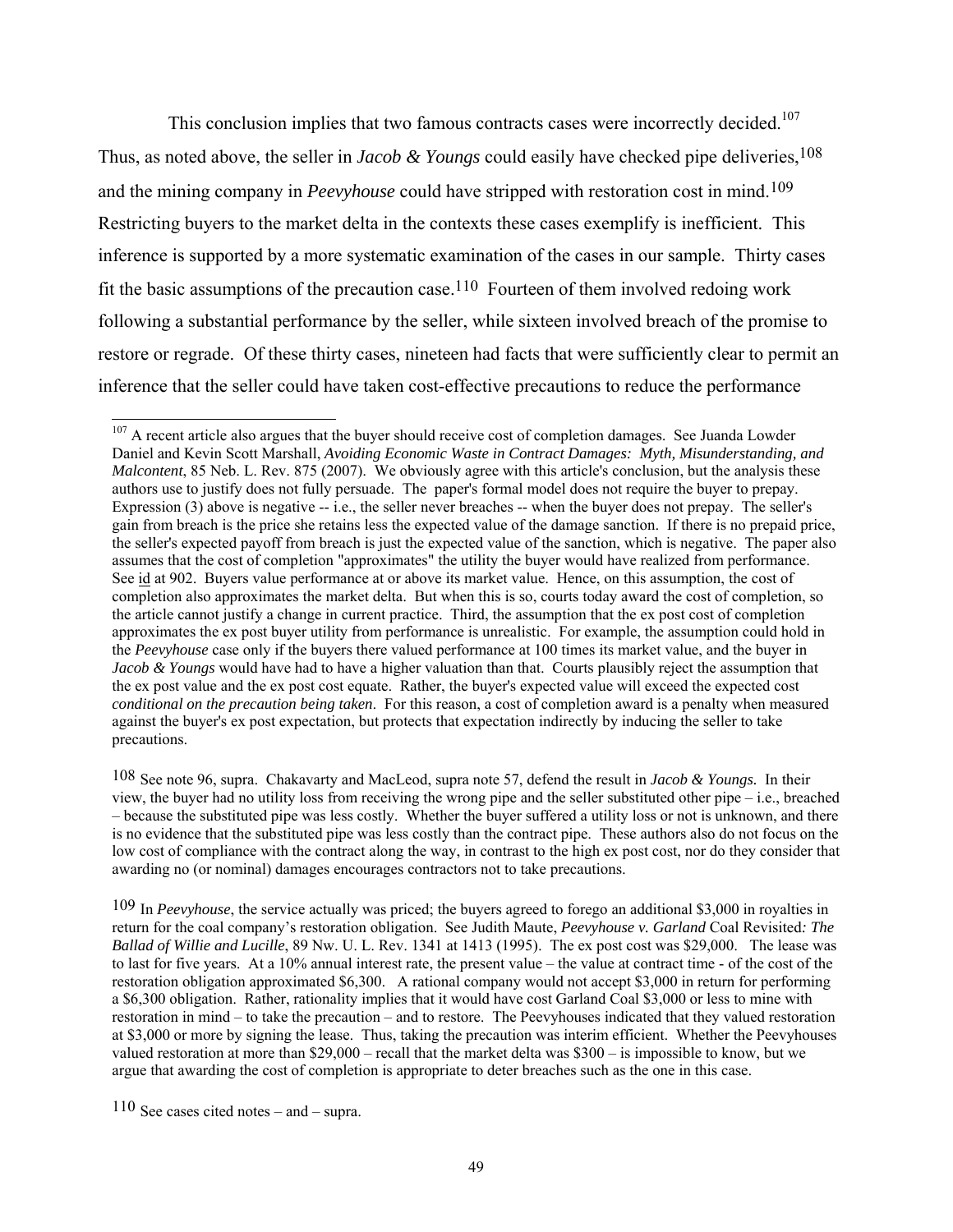This conclusion implies that two famous contracts cases were incorrectly decided.[107] Thus, as noted above, the seller in *Jacob & Youngs* could easily have checked pipe deliveries,[108] and the mining company in *Peevyhouse* could have stripped with restoration cost in mind.[109] Restricting buyers to the market delta in the contexts these cases exemplify is inefficient. This inference is supported by a more systematic examination of the cases in our sample. Thirty cases fit the basic assumptions of the precaution case.[110] Fourteen of them involved redoing work following a substantial performance by the seller, while sixteen involved breach of the promise to restore or regrade. Of these thirty cases, nineteen had facts that were sufficiently clear to permit an inference that the seller could have taken cost-effective precautions to reduce the performance

---

[107] A recent article also argues that the buyer should receive cost of completion damages. See Juanda Lowder Daniel and Kevin Scott Marshall, *Avoiding Economic Waste in Contract Damages: Myth, Misunderstanding, and Malcontent*, 85 Neb. L. Rev. 875 (2007). We obviously agree with this article's conclusion, but the analysis these authors use to justify does not fully persuade. The paper's formal model does not require the buyer to prepay. Expression (3) above is negative -- i.e., the seller never breaches -- when the buyer does not prepay. The seller's gain from breach is the price she retains less the expected value of the damage sanction. If there is no prepaid price, the seller's expected payoff from breach is just the expected value of the sanction, which is negative. The paper also assumes that the cost of completion "approximates" the utility the buyer would have realized from performance. See id at 902. Buyers value performance at or above its market value. Hence, on this assumption, the cost of completion also approximates the market delta. But when this is so, courts today award the cost of completion, so the article cannot justify a change in current practice. Third, the assumption that the ex post cost of completion approximates the ex post buyer utility from performance is unrealistic. For example, the assumption could hold in the *Peevyhouse* case only if the buyers there valued performance at 100 times its market value, and the buyer in *Jacob & Youngs* would have had to have a higher valuation than that. Courts plausibly reject the assumption that the ex post value and the ex post cost equate. Rather, the buyer's expected value will exceed the expected cost *conditional on the precaution being taken*. For this reason, a cost of completion award is a penalty when measured against the buyer's ex post expectation, but protects that expectation indirectly by inducing the seller to take precautions.

[108] See note 96, supra. Chakavarty and MacLeod, supra note 57, defend the result in *Jacob & Youngs*. In their view, the buyer had no utility loss from receiving the wrong pipe and the seller substituted other pipe – i.e., breached – because the substituted pipe was less costly. Whether the buyer suffered a utility loss or not is unknown, and there is no evidence that the substituted pipe was less costly than the contract pipe. These authors also do not focus on the low cost of compliance with the contract along the way, in contrast to the high ex post cost, nor do they consider that awarding no (or nominal) damages encourages contractors not to take precautions.

[109] In *Peevyhouse*, the service actually was priced; the buyers agreed to forego an additional $3,000 in royalties in return for the coal company's restoration obligation. See Judith Maute, *Peevyhouse v. Garland* Coal Revisited*: The Ballad of Willie and Lucille*, 89 Nw. U. L. Rev. 1341 at 1413 (1995). The ex post cost was $29,000. The lease was to last for five years. At a 10% annual interest rate, the present value – the value at contract time - of the cost of the restoration obligation approximated $6,300. A rational company would not accept $3,000 in return for performing a $6,300 obligation. Rather, rationality implies that it would have cost Garland Coal $3,000 or less to mine with restoration in mind – to take the precaution – and to restore. The Peevyhouses indicated that they valued restoration at $3,000 or more by signing the lease. Thus, taking the precaution was interim efficient. Whether the Peevyhouses valued restoration at more than $29,000 – recall that the market delta was $300 – is impossible to know, but we argue that awarding the cost of completion is appropriate to deter breaches such as the one in this case.

[110] See cases cited notes – and – supra.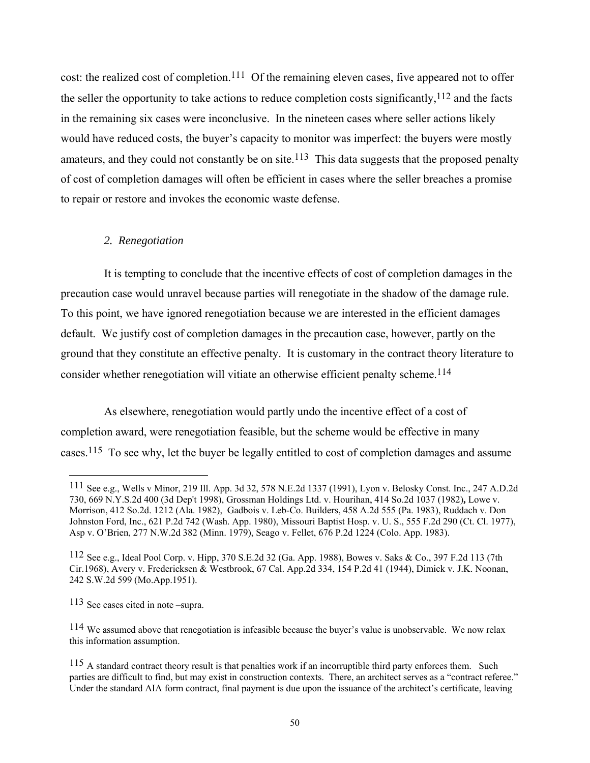cost: the realized cost of completion.[111] Of the remaining eleven cases, five appeared not to offer the seller the opportunity to take actions to reduce completion costs significantly,[112] and the facts in the remaining six cases were inconclusive. In the nineteen cases where seller actions likely would have reduced costs, the buyer's capacity to monitor was imperfect: the buyers were mostly amateurs, and they could not constantly be on site.[113] This data suggests that the proposed penalty of cost of completion damages will often be efficient in cases where the seller breaches a promise to repair or restore and invokes the economic waste defense.

### *2. Renegotiation*

It is tempting to conclude that the incentive effects of cost of completion damages in the precaution case would unravel because parties will renegotiate in the shadow of the damage rule. To this point, we have ignored renegotiation because we are interested in the efficient damages default. We justify cost of completion damages in the precaution case, however, partly on the ground that they constitute an effective penalty. It is customary in the contract theory literature to consider whether renegotiation will vitiate an otherwise efficient penalty scheme.[114]

As elsewhere, renegotiation would partly undo the incentive effect of a cost of completion award, were renegotiation feasible, but the scheme would be effective in many cases.[115] To see why, let the buyer be legally entitled to cost of completion damages and assume

---

[111] See e.g., Wells v Minor, 219 Ill. App. 3d 32, 578 N.E.2d 1337 (1991), Lyon v. Belosky Const. Inc., 247 A.D.2d 730, 669 N.Y.S.2d 400 (3d Dep't 1998), Grossman Holdings Ltd. v. Hourihan, 414 So.2d 1037 (1982), Lowe v. Morrison, 412 So.2d. 1212 (Ala. 1982), Gadbois v. Leb-Co. Builders, 458 A.2d 555 (Pa. 1983), Ruddach v. Don Johnston Ford, Inc., 621 P.2d 742 (Wash. App. 1980), Missouri Baptist Hosp. v. U. S., 555 F.2d 290 (Ct. Cl. 1977), Asp v. O'Brien, 277 N.W.2d 382 (Minn. 1979), Seago v. Fellet, 676 P.2d 1224 (Colo. App. 1983).

[112] See e.g., Ideal Pool Corp. v. Hipp, 370 S.E.2d 32 (Ga. App. 1988), Bowes v. Saks & Co., 397 F.2d 113 (7th Cir.1968), Avery v. Fredericksen & Westbrook, 67 Cal. App.2d 334, 154 P.2d 41 (1944), Dimick v. J.K. Noonan, 242 S.W.2d 599 (Mo.App.1951).

[113] See cases cited in note –supra.

[114] We assumed above that renegotiation is infeasible because the buyer's value is unobservable. We now relax this information assumption.

[115] A standard contract theory result is that penalties work if an incorruptible third party enforces them. Such parties are difficult to find, but may exist in construction contexts. There, an architect serves as a "contract referee." Under the standard AIA form contract, final payment is due upon the issuance of the architect's certificate, leaving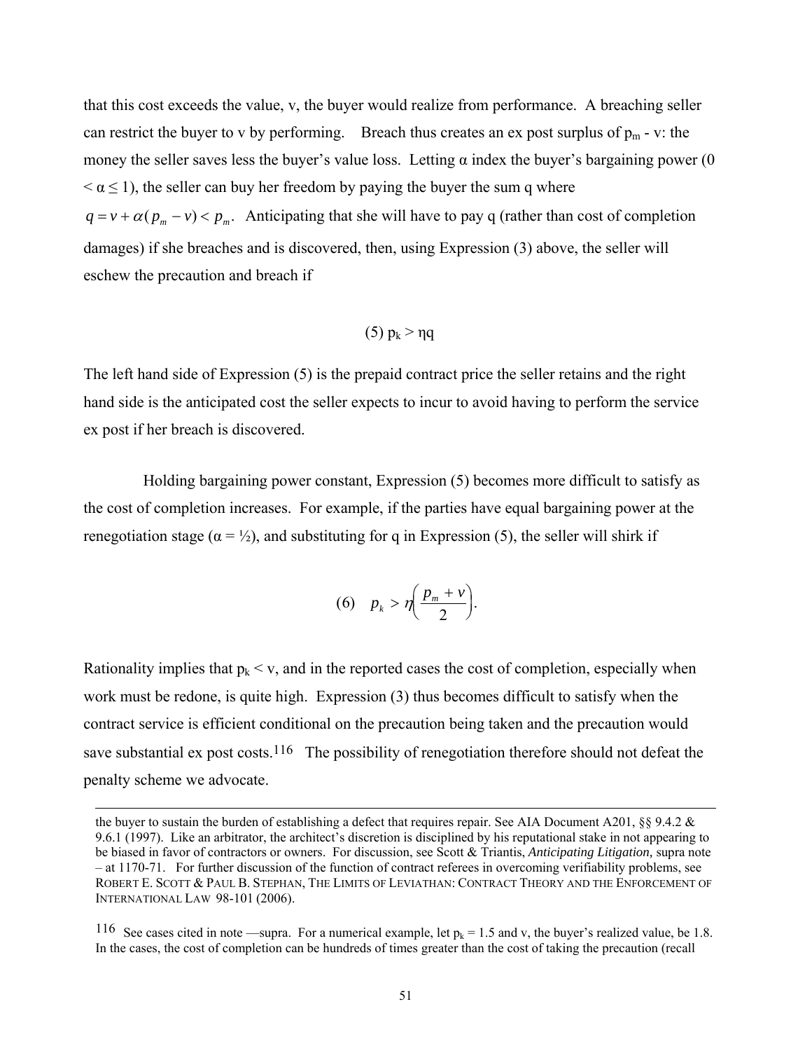that this cost exceeds the value, v, the buyer would realize from performance. A breaching seller can restrict the buyer to v by performing. Breach thus creates an ex post surplus of $p_m$ - v: the money the seller saves less the buyer's value loss. Letting α index the buyer's bargaining power ($0 < \alpha \leq 1$), the seller can buy her freedom by paying the buyer the sum q where $q = v + \alpha(p_m - v) < p_m$. Anticipating that she will have to pay q (rather than cost of completion damages) if she breaches and is discovered, then, using Expression (3) above, the seller will eschew the precaution and breach if

$$(5)\ p_k > \eta q$$

The left hand side of Expression (5) is the prepaid contract price the seller retains and the right hand side is the anticipated cost the seller expects to incur to avoid having to perform the service ex post if her breach is discovered.

Holding bargaining power constant, Expression (5) becomes more difficult to satisfy as the cost of completion increases. For example, if the parties have equal bargaining power at the renegotiation stage (α = ½), and substituting for q in Expression (5), the seller will shirk if

$$(6)\quad p_k > \eta\left(\frac{p_m + v}{2}\right).$$

Rationality implies that $p_k < v$, and in the reported cases the cost of completion, especially when work must be redone, is quite high. Expression (3) thus becomes difficult to satisfy when the contract service is efficient conditional on the precaution being taken and the precaution would save substantial ex post costs.[116] The possibility of renegotiation therefore should not defeat the penalty scheme we advocate.

---

the buyer to sustain the burden of establishing a defect that requires repair. See AIA Document A201, §§ 9.4.2 & 9.6.1 (1997). Like an arbitrator, the architect's discretion is disciplined by his reputational stake in not appearing to be biased in favor of contractors or owners. For discussion, see Scott & Triantis, *Anticipating Litigation,* supra note – at 1170-71. For further discussion of the function of contract referees in overcoming verifiability problems, see ROBERT E. SCOTT & PAUL B. STEPHAN, THE LIMITS OF LEVIATHAN: CONTRACT THEORY AND THE ENFORCEMENT OF INTERNATIONAL LAW 98-101 (2006).

[116] See cases cited in note —supra. For a numerical example, let $p_k$ = 1.5 and v, the buyer's realized value, be 1.8. In the cases, the cost of completion can be hundreds of times greater than the cost of taking the precaution (recall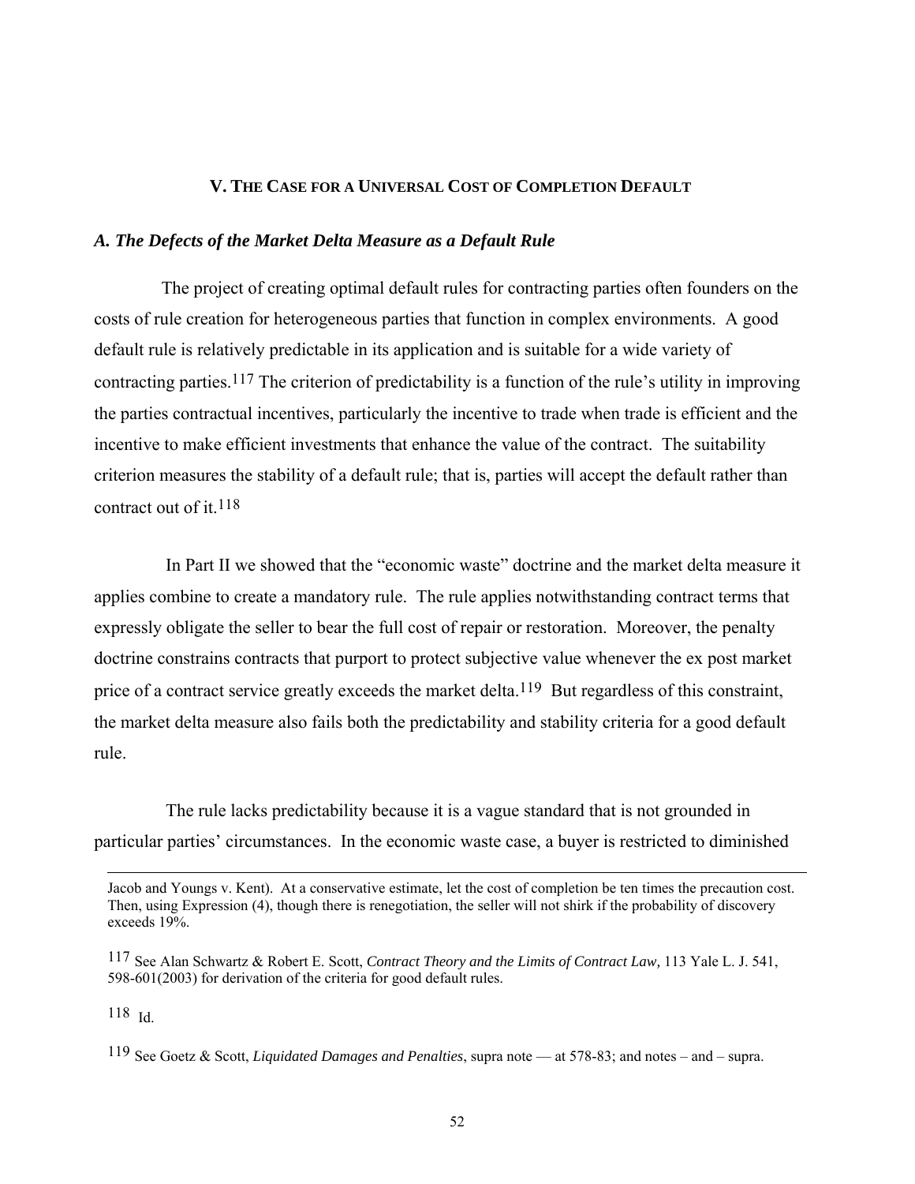## V. THE CASE FOR A UNIVERSAL COST OF COMPLETION DEFAULT

### *A. The Defects of the Market Delta Measure as a Default Rule*

The project of creating optimal default rules for contracting parties often founders on the costs of rule creation for heterogeneous parties that function in complex environments. A good default rule is relatively predictable in its application and is suitable for a wide variety of contracting parties.[117] The criterion of predictability is a function of the rule's utility in improving the parties contractual incentives, particularly the incentive to trade when trade is efficient and the incentive to make efficient investments that enhance the value of the contract. The suitability criterion measures the stability of a default rule; that is, parties will accept the default rather than contract out of it.[118]

In Part II we showed that the "economic waste" doctrine and the market delta measure it applies combine to create a mandatory rule. The rule applies notwithstanding contract terms that expressly obligate the seller to bear the full cost of repair or restoration. Moreover, the penalty doctrine constrains contracts that purport to protect subjective value whenever the ex post market price of a contract service greatly exceeds the market delta.[119] But regardless of this constraint, the market delta measure also fails both the predictability and stability criteria for a good default rule.

The rule lacks predictability because it is a vague standard that is not grounded in particular parties' circumstances. In the economic waste case, a buyer is restricted to diminished

---

Jacob and Youngs v. Kent). At a conservative estimate, let the cost of completion be ten times the precaution cost. Then, using Expression (4), though there is renegotiation, the seller will not shirk if the probability of discovery exceeds 19%.

117 See Alan Schwartz & Robert E. Scott, *Contract Theory and the Limits of Contract Law,* 113 Yale L. J. 541, 598-601(2003) for derivation of the criteria for good default rules.

118 Id.

119 See Goetz & Scott, *Liquidated Damages and Penalties*, supra note — at 578-83; and notes – and – supra.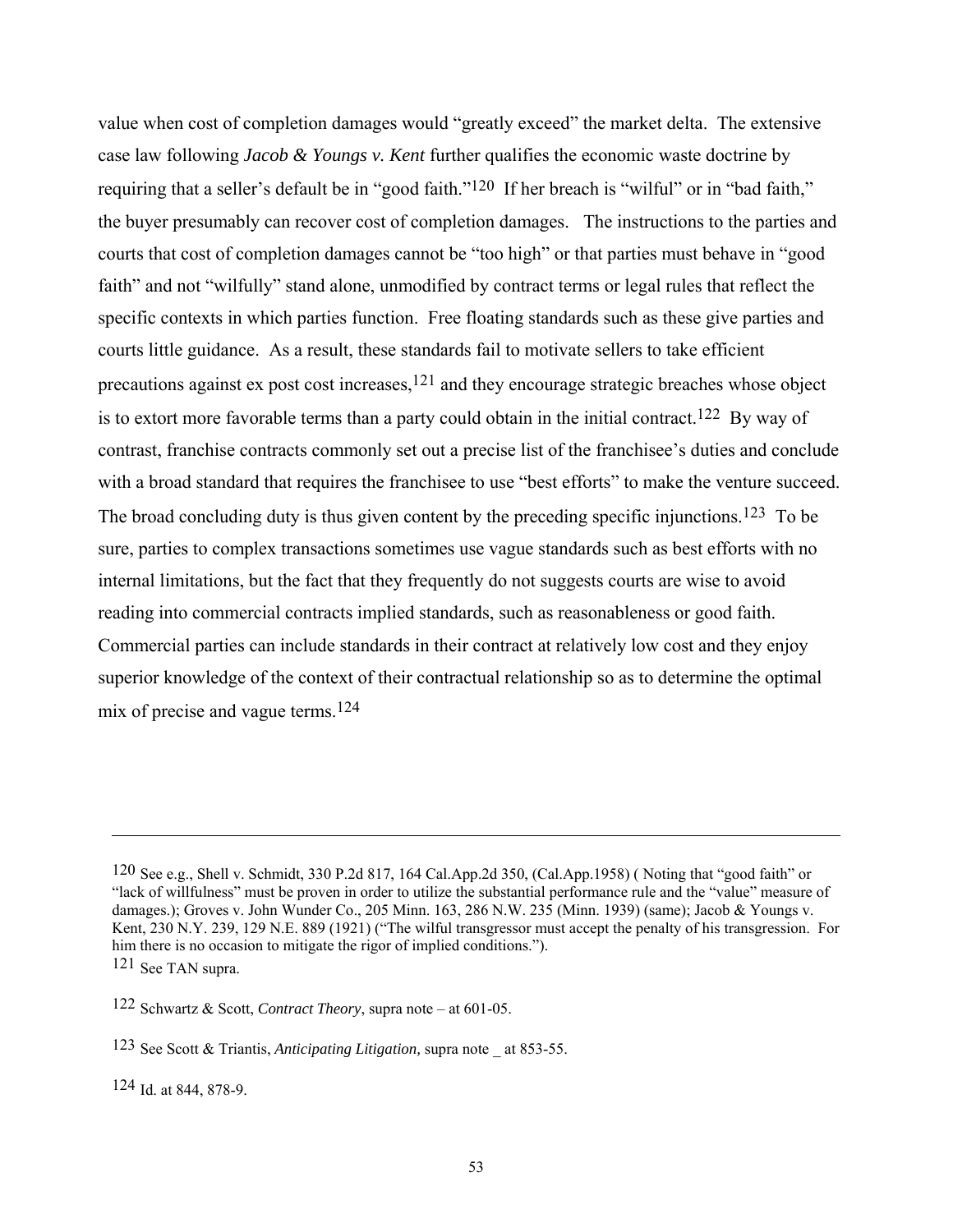value when cost of completion damages would "greatly exceed" the market delta. The extensive case law following *Jacob & Youngs v. Kent* further qualifies the economic waste doctrine by requiring that a seller's default be in "good faith."[120] If her breach is "wilful" or in "bad faith," the buyer presumably can recover cost of completion damages. The instructions to the parties and courts that cost of completion damages cannot be "too high" or that parties must behave in "good faith" and not "wilfully" stand alone, unmodified by contract terms or legal rules that reflect the specific contexts in which parties function. Free floating standards such as these give parties and courts little guidance. As a result, these standards fail to motivate sellers to take efficient precautions against ex post cost increases,[121] and they encourage strategic breaches whose object is to extort more favorable terms than a party could obtain in the initial contract.[122] By way of contrast, franchise contracts commonly set out a precise list of the franchisee's duties and conclude with a broad standard that requires the franchisee to use "best efforts" to make the venture succeed. The broad concluding duty is thus given content by the preceding specific injunctions.[123] To be sure, parties to complex transactions sometimes use vague standards such as best efforts with no internal limitations, but the fact that they frequently do not suggests courts are wise to avoid reading into commercial contracts implied standards, such as reasonableness or good faith. Commercial parties can include standards in their contract at relatively low cost and they enjoy superior knowledge of the context of their contractual relationship so as to determine the optimal mix of precise and vague terms.[124]

---

[120] See e.g., Shell v. Schmidt, 330 P.2d 817, 164 Cal.App.2d 350, (Cal.App.1958) ( Noting that "good faith" or "lack of willfulness" must be proven in order to utilize the substantial performance rule and the "value" measure of damages.); Groves v. John Wunder Co., 205 Minn. 163, 286 N.W. 235 (Minn. 1939) (same); Jacob & Youngs v. Kent, 230 N.Y. 239, 129 N.E. 889 (1921) ("The wilful transgressor must accept the penalty of his transgression. For him there is no occasion to mitigate the rigor of implied conditions.").

[121] See TAN supra.

[122] Schwartz & Scott, *Contract Theory*, supra note – at 601-05.

[123] See Scott & Triantis, *Anticipating Litigation,* supra note _ at 853-55.

[124] Id. at 844, 878-9.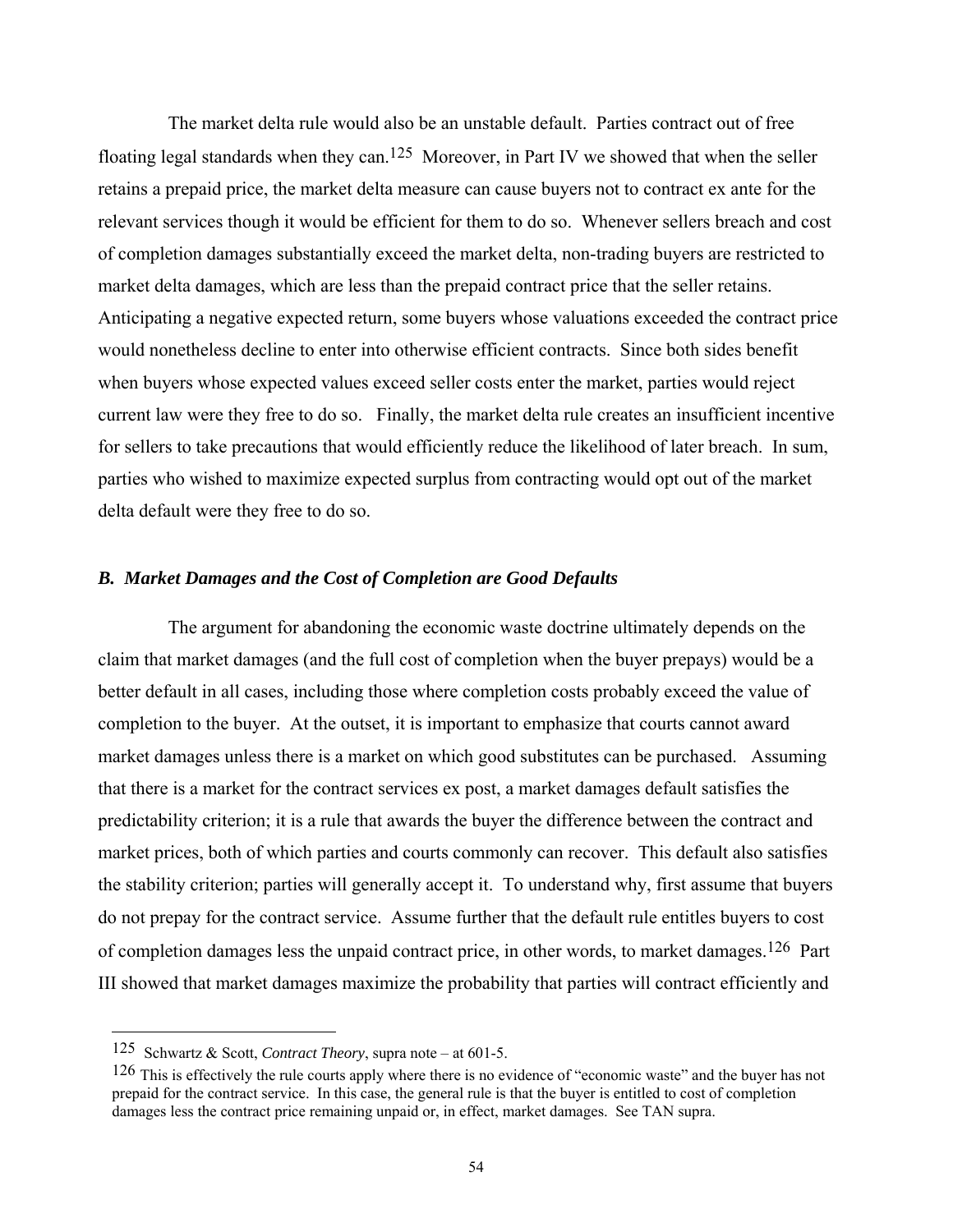The market delta rule would also be an unstable default. Parties contract out of free floating legal standards when they can.[125] Moreover, in Part IV we showed that when the seller retains a prepaid price, the market delta measure can cause buyers not to contract ex ante for the relevant services though it would be efficient for them to do so. Whenever sellers breach and cost of completion damages substantially exceed the market delta, non-trading buyers are restricted to market delta damages, which are less than the prepaid contract price that the seller retains. Anticipating a negative expected return, some buyers whose valuations exceeded the contract price would nonetheless decline to enter into otherwise efficient contracts. Since both sides benefit when buyers whose expected values exceed seller costs enter the market, parties would reject current law were they free to do so. Finally, the market delta rule creates an insufficient incentive for sellers to take precautions that would efficiently reduce the likelihood of later breach. In sum, parties who wished to maximize expected surplus from contracting would opt out of the market delta default were they free to do so.

### *B. Market Damages and the Cost of Completion are Good Defaults*

The argument for abandoning the economic waste doctrine ultimately depends on the claim that market damages (and the full cost of completion when the buyer prepays) would be a better default in all cases, including those where completion costs probably exceed the value of completion to the buyer. At the outset, it is important to emphasize that courts cannot award market damages unless there is a market on which good substitutes can be purchased. Assuming that there is a market for the contract services ex post, a market damages default satisfies the predictability criterion; it is a rule that awards the buyer the difference between the contract and market prices, both of which parties and courts commonly can recover. This default also satisfies the stability criterion; parties will generally accept it. To understand why, first assume that buyers do not prepay for the contract service. Assume further that the default rule entitles buyers to cost of completion damages less the unpaid contract price, in other words, to market damages.[126] Part III showed that market damages maximize the probability that parties will contract efficiently and

---

[125] Schwartz & Scott, *Contract Theory*, supra note – at 601-5.

[126] This is effectively the rule courts apply where there is no evidence of "economic waste" and the buyer has not prepaid for the contract service. In this case, the general rule is that the buyer is entitled to cost of completion damages less the contract price remaining unpaid or, in effect, market damages. See TAN supra.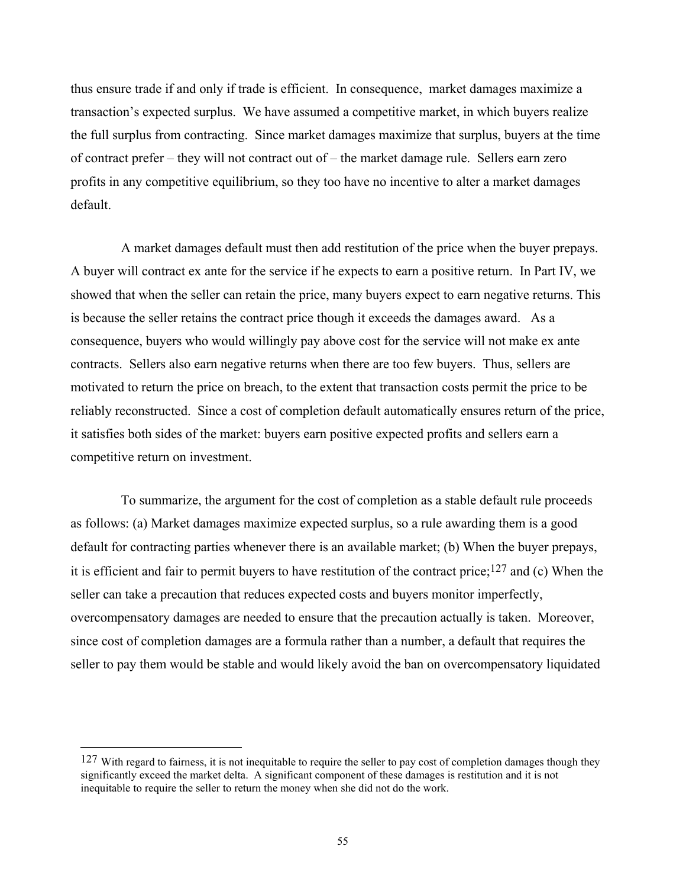thus ensure trade if and only if trade is efficient. In consequence, market damages maximize a transaction's expected surplus. We have assumed a competitive market, in which buyers realize the full surplus from contracting. Since market damages maximize that surplus, buyers at the time of contract prefer – they will not contract out of – the market damage rule. Sellers earn zero profits in any competitive equilibrium, so they too have no incentive to alter a market damages default.

A market damages default must then add restitution of the price when the buyer prepays. A buyer will contract ex ante for the service if he expects to earn a positive return. In Part IV, we showed that when the seller can retain the price, many buyers expect to earn negative returns. This is because the seller retains the contract price though it exceeds the damages award. As a consequence, buyers who would willingly pay above cost for the service will not make ex ante contracts. Sellers also earn negative returns when there are too few buyers. Thus, sellers are motivated to return the price on breach, to the extent that transaction costs permit the price to be reliably reconstructed. Since a cost of completion default automatically ensures return of the price, it satisfies both sides of the market: buyers earn positive expected profits and sellers earn a competitive return on investment.

To summarize, the argument for the cost of completion as a stable default rule proceeds as follows: (a) Market damages maximize expected surplus, so a rule awarding them is a good default for contracting parties whenever there is an available market; (b) When the buyer prepays, it is efficient and fair to permit buyers to have restitution of the contract price;[127] and (c) When the seller can take a precaution that reduces expected costs and buyers monitor imperfectly, overcompensatory damages are needed to ensure that the precaution actually is taken. Moreover, since cost of completion damages are a formula rather than a number, a default that requires the seller to pay them would be stable and would likely avoid the ban on overcompensatory liquidated

---

[127] With regard to fairness, it is not inequitable to require the seller to pay cost of completion damages though they significantly exceed the market delta. A significant component of these damages is restitution and it is not inequitable to require the seller to return the money when she did not do the work.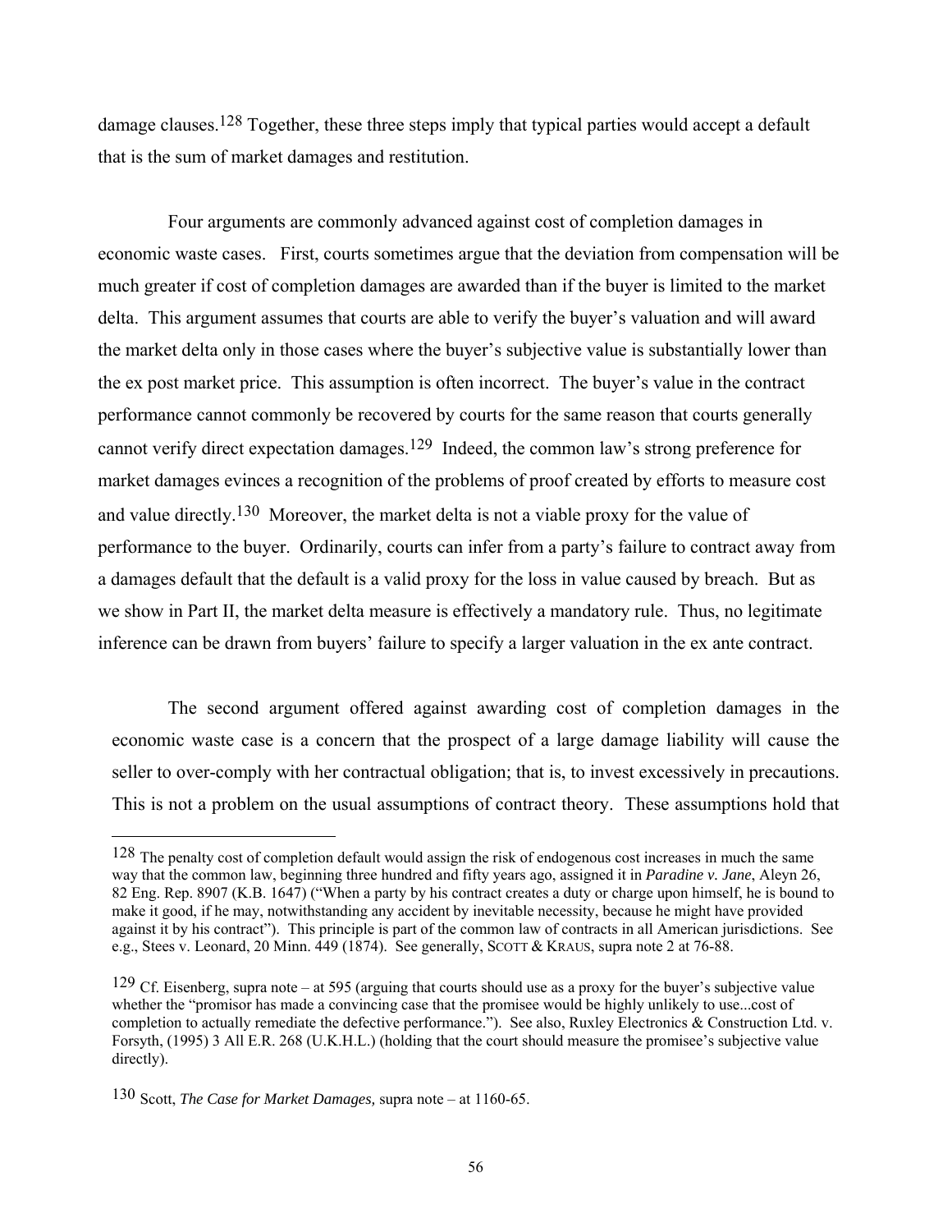damage clauses.[128] Together, these three steps imply that typical parties would accept a default that is the sum of market damages and restitution.

Four arguments are commonly advanced against cost of completion damages in economic waste cases. First, courts sometimes argue that the deviation from compensation will be much greater if cost of completion damages are awarded than if the buyer is limited to the market delta. This argument assumes that courts are able to verify the buyer's valuation and will award the market delta only in those cases where the buyer's subjective value is substantially lower than the ex post market price. This assumption is often incorrect. The buyer's value in the contract performance cannot commonly be recovered by courts for the same reason that courts generally cannot verify direct expectation damages.[129] Indeed, the common law's strong preference for market damages evinces a recognition of the problems of proof created by efforts to measure cost and value directly.[130] Moreover, the market delta is not a viable proxy for the value of performance to the buyer. Ordinarily, courts can infer from a party's failure to contract away from a damages default that the default is a valid proxy for the loss in value caused by breach. But as we show in Part II, the market delta measure is effectively a mandatory rule. Thus, no legitimate inference can be drawn from buyers' failure to specify a larger valuation in the ex ante contract.

The second argument offered against awarding cost of completion damages in the economic waste case is a concern that the prospect of a large damage liability will cause the seller to over-comply with her contractual obligation; that is, to invest excessively in precautions. This is not a problem on the usual assumptions of contract theory. These assumptions hold that

---

[128] The penalty cost of completion default would assign the risk of endogenous cost increases in much the same way that the common law, beginning three hundred and fifty years ago, assigned it in *Paradine v. Jane*, Aleyn 26, 82 Eng. Rep. 8907 (K.B. 1647) ("When a party by his contract creates a duty or charge upon himself, he is bound to make it good, if he may, notwithstanding any accident by inevitable necessity, because he might have provided against it by his contract"). This principle is part of the common law of contracts in all American jurisdictions. See e.g., Stees v. Leonard, 20 Minn. 449 (1874). See generally, SCOTT & KRAUS, supra note 2 at 76-88.

[129] Cf. Eisenberg, supra note – at 595 (arguing that courts should use as a proxy for the buyer's subjective value whether the "promisor has made a convincing case that the promisee would be highly unlikely to use...cost of completion to actually remediate the defective performance."). See also, Ruxley Electronics & Construction Ltd. v. Forsyth, (1995) 3 All E.R. 268 (U.K.H.L.) (holding that the court should measure the promisee's subjective value directly).

[130] Scott, *The Case for Market Damages,* supra note – at 1160-65.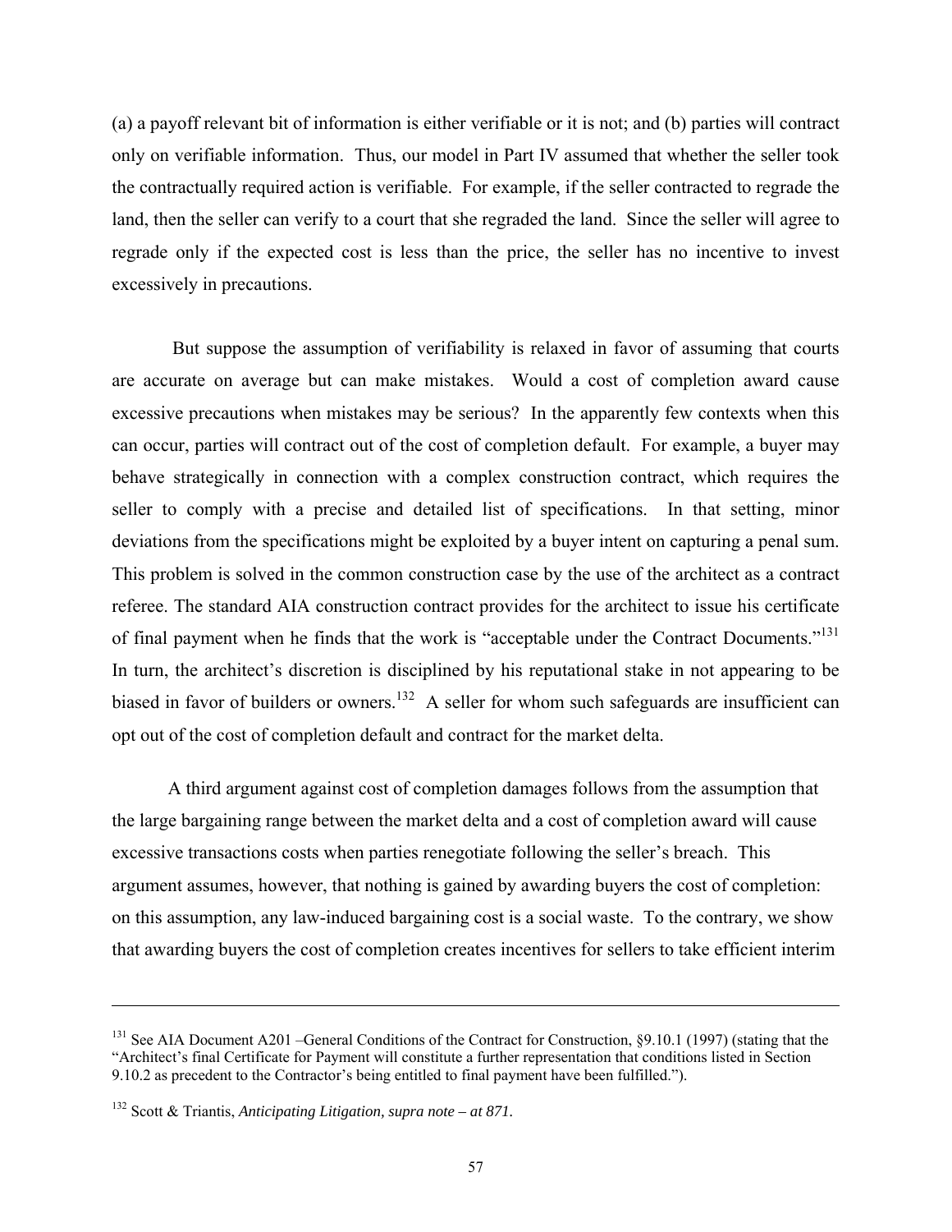(a) a payoff relevant bit of information is either verifiable or it is not; and (b) parties will contract only on verifiable information. Thus, our model in Part IV assumed that whether the seller took the contractually required action is verifiable. For example, if the seller contracted to regrade the land, then the seller can verify to a court that she regraded the land. Since the seller will agree to regrade only if the expected cost is less than the price, the seller has no incentive to invest excessively in precautions.

But suppose the assumption of verifiability is relaxed in favor of assuming that courts are accurate on average but can make mistakes. Would a cost of completion award cause excessive precautions when mistakes may be serious? In the apparently few contexts when this can occur, parties will contract out of the cost of completion default. For example, a buyer may behave strategically in connection with a complex construction contract, which requires the seller to comply with a precise and detailed list of specifications. In that setting, minor deviations from the specifications might be exploited by a buyer intent on capturing a penal sum. This problem is solved in the common construction case by the use of the architect as a contract referee. The standard AIA construction contract provides for the architect to issue his certificate of final payment when he finds that the work is "acceptable under the Contract Documents."[131] In turn, the architect's discretion is disciplined by his reputational stake in not appearing to be biased in favor of builders or owners.[132] A seller for whom such safeguards are insufficient can opt out of the cost of completion default and contract for the market delta.

A third argument against cost of completion damages follows from the assumption that the large bargaining range between the market delta and a cost of completion award will cause excessive transactions costs when parties renegotiate following the seller's breach. This argument assumes, however, that nothing is gained by awarding buyers the cost of completion: on this assumption, any law-induced bargaining cost is a social waste. To the contrary, we show that awarding buyers the cost of completion creates incentives for sellers to take efficient interim

---

[131] See AIA Document A201 –General Conditions of the Contract for Construction, §9.10.1 (1997) (stating that the "Architect's final Certificate for Payment will constitute a further representation that conditions listed in Section 9.10.2 as precedent to the Contractor's being entitled to final payment have been fulfilled.").

[132] Scott & Triantis, *Anticipating Litigation, supra note – at 871.*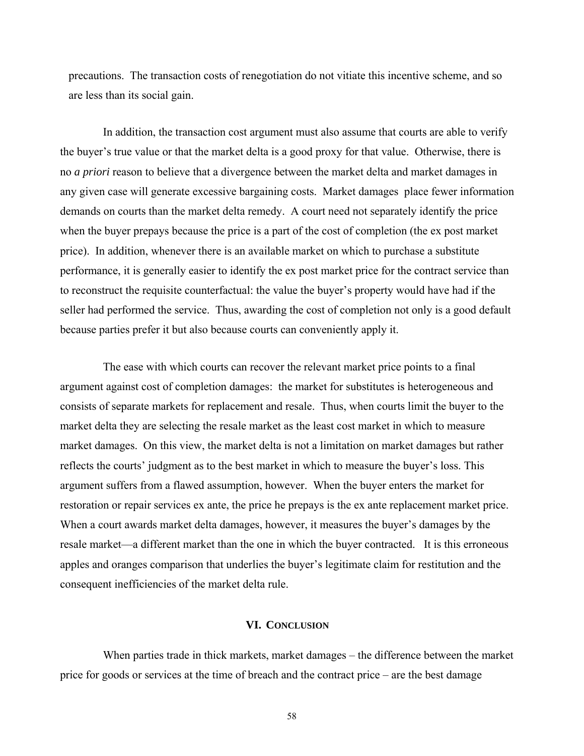precautions. The transaction costs of renegotiation do not vitiate this incentive scheme, and so are less than its social gain.

In addition, the transaction cost argument must also assume that courts are able to verify the buyer's true value or that the market delta is a good proxy for that value. Otherwise, there is no *a priori* reason to believe that a divergence between the market delta and market damages in any given case will generate excessive bargaining costs. Market damages place fewer information demands on courts than the market delta remedy. A court need not separately identify the price when the buyer prepays because the price is a part of the cost of completion (the ex post market price). In addition, whenever there is an available market on which to purchase a substitute performance, it is generally easier to identify the ex post market price for the contract service than to reconstruct the requisite counterfactual: the value the buyer's property would have had if the seller had performed the service. Thus, awarding the cost of completion not only is a good default because parties prefer it but also because courts can conveniently apply it.

The ease with which courts can recover the relevant market price points to a final argument against cost of completion damages: the market for substitutes is heterogeneous and consists of separate markets for replacement and resale. Thus, when courts limit the buyer to the market delta they are selecting the resale market as the least cost market in which to measure market damages. On this view, the market delta is not a limitation on market damages but rather reflects the courts' judgment as to the best market in which to measure the buyer's loss. This argument suffers from a flawed assumption, however. When the buyer enters the market for restoration or repair services ex ante, the price he prepays is the ex ante replacement market price. When a court awards market delta damages, however, it measures the buyer's damages by the resale market—a different market than the one in which the buyer contracted. It is this erroneous apples and oranges comparison that underlies the buyer's legitimate claim for restitution and the consequent inefficiencies of the market delta rule.

## VI. Conclusion

When parties trade in thick markets, market damages – the difference between the market price for goods or services at the time of breach and the contract price – are the best damage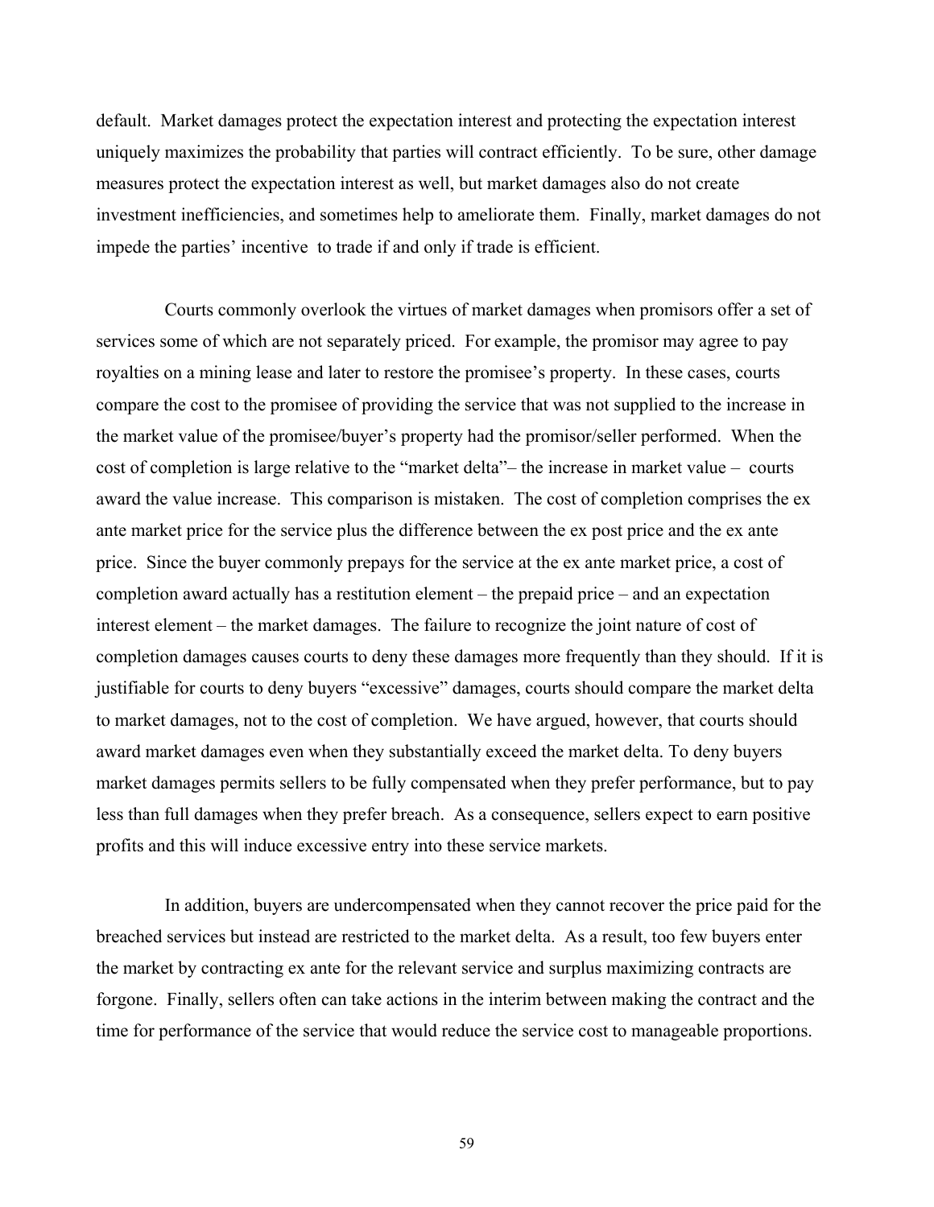default. Market damages protect the expectation interest and protecting the expectation interest uniquely maximizes the probability that parties will contract efficiently. To be sure, other damage measures protect the expectation interest as well, but market damages also do not create investment inefficiencies, and sometimes help to ameliorate them. Finally, market damages do not impede the parties' incentive to trade if and only if trade is efficient.

Courts commonly overlook the virtues of market damages when promisors offer a set of services some of which are not separately priced. For example, the promisor may agree to pay royalties on a mining lease and later to restore the promisee's property. In these cases, courts compare the cost to the promisee of providing the service that was not supplied to the increase in the market value of the promisee/buyer's property had the promisor/seller performed. When the cost of completion is large relative to the "market delta"– the increase in market value – courts award the value increase. This comparison is mistaken. The cost of completion comprises the ex ante market price for the service plus the difference between the ex post price and the ex ante price. Since the buyer commonly prepays for the service at the ex ante market price, a cost of completion award actually has a restitution element – the prepaid price – and an expectation interest element – the market damages. The failure to recognize the joint nature of cost of completion damages causes courts to deny these damages more frequently than they should. If it is justifiable for courts to deny buyers "excessive" damages, courts should compare the market delta to market damages, not to the cost of completion. We have argued, however, that courts should award market damages even when they substantially exceed the market delta. To deny buyers market damages permits sellers to be fully compensated when they prefer performance, but to pay less than full damages when they prefer breach. As a consequence, sellers expect to earn positive profits and this will induce excessive entry into these service markets.

In addition, buyers are undercompensated when they cannot recover the price paid for the breached services but instead are restricted to the market delta. As a result, too few buyers enter the market by contracting ex ante for the relevant service and surplus maximizing contracts are forgone. Finally, sellers often can take actions in the interim between making the contract and the time for performance of the service that would reduce the service cost to manageable proportions.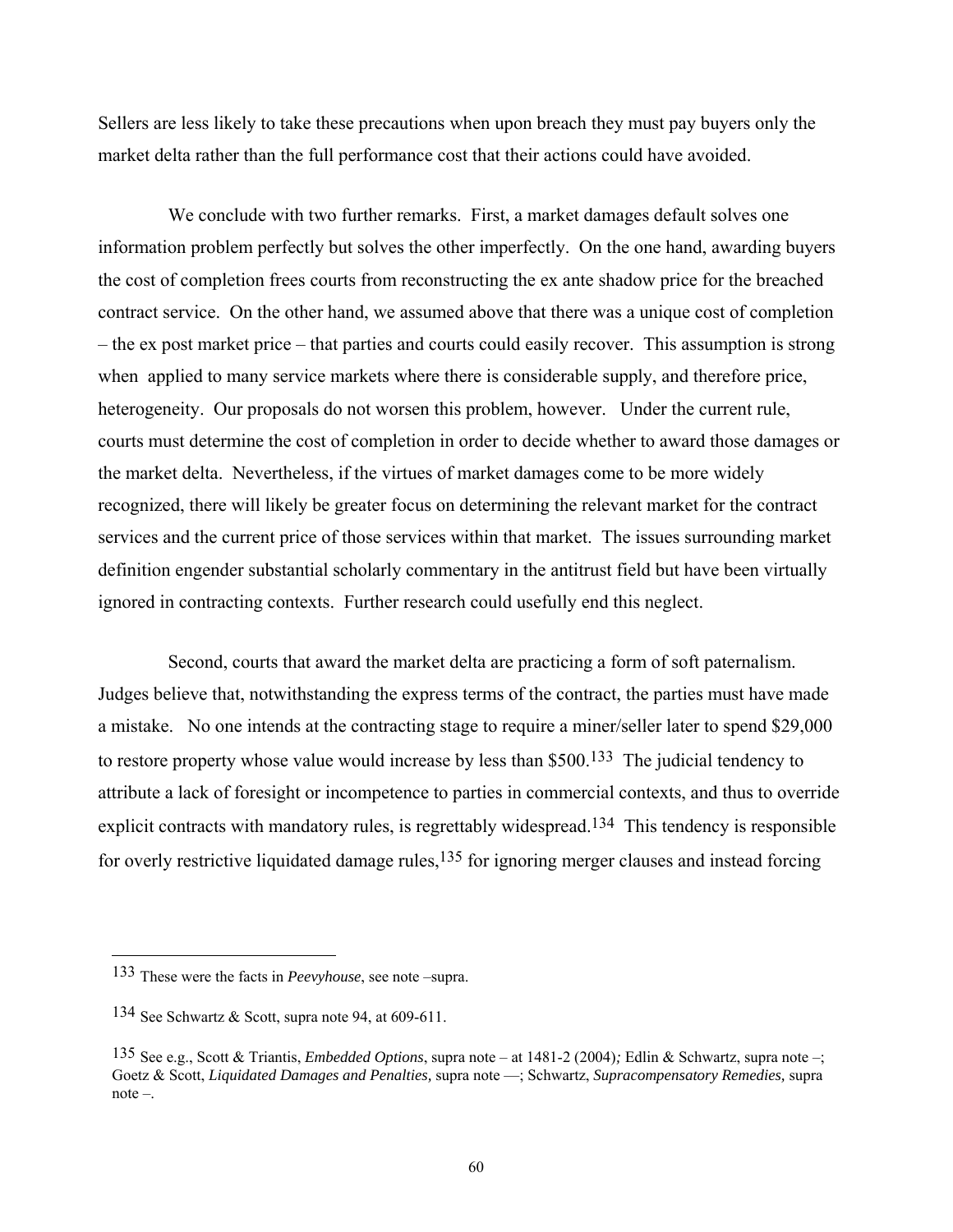Sellers are less likely to take these precautions when upon breach they must pay buyers only the market delta rather than the full performance cost that their actions could have avoided.

We conclude with two further remarks. First, a market damages default solves one information problem perfectly but solves the other imperfectly. On the one hand, awarding buyers the cost of completion frees courts from reconstructing the ex ante shadow price for the breached contract service. On the other hand, we assumed above that there was a unique cost of completion – the ex post market price – that parties and courts could easily recover. This assumption is strong when applied to many service markets where there is considerable supply, and therefore price, heterogeneity. Our proposals do not worsen this problem, however. Under the current rule, courts must determine the cost of completion in order to decide whether to award those damages or the market delta. Nevertheless, if the virtues of market damages come to be more widely recognized, there will likely be greater focus on determining the relevant market for the contract services and the current price of those services within that market. The issues surrounding market definition engender substantial scholarly commentary in the antitrust field but have been virtually ignored in contracting contexts. Further research could usefully end this neglect.

Second, courts that award the market delta are practicing a form of soft paternalism. Judges believe that, notwithstanding the express terms of the contract, the parties must have made a mistake. No one intends at the contracting stage to require a miner/seller later to spend $29,000 to restore property whose value would increase by less than $500.[133] The judicial tendency to attribute a lack of foresight or incompetence to parties in commercial contexts, and thus to override explicit contracts with mandatory rules, is regrettably widespread.[134] This tendency is responsible for overly restrictive liquidated damage rules,[135] for ignoring merger clauses and instead forcing

---

[133] These were the facts in *Peevyhouse*, see note –supra.

[134] See Schwartz & Scott, supra note 94, at 609-611.

[135] See e.g., Scott & Triantis, *Embedded Options*, supra note – at 1481-2 (2004)*;* Edlin & Schwartz, supra note –; Goetz & Scott, *Liquidated Damages and Penalties,* supra note —; Schwartz, *Supracompensatory Remedies,* supra note –.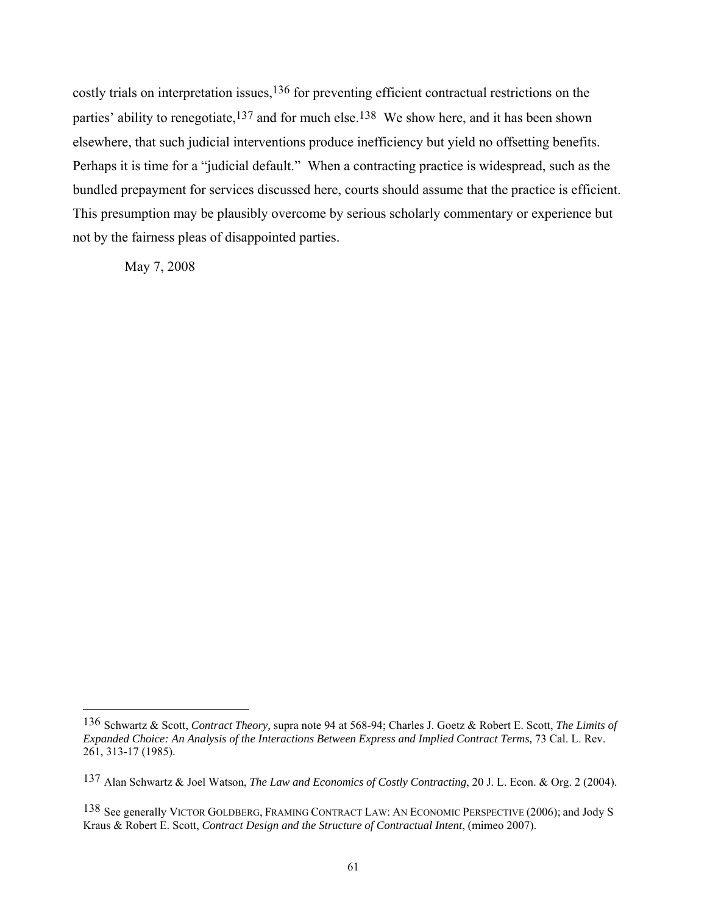costly trials on interpretation issues,[136] for preventing efficient contractual restrictions on the parties' ability to renegotiate,[137] and for much else.[138] We show here, and it has been shown elsewhere, that such judicial interventions produce inefficiency but yield no offsetting benefits. Perhaps it is time for a "judicial default." When a contracting practice is widespread, such as the bundled prepayment for services discussed here, courts should assume that the practice is efficient. This presumption may be plausibly overcome by serious scholarly commentary or experience but not by the fairness pleas of disappointed parties.

May 7, 2008

---

[136] Schwartz & Scott, *Contract Theory,* supra note 94 at 568-94; Charles J. Goetz & Robert E. Scott, *The Limits of Expanded Choice: An Analysis of the Interactions Between Express and Implied Contract Terms,* 73 Cal. L. Rev. 261, 313-17 (1985).

[137] Alan Schwartz & Joel Watson, *The Law and Economics of Costly Contracting*, 20 J. L. Econ. & Org. 2 (2004).

[138] See generally VICTOR GOLDBERG, FRAMING CONTRACT LAW: AN ECONOMIC PERSPECTIVE (2006); and Jody S Kraus & Robert E. Scott, *Contract Design and the Structure of Contractual Intent*, (mimeo 2007).